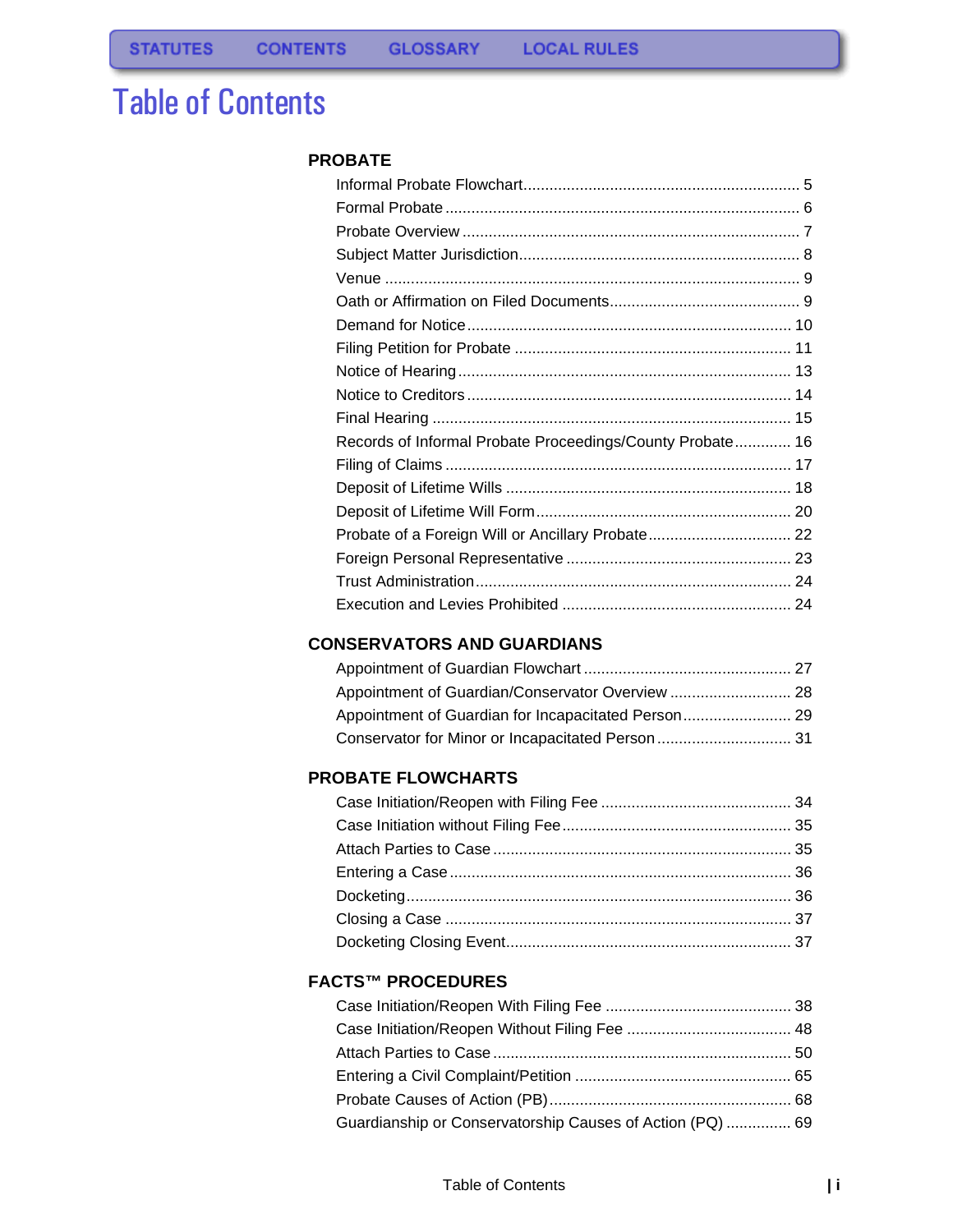STATUTES CONTENTS GLOSSARY LOCAL RULES

# Table of Contents

## PROBATE

- Informal Probate Flowchart ........ 5
- Formal Probate ........ 6
- Probate Overview ........ 7
- Subject Matter Jurisdiction ........ 8
- Venue ........ 9
- Oath or Affirmation on Filed Documents ........ 9
- Demand for Notice ........ 10
- Filing Petition for Probate ........ 11
- Notice of Hearing ........ 13
- Notice to Creditors ........ 14
- Final Hearing ........ 15
- Records of Informal Probate Proceedings/County Probate ........ 16
- Filing of Claims ........ 17
- Deposit of Lifetime Wills ........ 18
- Deposit of Lifetime Will Form ........ 20
- Probate of a Foreign Will or Ancillary Probate ........ 22
- Foreign Personal Representative ........ 23
- Trust Administration ........ 24
- Execution and Levies Prohibited ........ 24

## CONSERVATORS AND GUARDIANS

- Appointment of Guardian Flowchart ........ 27
- Appointment of Guardian/Conservator Overview ........ 28
- Appointment of Guardian for Incapacitated Person ........ 29
- Conservator for Minor or Incapacitated Person ........ 31

## PROBATE FLOWCHARTS

- Case Initiation/Reopen with Filing Fee ........ 34
- Case Initiation without Filing Fee ........ 35
- Attach Parties to Case ........ 35
- Entering a Case ........ 36
- Docketing ........ 36
- Closing a Case ........ 37
- Docketing Closing Event ........ 37

## FACTS™ PROCEDURES

- Case Initiation/Reopen With Filing Fee ........ 38
- Case Initiation/Reopen Without Filing Fee ........ 48
- Attach Parties to Case ........ 50
- Entering a Civil Complaint/Petition ........ 65
- Probate Causes of Action (PB) ........ 68
- Guardianship or Conservatorship Causes of Action (PQ) ........ 69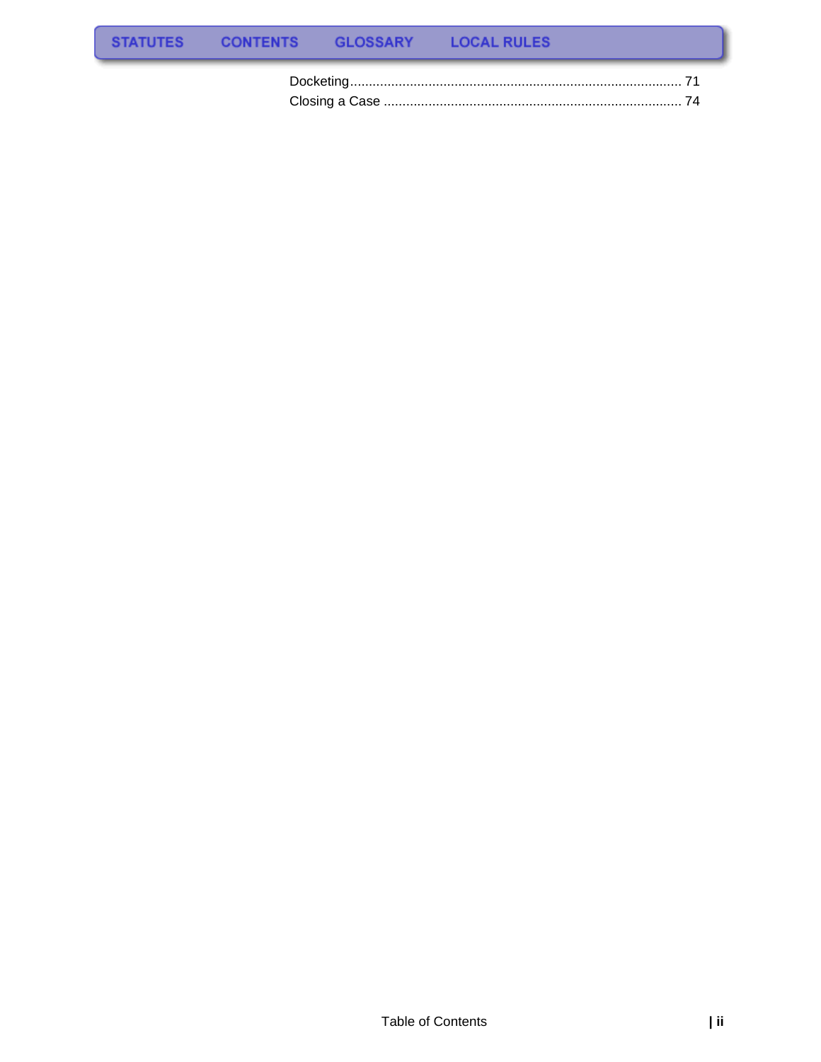Docketing........................................................................................ 71
Closing a Case ................................................................................ 74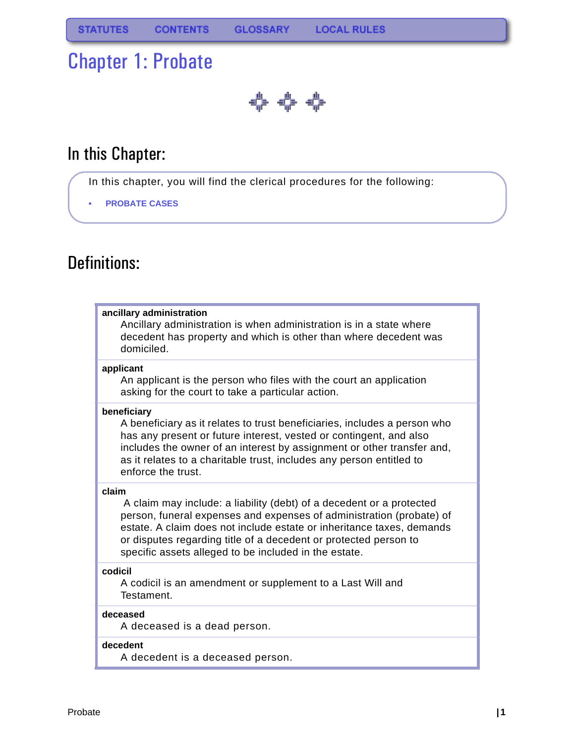STATUTES CONTENTS GLOSSARY LOCAL RULES

# Chapter 1: Probate

## In this Chapter:

In this chapter, you will find the clerical procedures for the following:

- PROBATE CASES

## Definitions:

**ancillary administration**
Ancillary administration is when administration is in a state where decedent has property and which is other than where decedent was domiciled.

**applicant**
An applicant is the person who files with the court an application asking for the court to take a particular action.

**beneficiary**
A beneficiary as it relates to trust beneficiaries, includes a person who has any present or future interest, vested or contingent, and also includes the owner of an interest by assignment or other transfer and, as it relates to a charitable trust, includes any person entitled to enforce the trust.

**claim**
A claim may include: a liability (debt) of a decedent or a protected person, funeral expenses and expenses of administration (probate) of estate. A claim does not include estate or inheritance taxes, demands or disputes regarding title of a decedent or protected person to specific assets alleged to be included in the estate.

**codicil**
A codicil is an amendment or supplement to a Last Will and Testament.

**deceased**
A deceased is a dead person.

**decedent**
A decedent is a deceased person.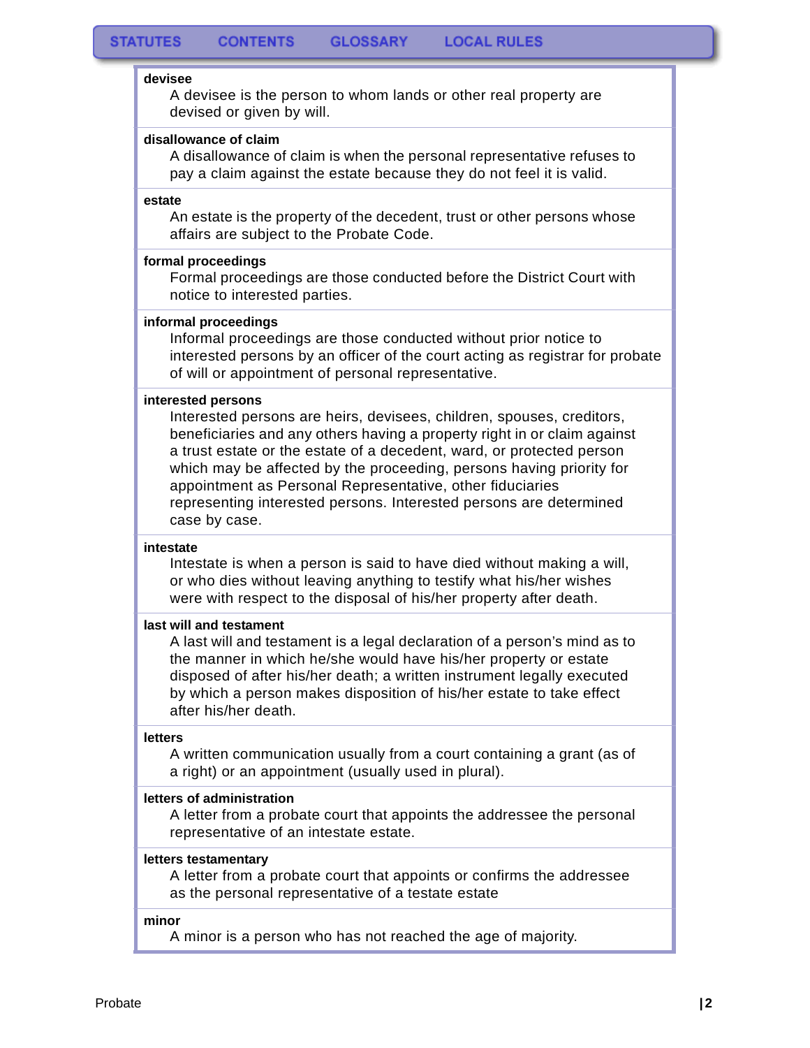**devisee**
A devisee is the person to whom lands or other real property are devised or given by will.

**disallowance of claim**
A disallowance of claim is when the personal representative refuses to pay a claim against the estate because they do not feel it is valid.

**estate**
An estate is the property of the decedent, trust or other persons whose affairs are subject to the Probate Code.

**formal proceedings**
Formal proceedings are those conducted before the District Court with notice to interested parties.

**informal proceedings**
Informal proceedings are those conducted without prior notice to interested persons by an officer of the court acting as registrar for probate of will or appointment of personal representative.

**interested persons**
Interested persons are heirs, devisees, children, spouses, creditors, beneficiaries and any others having a property right in or claim against a trust estate or the estate of a decedent, ward, or protected person which may be affected by the proceeding, persons having priority for appointment as Personal Representative, other fiduciaries representing interested persons. Interested persons are determined case by case.

**intestate**
Intestate is when a person is said to have died without making a will, or who dies without leaving anything to testify what his/her wishes were with respect to the disposal of his/her property after death.

**last will and testament**
A last will and testament is a legal declaration of a person's mind as to the manner in which he/she would have his/her property or estate disposed of after his/her death; a written instrument legally executed by which a person makes disposition of his/her estate to take effect after his/her death.

**letters**
A written communication usually from a court containing a grant (as of a right) or an appointment (usually used in plural).

**letters of administration**
A letter from a probate court that appoints the addressee the personal representative of an intestate estate.

**letters testamentary**
A letter from a probate court that appoints or confirms the addressee as the personal representative of a testate estate

**minor**
A minor is a person who has not reached the age of majority.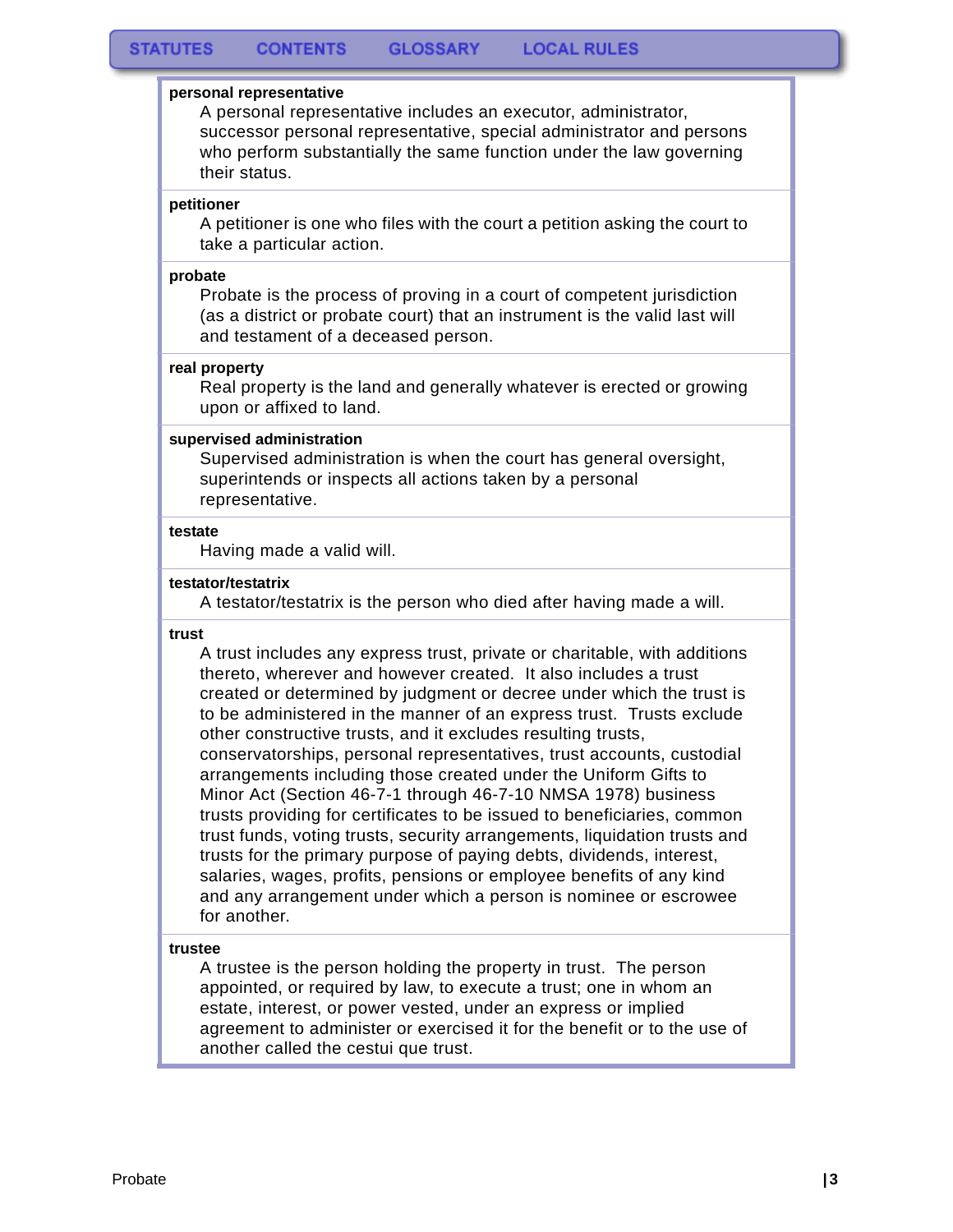**personal representative**

A personal representative includes an executor, administrator, successor personal representative, special administrator and persons who perform substantially the same function under the law governing their status.

**petitioner**

A petitioner is one who files with the court a petition asking the court to take a particular action.

**probate**

Probate is the process of proving in a court of competent jurisdiction (as a district or probate court) that an instrument is the valid last will and testament of a deceased person.

**real property**

Real property is the land and generally whatever is erected or growing upon or affixed to land.

**supervised administration**

Supervised administration is when the court has general oversight, superintends or inspects all actions taken by a personal representative.

**testate**

Having made a valid will.

**testator/testatrix**

A testator/testatrix is the person who died after having made a will.

**trust**

A trust includes any express trust, private or charitable, with additions thereto, wherever and however created. It also includes a trust created or determined by judgment or decree under which the trust is to be administered in the manner of an express trust. Trusts exclude other constructive trusts, and it excludes resulting trusts, conservatorships, personal representatives, trust accounts, custodial arrangements including those created under the Uniform Gifts to Minor Act (Section 46-7-1 through 46-7-10 NMSA 1978) business trusts providing for certificates to be issued to beneficiaries, common trust funds, voting trusts, security arrangements, liquidation trusts and trusts for the primary purpose of paying debts, dividends, interest, salaries, wages, profits, pensions or employee benefits of any kind and any arrangement under which a person is nominee or escrowee for another.

**trustee**

A trustee is the person holding the property in trust. The person appointed, or required by law, to execute a trust; one in whom an estate, interest, or power vested, under an express or implied agreement to administer or exercised it for the benefit or to the use of another called the cestui que trust.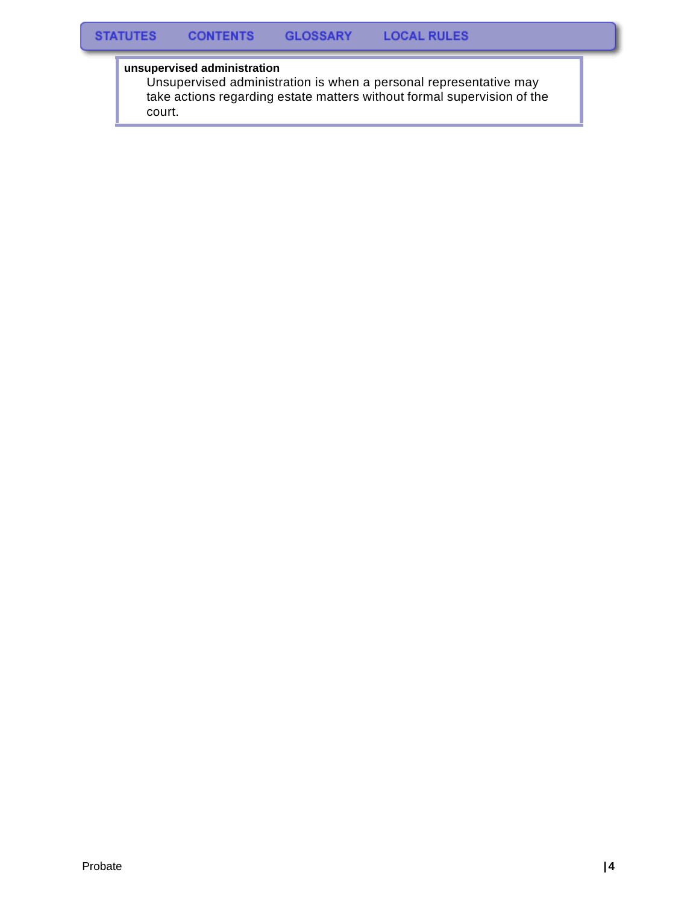**unsupervised administration**

Unsupervised administration is when a personal representative may take actions regarding estate matters without formal supervision of the court.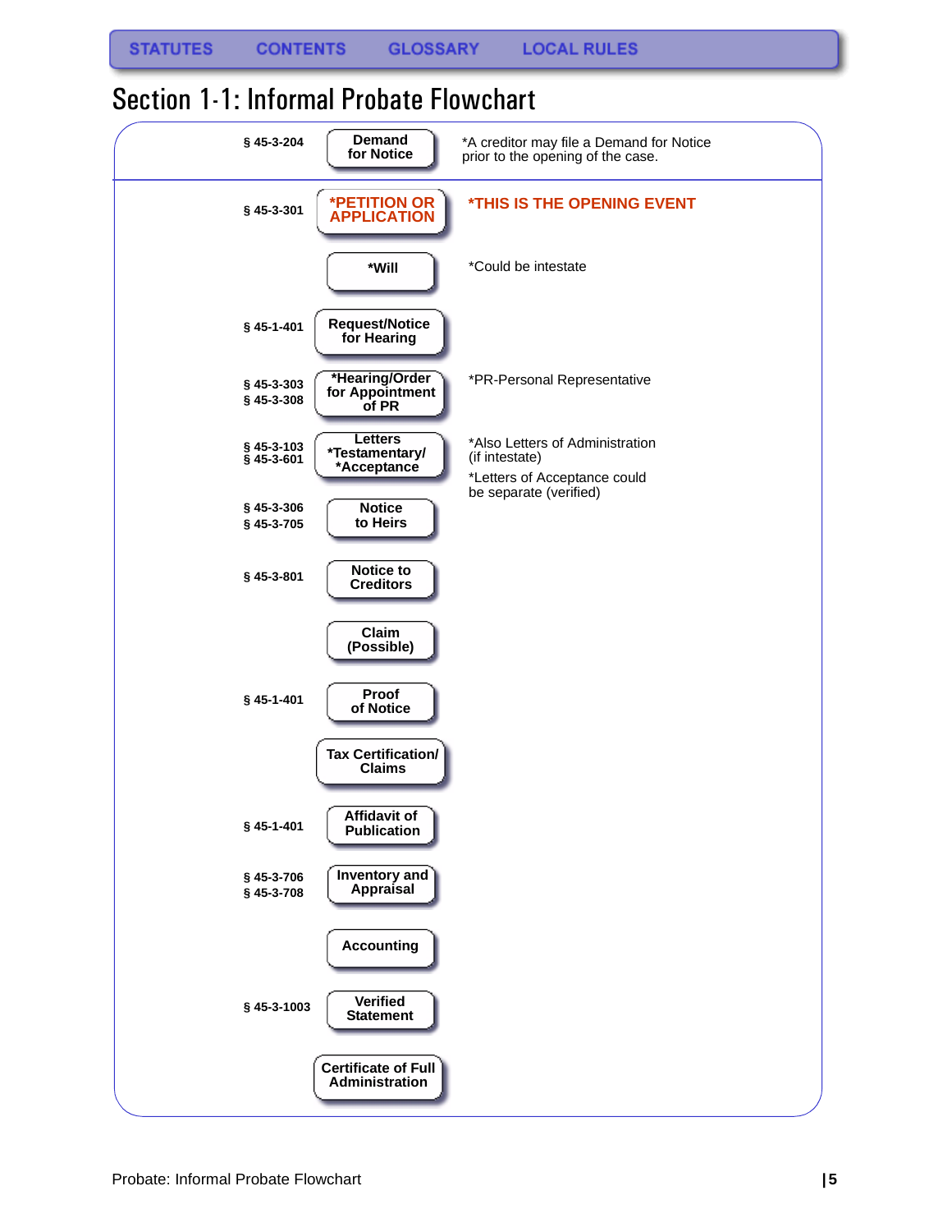STATUTES CONTENTS GLOSSARY LOCAL RULES

# Section 1-1: Informal Probate Flowchart

| Statute | Step | Notes |
|---|---|---|
| § 45-3-204 | Demand for Notice | *A creditor may file a Demand for Notice prior to the opening of the case. |
| § 45-3-301 | *PETITION OR APPLICATION | *THIS IS THE OPENING EVENT |
| | *Will | *Could be intestate |
| § 45-1-401 | Request/Notice for Hearing | |
| § 45-3-303<br>§ 45-3-308 | *Hearing/Order for Appointment of PR | *PR-Personal Representative |
| § 45-3-103<br>§ 45-3-601 | Letters *Testamentary/ *Acceptance | *Also Letters of Administration (if intestate)<br>*Letters of Acceptance could be separate (verified) |
| § 45-3-306<br>§ 45-3-705 | Notice to Heirs | |
| § 45-3-801 | Notice to Creditors | |
| | Claim (Possible) | |
| § 45-1-401 | Proof of Notice | |
| | Tax Certification/ Claims | |
| § 45-1-401 | Affidavit of Publication | |
| § 45-3-706<br>§ 45-3-708 | Inventory and Appraisal | |
| | Accounting | |
| § 45-3-1003 | Verified Statement | |
| | Certificate of Full Administration | |

Probate: Informal Probate Flowchart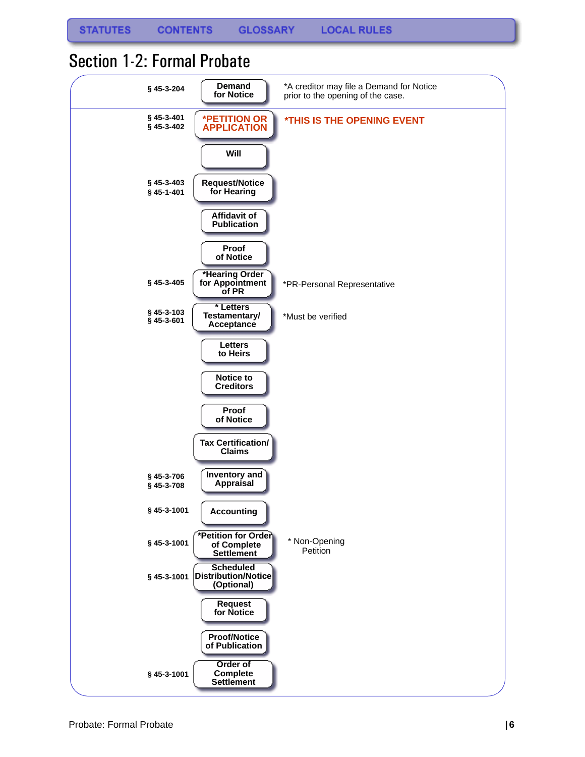STATUTES | CONTENTS | GLOSSARY | LOCAL RULES

# Section 1-2: Formal Probate

| Statute | Step | Note |
|---|---|---|
| § 45-3-204 | Demand for Notice | *A creditor may file a Demand for Notice prior to the opening of the case. |
| § 45-3-401<br>§ 45-3-402 | *PETITION OR APPLICATION | *THIS IS THE OPENING EVENT |
| | Will | |
| § 45-3-403<br>§ 45-1-401 | Request/Notice for Hearing | |
| | Affidavit of Publication | |
| | Proof of Notice | |
| § 45-3-405 | *Hearing Order for Appointment of PR | *PR-Personal Representative |
| § 45-3-103<br>§ 45-3-601 | * Letters Testamentary/ Acceptance | *Must be verified |
| | Letters to Heirs | |
| | Notice to Creditors | |
| | Proof of Notice | |
| | Tax Certification/ Claims | |
| § 45-3-706<br>§ 45-3-708 | Inventory and Appraisal | |
| § 45-3-1001 | Accounting | |
| § 45-3-1001 | *Petition for Order of Complete Settlement | * Non-Opening Petition |
| § 45-3-1001 | Scheduled Distribution/Notice (Optional) | |
| | Request for Notice | |
| | Proof/Notice of Publication | |
| § 45-3-1001 | Order of Complete Settlement | |

Probate: Formal Probate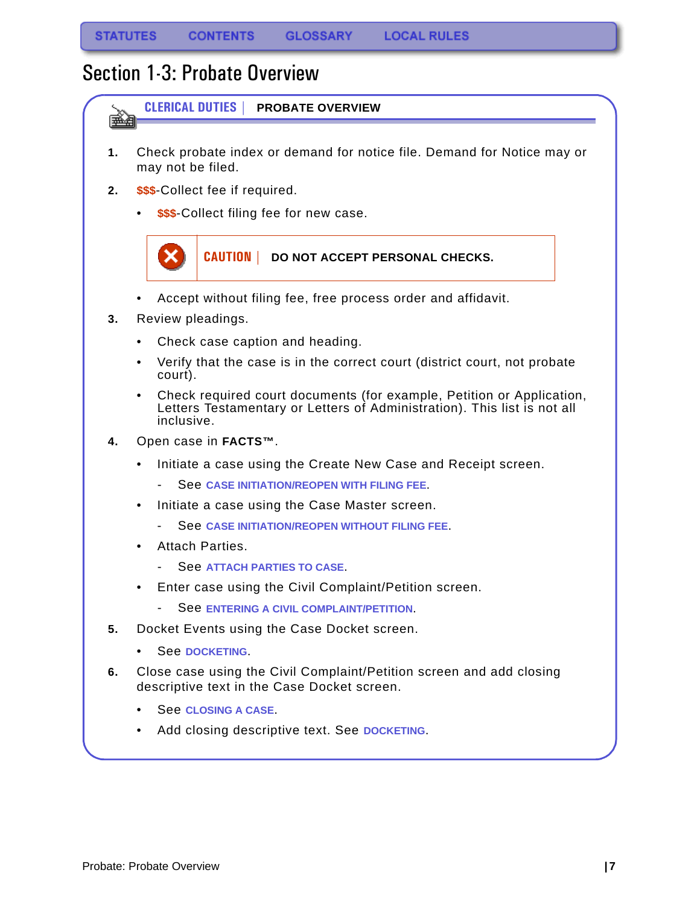# Section 1-3: Probate Overview

**CLERICAL DUTIES | PROBATE OVERVIEW**

1. Check probate index or demand for notice file. Demand for Notice may or may not be filed.
2. $$$-Collect fee if required.
   - $$$-Collect filing fee for new case.

   > **CAUTION | DO NOT ACCEPT PERSONAL CHECKS.**

   - Accept without filing fee, free process order and affidavit.
3. Review pleadings.
   - Check case caption and heading.
   - Verify that the case is in the correct court (district court, not probate court).
   - Check required court documents (for example, Petition or Application, Letters Testamentary or Letters of Administration). This list is not all inclusive.
4. Open case in **FACTS™**.
   - Initiate a case using the Create New Case and Receipt screen.
     - See CASE INITIATION/REOPEN WITH FILING FEE.
   - Initiate a case using the Case Master screen.
     - See CASE INITIATION/REOPEN WITHOUT FILING FEE.
   - Attach Parties.
     - See ATTACH PARTIES TO CASE.
   - Enter case using the Civil Complaint/Petition screen.
     - See ENTERING A CIVIL COMPLAINT/PETITION.
5. Docket Events using the Case Docket screen.
   - See DOCKETING.
6. Close case using the Civil Complaint/Petition screen and add closing descriptive text in the Case Docket screen.
   - See CLOSING A CASE.
   - Add closing descriptive text. See DOCKETING.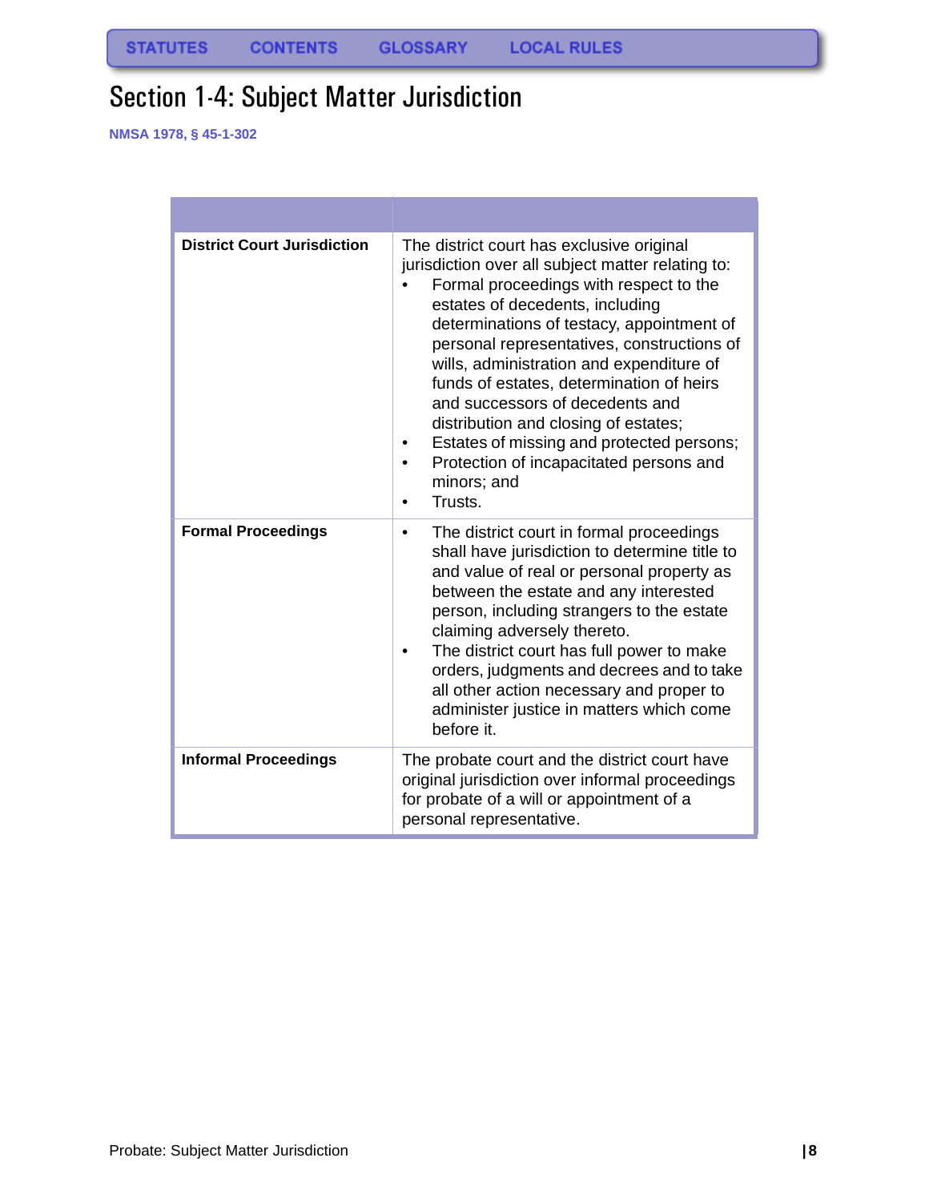# Section 1-4: Subject Matter Jurisdiction

NMSA 1978, § 45-1-302

| | |
|---|---|
| **District Court Jurisdiction** | The district court has exclusive original jurisdiction over all subject matter relating to:<br>• Formal proceedings with respect to the estates of decedents, including determinations of testacy, appointment of personal representatives, constructions of wills, administration and expenditure of funds of estates, determination of heirs and successors of decedents and distribution and closing of estates;<br>• Estates of missing and protected persons;<br>• Protection of incapacitated persons and minors; and<br>• Trusts. |
| **Formal Proceedings** | • The district court in formal proceedings shall have jurisdiction to determine title to and value of real or personal property as between the estate and any interested person, including strangers to the estate claiming adversely thereto.<br>• The district court has full power to make orders, judgments and decrees and to take all other action necessary and proper to administer justice in matters which come before it. |
| **Informal Proceedings** | The probate court and the district court have original jurisdiction over informal proceedings for probate of a will or appointment of a personal representative. |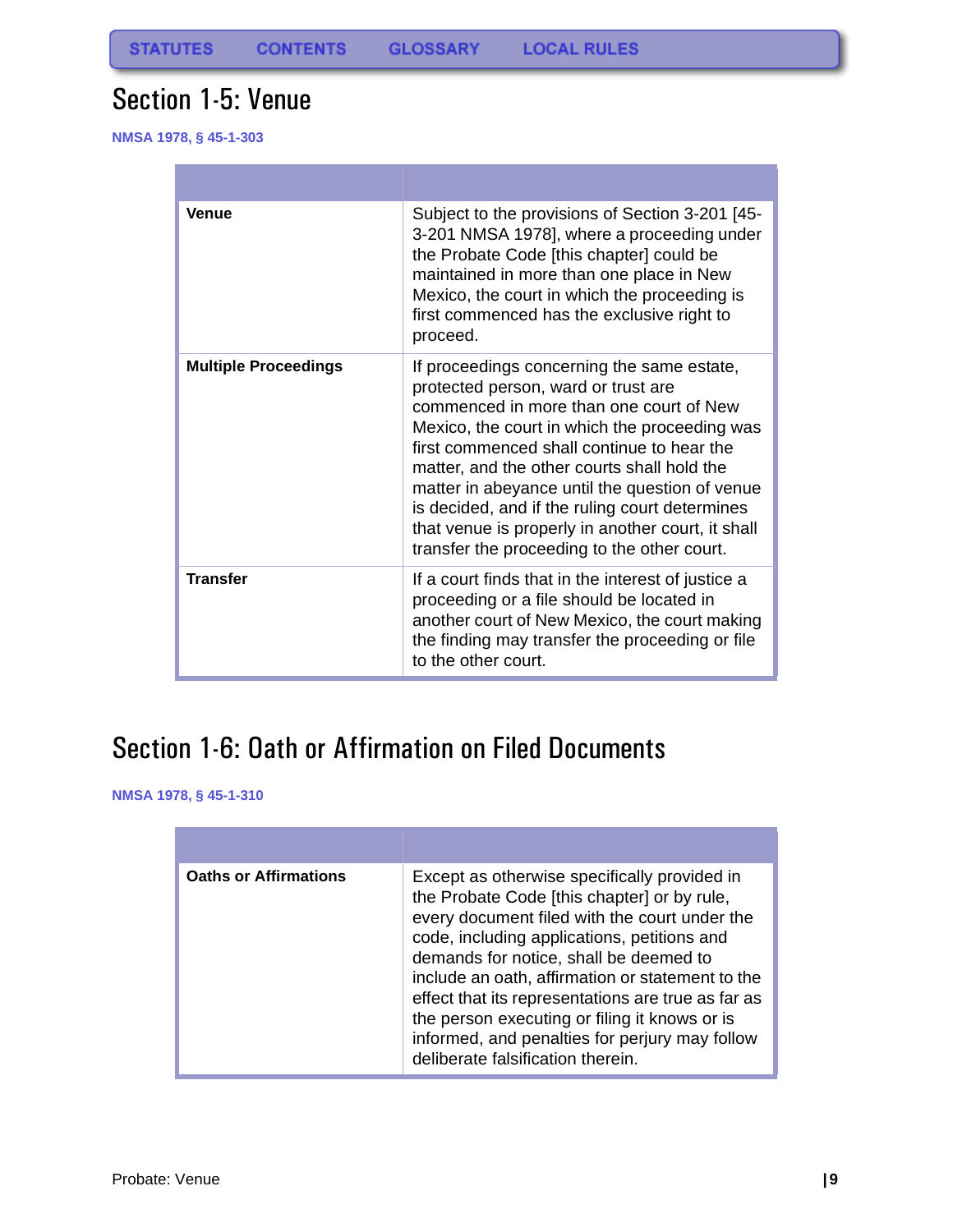STATUTES CONTENTS GLOSSARY LOCAL RULES

# Section 1-5: Venue

**NMSA 1978, § 45-1-303**

| | |
|---|---|
| **Venue** | Subject to the provisions of Section 3-201 [45-3-201 NMSA 1978], where a proceeding under the Probate Code [this chapter] could be maintained in more than one place in New Mexico, the court in which the proceeding is first commenced has the exclusive right to proceed. |
| **Multiple Proceedings** | If proceedings concerning the same estate, protected person, ward or trust are commenced in more than one court of New Mexico, the court in which the proceeding was first commenced shall continue to hear the matter, and the other courts shall hold the matter in abeyance until the question of venue is decided, and if the ruling court determines that venue is properly in another court, it shall transfer the proceeding to the other court. |
| **Transfer** | If a court finds that in the interest of justice a proceeding or a file should be located in another court of New Mexico, the court making the finding may transfer the proceeding or file to the other court. |

# Section 1-6: Oath or Affirmation on Filed Documents

**NMSA 1978, § 45-1-310**

| | |
|---|---|
| **Oaths or Affirmations** | Except as otherwise specifically provided in the Probate Code [this chapter] or by rule, every document filed with the court under the code, including applications, petitions and demands for notice, shall be deemed to include an oath, affirmation or statement to the effect that its representations are true as far as the person executing or filing it knows or is informed, and penalties for perjury may follow deliberate falsification therein. |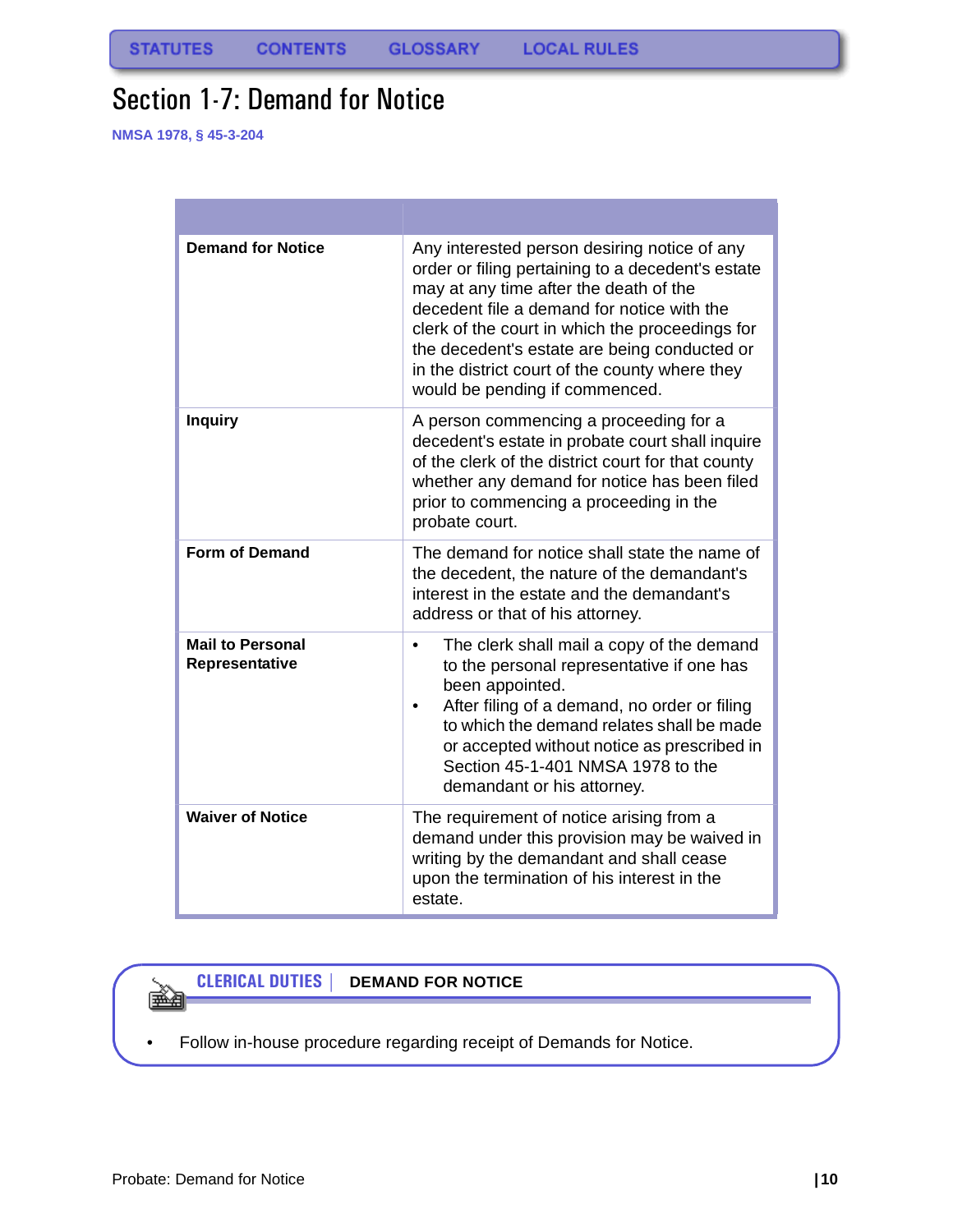# Section 1-7: Demand for Notice

NMSA 1978, § 45-3-204

| | |
|---|---|
| **Demand for Notice** | Any interested person desiring notice of any order or filing pertaining to a decedent's estate may at any time after the death of the decedent file a demand for notice with the clerk of the court in which the proceedings for the decedent's estate are being conducted or in the district court of the county where they would be pending if commenced. |
| **Inquiry** | A person commencing a proceeding for a decedent's estate in probate court shall inquire of the clerk of the district court for that county whether any demand for notice has been filed prior to commencing a proceeding in the probate court. |
| **Form of Demand** | The demand for notice shall state the name of the decedent, the nature of the demandant's interest in the estate and the demandant's address or that of his attorney. |
| **Mail to Personal Representative** | • The clerk shall mail a copy of the demand to the personal representative if one has been appointed.<br>• After filing of a demand, no order or filing to which the demand relates shall be made or accepted without notice as prescribed in Section 45-1-401 NMSA 1978 to the demandant or his attorney. |
| **Waiver of Notice** | The requirement of notice arising from a demand under this provision may be waived in writing by the demandant and shall cease upon the termination of his interest in the estate. |

**CLERICAL DUTIES | DEMAND FOR NOTICE**

- Follow in-house procedure regarding receipt of Demands for Notice.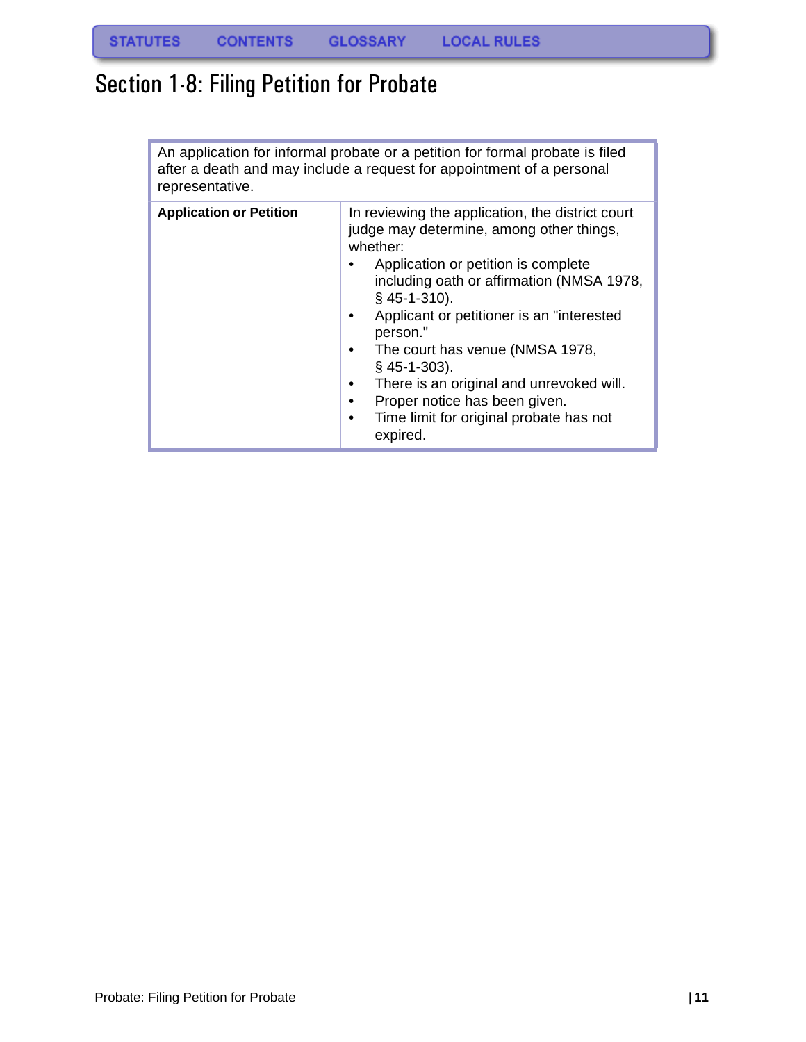# Section 1-8: Filing Petition for Probate

| An application for informal probate or a petition for formal probate is filed after a death and may include a request for appointment of a personal representative. | |
|---|---|
| **Application or Petition** | In reviewing the application, the district court judge may determine, among other things, whether:<br>• Application or petition is complete including oath or affirmation (NMSA 1978, § 45-1-310).<br>• Applicant or petitioner is an "interested person."<br>• The court has venue (NMSA 1978, § 45-1-303).<br>• There is an original and unrevoked will.<br>• Proper notice has been given.<br>• Time limit for original probate has not expired. |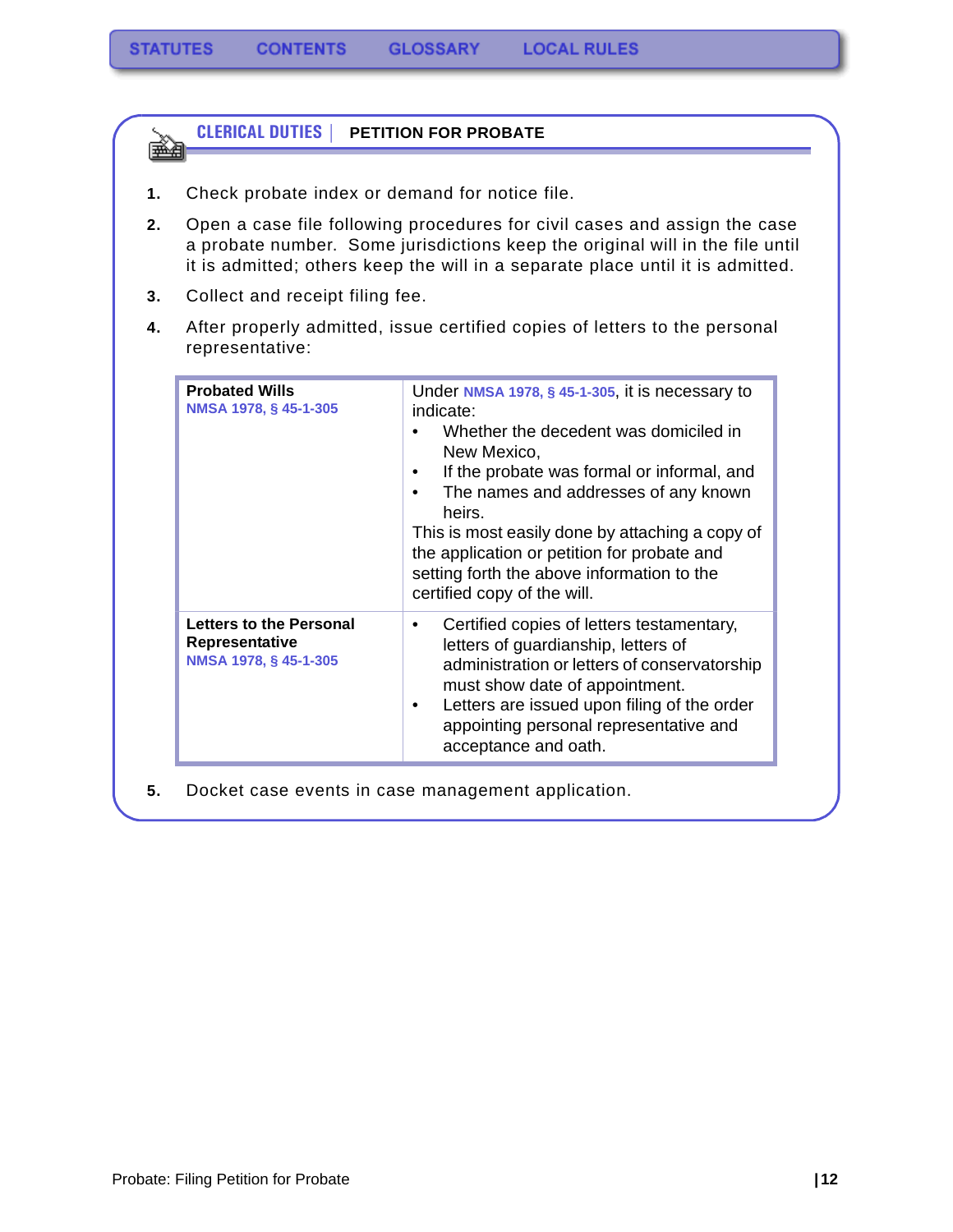## CLERICAL DUTIES | PETITION FOR PROBATE

1. Check probate index or demand for notice file.
2. Open a case file following procedures for civil cases and assign the case a probate number. Some jurisdictions keep the original will in the file until it is admitted; others keep the will in a separate place until it is admitted.
3. Collect and receipt filing fee.
4. After properly admitted, issue certified copies of letters to the personal representative:

| | |
|---|---|
| **Probated Wills**<br>NMSA 1978, § 45-1-305 | Under NMSA 1978, § 45-1-305, it is necessary to indicate:<br>• Whether the decedent was domiciled in New Mexico,<br>• If the probate was formal or informal, and<br>• The names and addresses of any known heirs.<br>This is most easily done by attaching a copy of the application or petition for probate and setting forth the above information to the certified copy of the will. |
| **Letters to the Personal Representative**<br>NMSA 1978, § 45-1-305 | • Certified copies of letters testamentary, letters of guardianship, letters of administration or letters of conservatorship must show date of appointment.<br>• Letters are issued upon filing of the order appointing personal representative and acceptance and oath. |

5. Docket case events in case management application.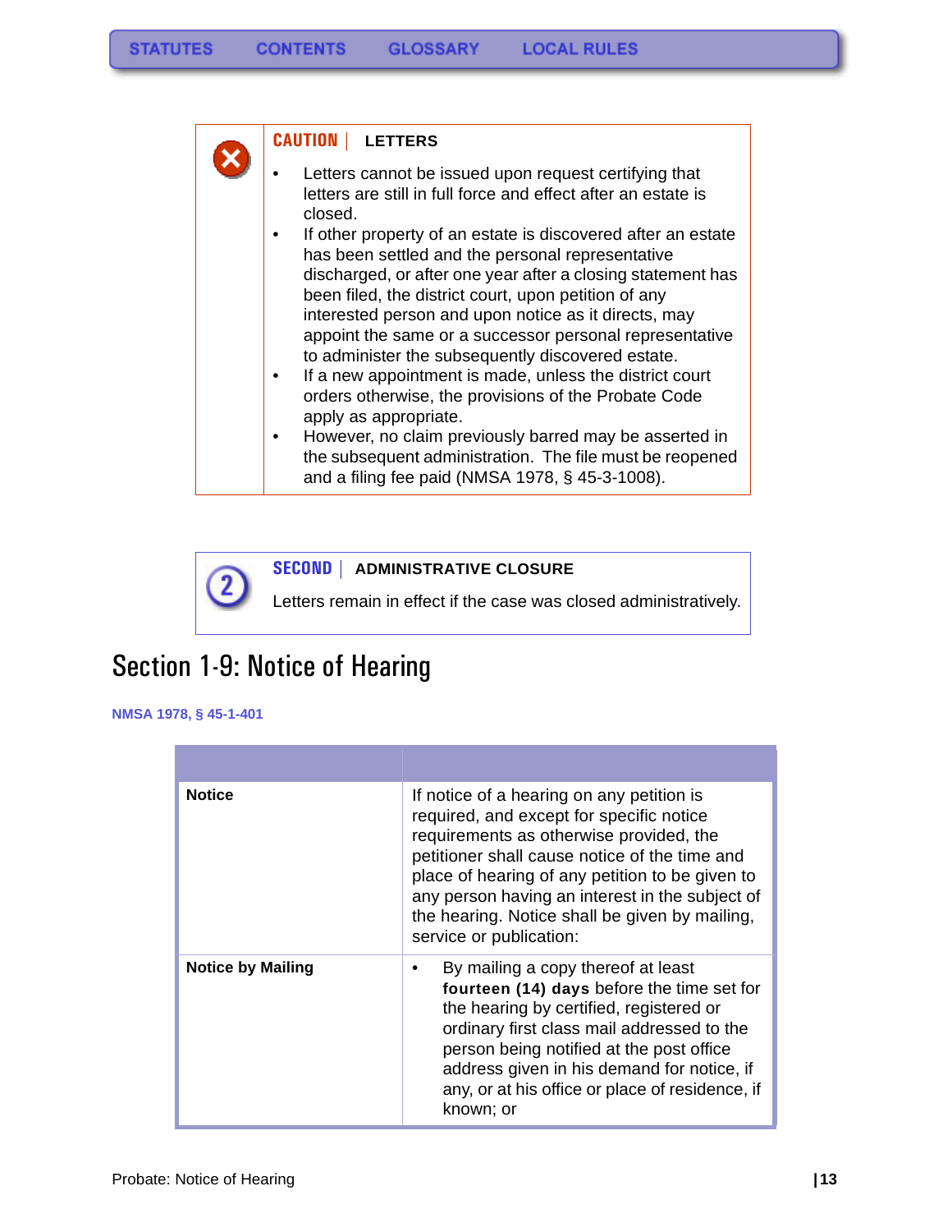**CAUTION | LETTERS**

- Letters cannot be issued upon request certifying that letters are still in full force and effect after an estate is closed.
- If other property of an estate is discovered after an estate has been settled and the personal representative discharged, or after one year after a closing statement has been filed, the district court, upon petition of any interested person and upon notice as it directs, may appoint the same or a successor personal representative to administer the subsequently discovered estate.
- If a new appointment is made, unless the district court orders otherwise, the provisions of the Probate Code apply as appropriate.
- However, no claim previously barred may be asserted in the subsequent administration. The file must be reopened and a filing fee paid (NMSA 1978, § 45-3-1008).

**SECOND | ADMINISTRATIVE CLOSURE**

Letters remain in effect if the case was closed administratively.

# Section 1-9: Notice of Hearing

**NMSA 1978, § 45-1-401**

| | |
|---|---|
| **Notice** | If notice of a hearing on any petition is required, and except for specific notice requirements as otherwise provided, the petitioner shall cause notice of the time and place of hearing of any petition to be given to any person having an interest in the subject of the hearing. Notice shall be given by mailing, service or publication: |
| **Notice by Mailing** | • By mailing a copy thereof at least **fourteen (14) days** before the time set for the hearing by certified, registered or ordinary first class mail addressed to the person being notified at the post office address given in his demand for notice, if any, or at his office or place of residence, if known; or |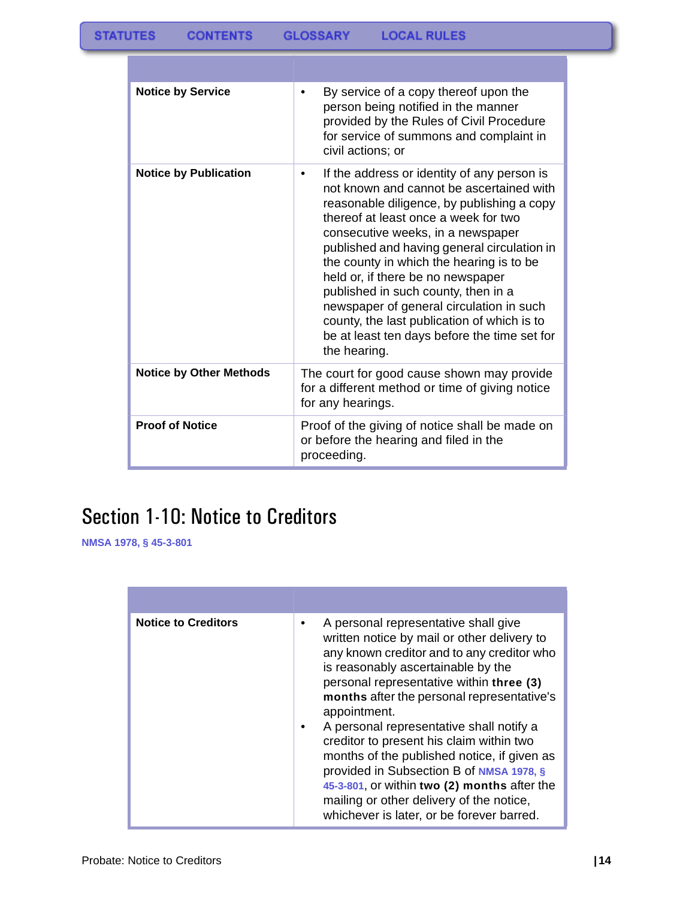STATUTES CONTENTS GLOSSARY LOCAL RULES

| | |
|---|---|
| **Notice by Service** | • By service of a copy thereof upon the person being notified in the manner provided by the Rules of Civil Procedure for service of summons and complaint in civil actions; or |
| **Notice by Publication** | • If the address or identity of any person is not known and cannot be ascertained with reasonable diligence, by publishing a copy thereof at least once a week for two consecutive weeks, in a newspaper published and having general circulation in the county in which the hearing is to be held or, if there be no newspaper published in such county, then in a newspaper of general circulation in such county, the last publication of which is to be at least ten days before the time set for the hearing. |
| **Notice by Other Methods** | The court for good cause shown may provide for a different method or time of giving notice for any hearings. |
| **Proof of Notice** | Proof of the giving of notice shall be made on or before the hearing and filed in the proceeding. |

## Section 1-10: Notice to Creditors

NMSA 1978, § 45-3-801

| | |
|---|---|
| **Notice to Creditors** | • A personal representative shall give written notice by mail or other delivery to any known creditor and to any creditor who is reasonably ascertainable by the personal representative within **three (3) months** after the personal representative's appointment. <br> • A personal representative shall notify a creditor to present his claim within two months of the published notice, if given as provided in Subsection B of NMSA 1978, § 45-3-801, or within **two (2) months** after the mailing or other delivery of the notice, whichever is later, or be forever barred. |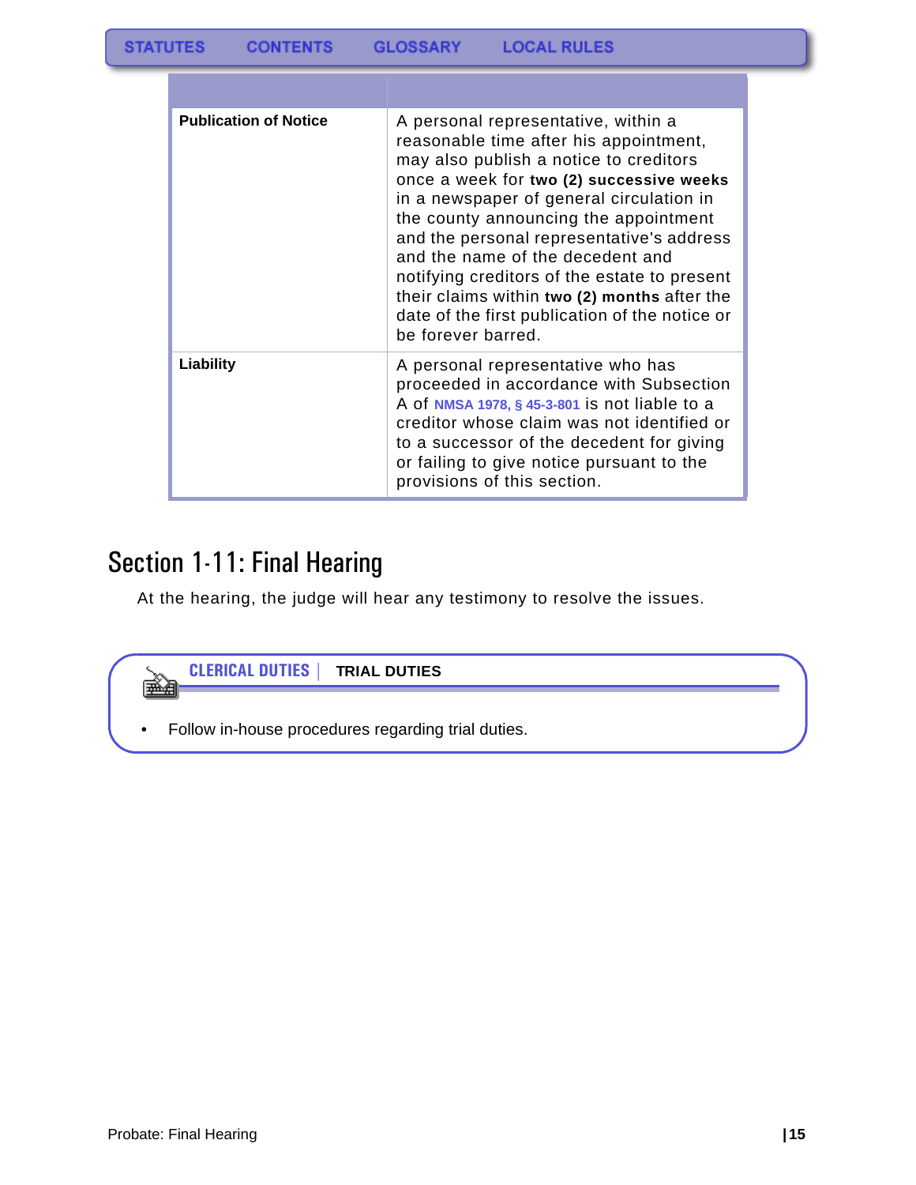STATUTES CONTENTS GLOSSARY LOCAL RULES

| | |
|---|---|
| **Publication of Notice** | A personal representative, within a reasonable time after his appointment, may also publish a notice to creditors once a week for **two (2) successive weeks** in a newspaper of general circulation in the county announcing the appointment and the personal representative's address and the name of the decedent and notifying creditors of the estate to present their claims within **two (2) months** after the date of the first publication of the notice or be forever barred. |
| **Liability** | A personal representative who has proceeded in accordance with Subsection A of NMSA 1978, § 45-3-801 is not liable to a creditor whose claim was not identified or to a successor of the decedent for giving or failing to give notice pursuant to the provisions of this section. |

# Section 1-11: Final Hearing

At the hearing, the judge will hear any testimony to resolve the issues.

**CLERICAL DUTIES | TRIAL DUTIES**

- Follow in-house procedures regarding trial duties.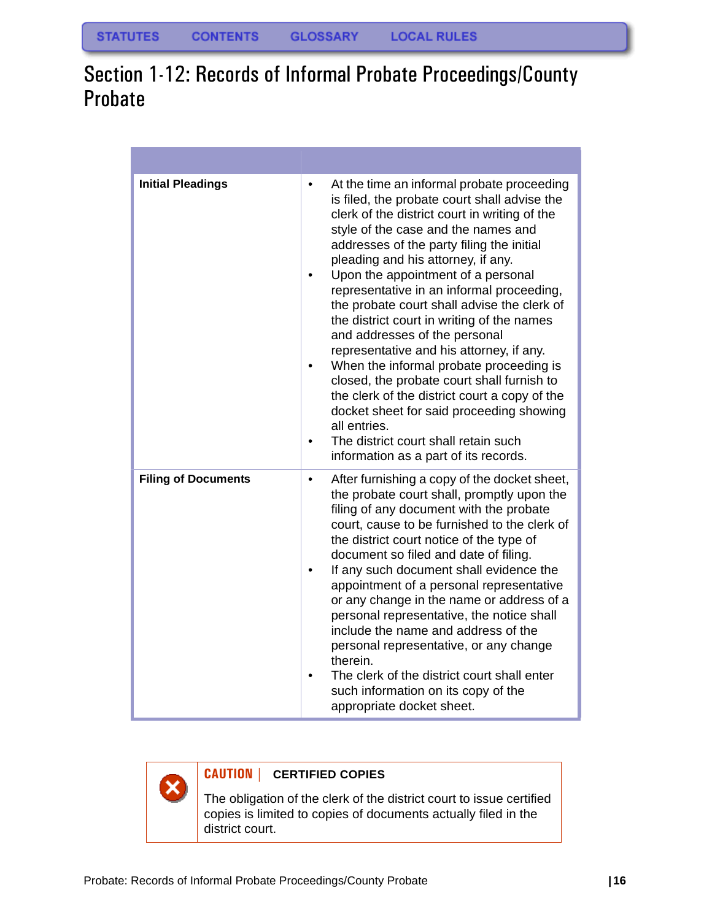# Section 1-12: Records of Informal Probate Proceedings/County Probate

| | |
|---|---|
| **Initial Pleadings** | • At the time an informal probate proceeding is filed, the probate court shall advise the clerk of the district court in writing of the style of the case and the names and addresses of the party filing the initial pleading and his attorney, if any.<br>• Upon the appointment of a personal representative in an informal proceeding, the probate court shall advise the clerk of the district court in writing of the names and addresses of the personal representative and his attorney, if any.<br>• When the informal probate proceeding is closed, the probate court shall furnish to the clerk of the district court a copy of the docket sheet for said proceeding showing all entries.<br>• The district court shall retain such information as a part of its records. |
| **Filing of Documents** | • After furnishing a copy of the docket sheet, the probate court shall, promptly upon the filing of any document with the probate court, cause to be furnished to the clerk of the district court notice of the type of document so filed and date of filing.<br>• If any such document shall evidence the appointment of a personal representative or any change in the name or address of a personal representative, the notice shall include the name and address of the personal representative, or any change therein.<br>• The clerk of the district court shall enter such information on its copy of the appropriate docket sheet. |

**CAUTION | CERTIFIED COPIES**

The obligation of the clerk of the district court to issue certified copies is limited to copies of documents actually filed in the district court.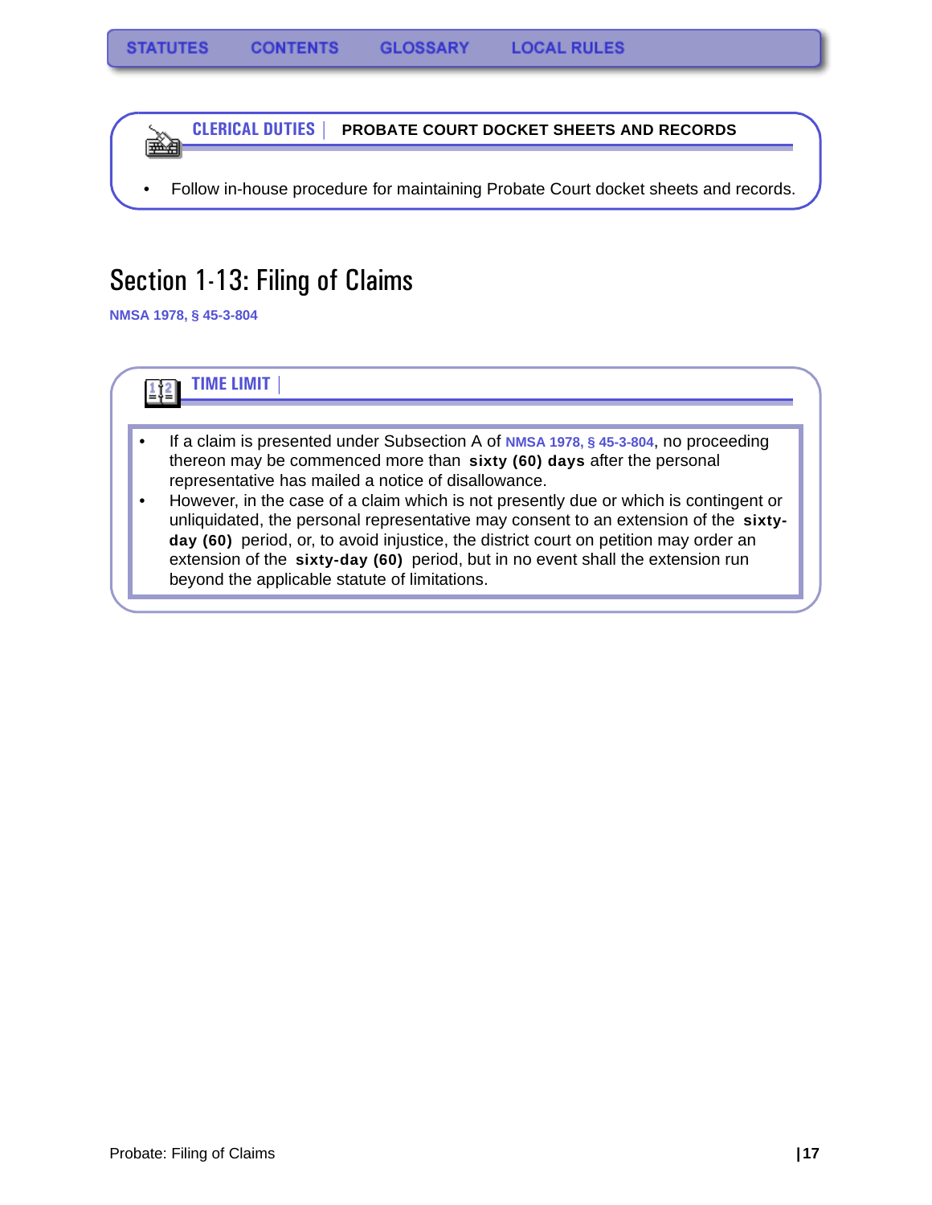STATUTES CONTENTS GLOSSARY LOCAL RULES

**CLERICAL DUTIES** | **PROBATE COURT DOCKET SHEETS AND RECORDS**

- Follow in-house procedure for maintaining Probate Court docket sheets and records.

# Section 1-13: Filing of Claims

**NMSA 1978, § 45-3-804**

**TIME LIMIT** |

- If a claim is presented under Subsection A of NMSA 1978, § 45-3-804, no proceeding thereon may be commenced more than **sixty (60) days** after the personal representative has mailed a notice of disallowance.
- However, in the case of a claim which is not presently due or which is contingent or unliquidated, the personal representative may consent to an extension of the **sixty-day (60)** period, or, to avoid injustice, the district court on petition may order an extension of the **sixty-day (60)** period, but in no event shall the extension run beyond the applicable statute of limitations.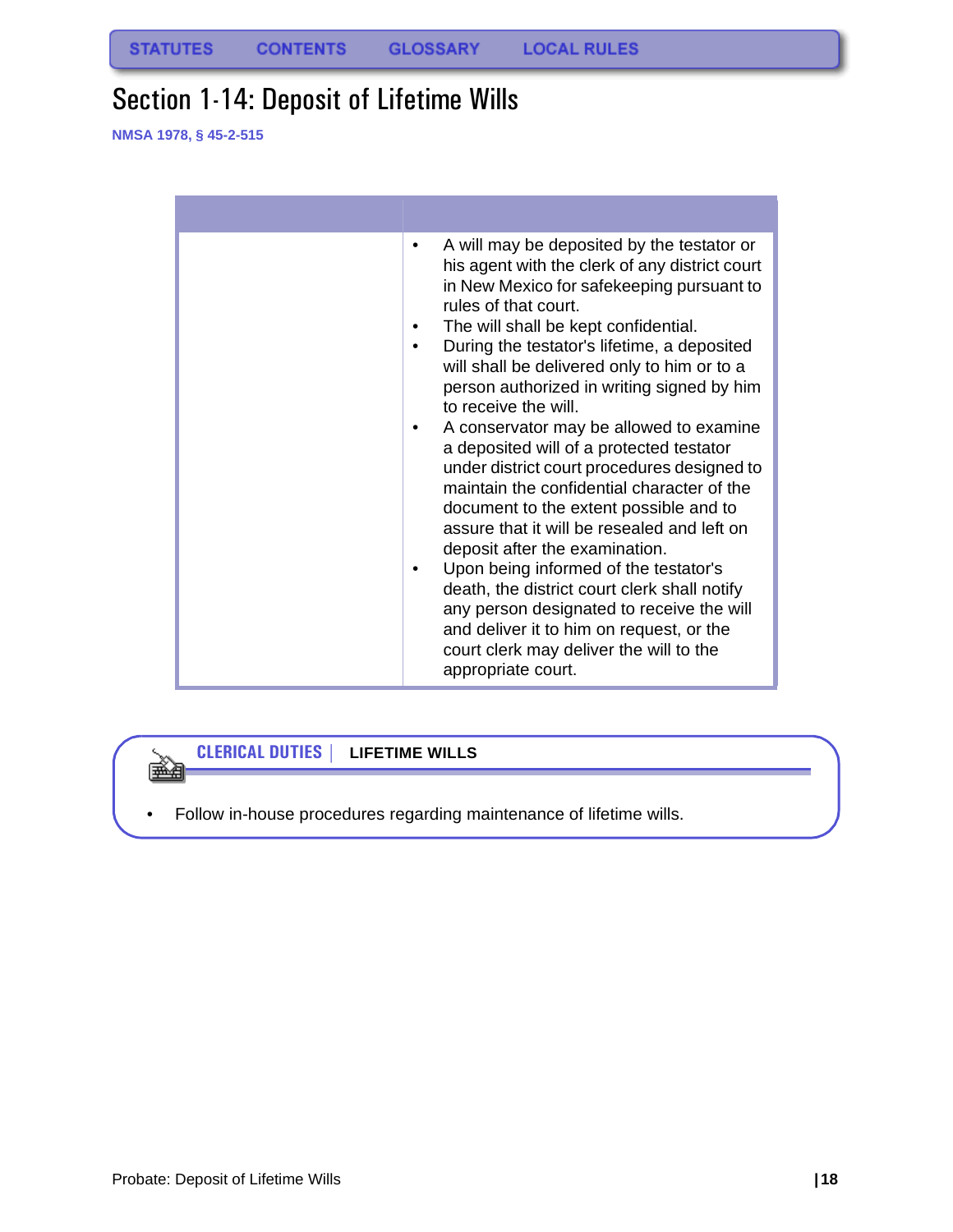STATUTES CONTENTS GLOSSARY LOCAL RULES

# Section 1-14: Deposit of Lifetime Wills

**NMSA 1978, § 45-2-515**

| | |
|---|---|
| | • A will may be deposited by the testator or his agent with the clerk of any district court in New Mexico for safekeeping pursuant to rules of that court.<br>• The will shall be kept confidential.<br>• During the testator's lifetime, a deposited will shall be delivered only to him or to a person authorized in writing signed by him to receive the will.<br>• A conservator may be allowed to examine a deposited will of a protected testator under district court procedures designed to maintain the confidential character of the document to the extent possible and to assure that it will be resealed and left on deposit after the examination.<br>• Upon being informed of the testator's death, the district court clerk shall notify any person designated to receive the will and deliver it to him on request, or the court clerk may deliver the will to the appropriate court. |

**CLERICAL DUTIES | LIFETIME WILLS**

- Follow in-house procedures regarding maintenance of lifetime wills.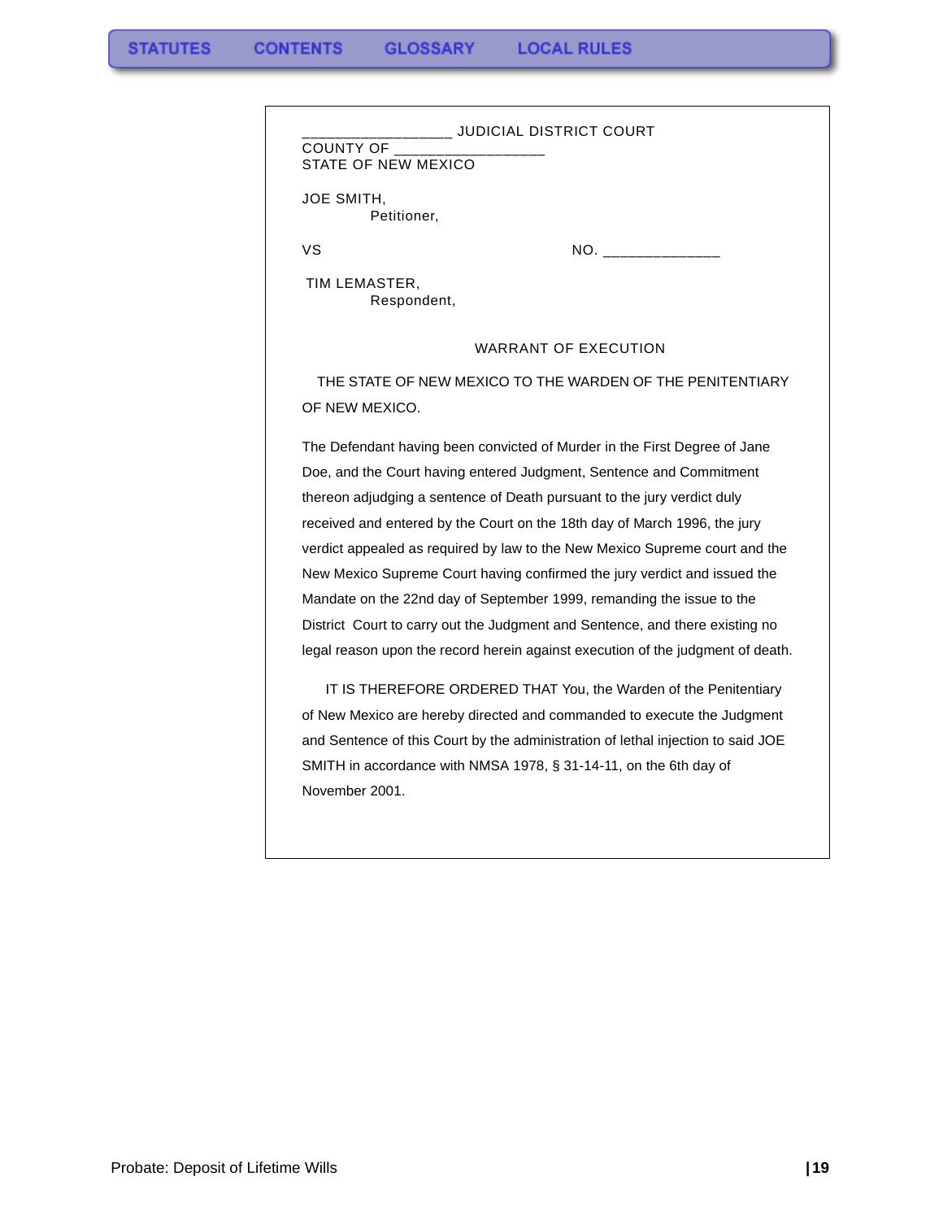__________________ JUDICIAL DISTRICT COURT
COUNTY OF __________________
STATE OF NEW MEXICO

JOE SMITH,
Petitioner,

VS NO. ______________

TIM LEMASTER,
Respondent,

WARRANT OF EXECUTION

THE STATE OF NEW MEXICO TO THE WARDEN OF THE PENITENTIARY OF NEW MEXICO.

The Defendant having been convicted of Murder in the First Degree of Jane Doe, and the Court having entered Judgment, Sentence and Commitment thereon adjudging a sentence of Death pursuant to the jury verdict duly received and entered by the Court on the 18th day of March 1996, the jury verdict appealed as required by law to the New Mexico Supreme court and the New Mexico Supreme Court having confirmed the jury verdict and issued the Mandate on the 22nd day of September 1999, remanding the issue to the District Court to carry out the Judgment and Sentence, and there existing no legal reason upon the record herein against execution of the judgment of death.

IT IS THEREFORE ORDERED THAT You, the Warden of the Penitentiary of New Mexico are hereby directed and commanded to execute the Judgment and Sentence of this Court by the administration of lethal injection to said JOE SMITH in accordance with NMSA 1978, § 31-14-11, on the 6th day of November 2001.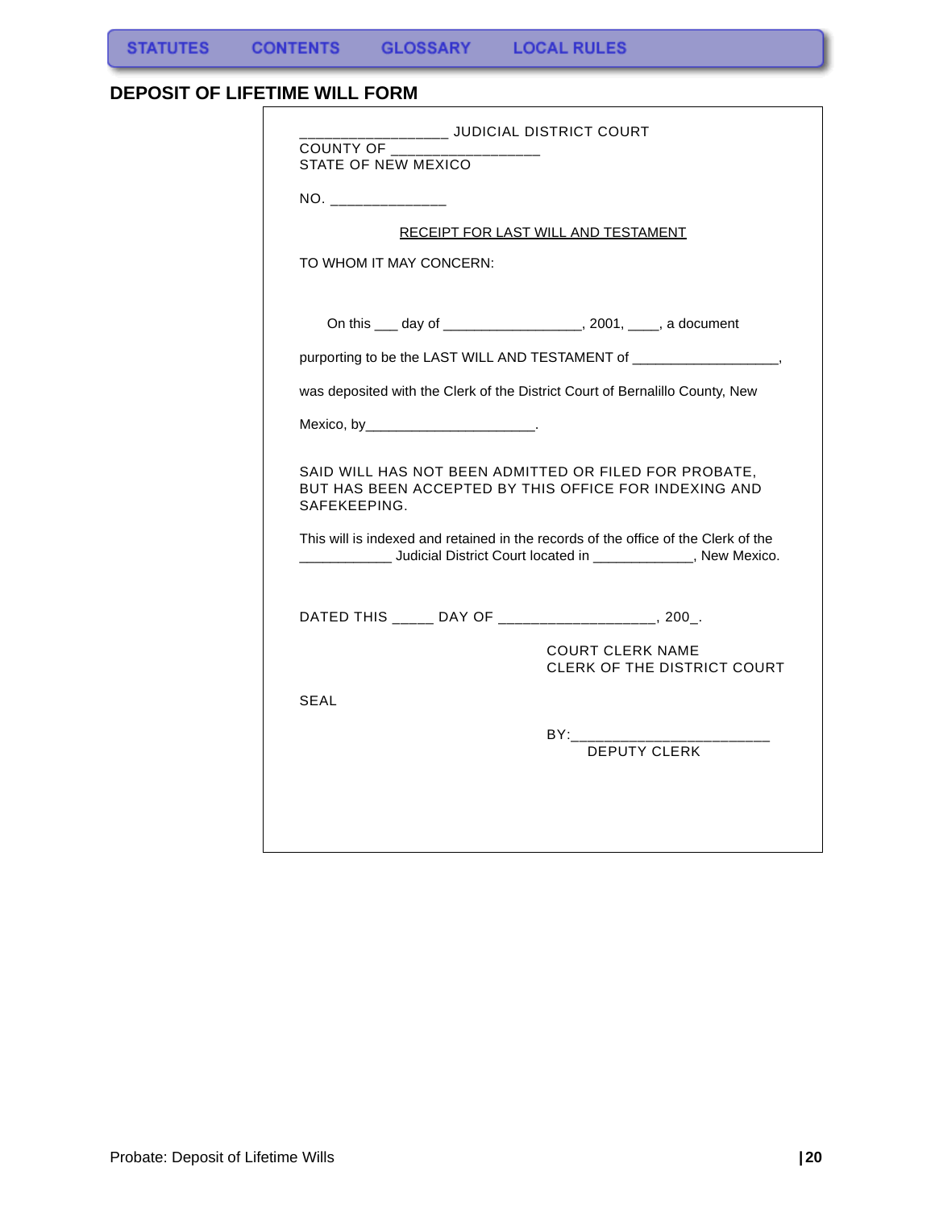## DEPOSIT OF LIFETIME WILL FORM

__________________ JUDICIAL DISTRICT COURT
COUNTY OF __________________
STATE OF NEW MEXICO

NO. ______________

RECEIPT FOR LAST WILL AND TESTAMENT

TO WHOM IT MAY CONCERN:

On this ___ day of _________________, 2001, ____, a document purporting to be the LAST WILL AND TESTAMENT of __________________, was deposited with the Clerk of the District Court of Bernalillo County, New Mexico, by_____________________.

SAID WILL HAS NOT BEEN ADMITTED OR FILED FOR PROBATE, BUT HAS BEEN ACCEPTED BY THIS OFFICE FOR INDEXING AND SAFEKEEPING.

This will is indexed and retained in the records of the office of the Clerk of the ___________ Judicial District Court located in ____________, New Mexico.

DATED THIS _____ DAY OF ___________________, 200_.

COURT CLERK NAME
CLERK OF THE DISTRICT COURT

SEAL

BY:________________________
DEPUTY CLERK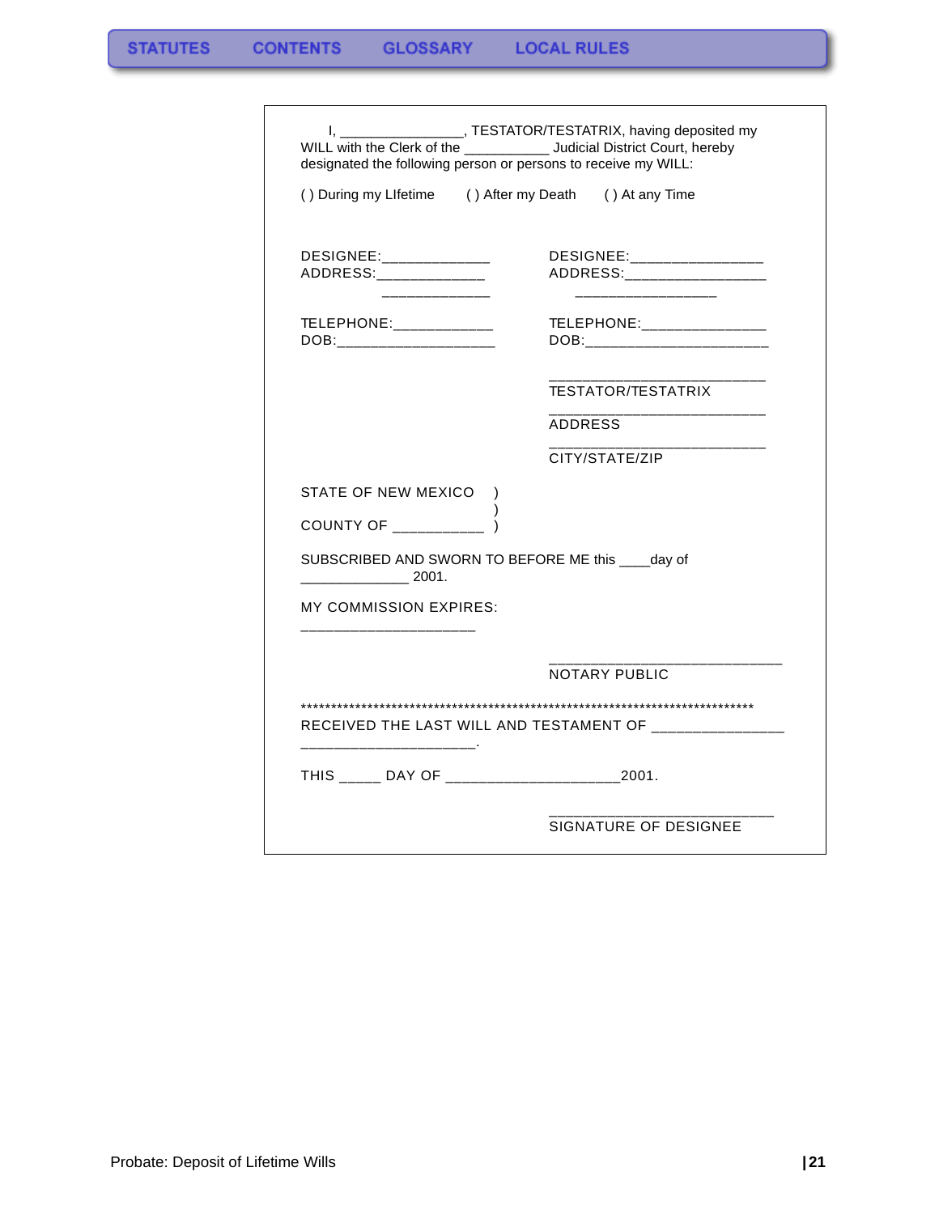I, _______________, TESTATOR/TESTATRIX, having deposited my WILL with the Clerk of the ___________ Judicial District Court, hereby designated the following person or persons to receive my WILL:

( ) During my LIfetime     ( ) After my Death     ( ) At any Time

DESIGNEE:_____________
ADDRESS:_____________
_____________

TELEPHONE:____________
DOB:___________________

DESIGNEE:________________
ADDRESS:_________________
_________________

TELEPHONE:_______________
DOB:______________________

__________________________
TESTATOR/TESTATRIX

__________________________
ADDRESS

__________________________
CITY/STATE/ZIP

STATE OF NEW MEXICO )
)
COUNTY OF ___________ )

SUBSCRIBED AND SWORN TO BEFORE ME this ____day of _____________ 2001.

MY COMMISSION EXPIRES:
_____________________

____________________________
NOTARY PUBLIC

*******************************************************************************

RECEIVED THE LAST WILL AND TESTAMENT OF _______________ _____________________.

THIS _____ DAY OF ____________________2001.

___________________________
SIGNATURE OF DESIGNEE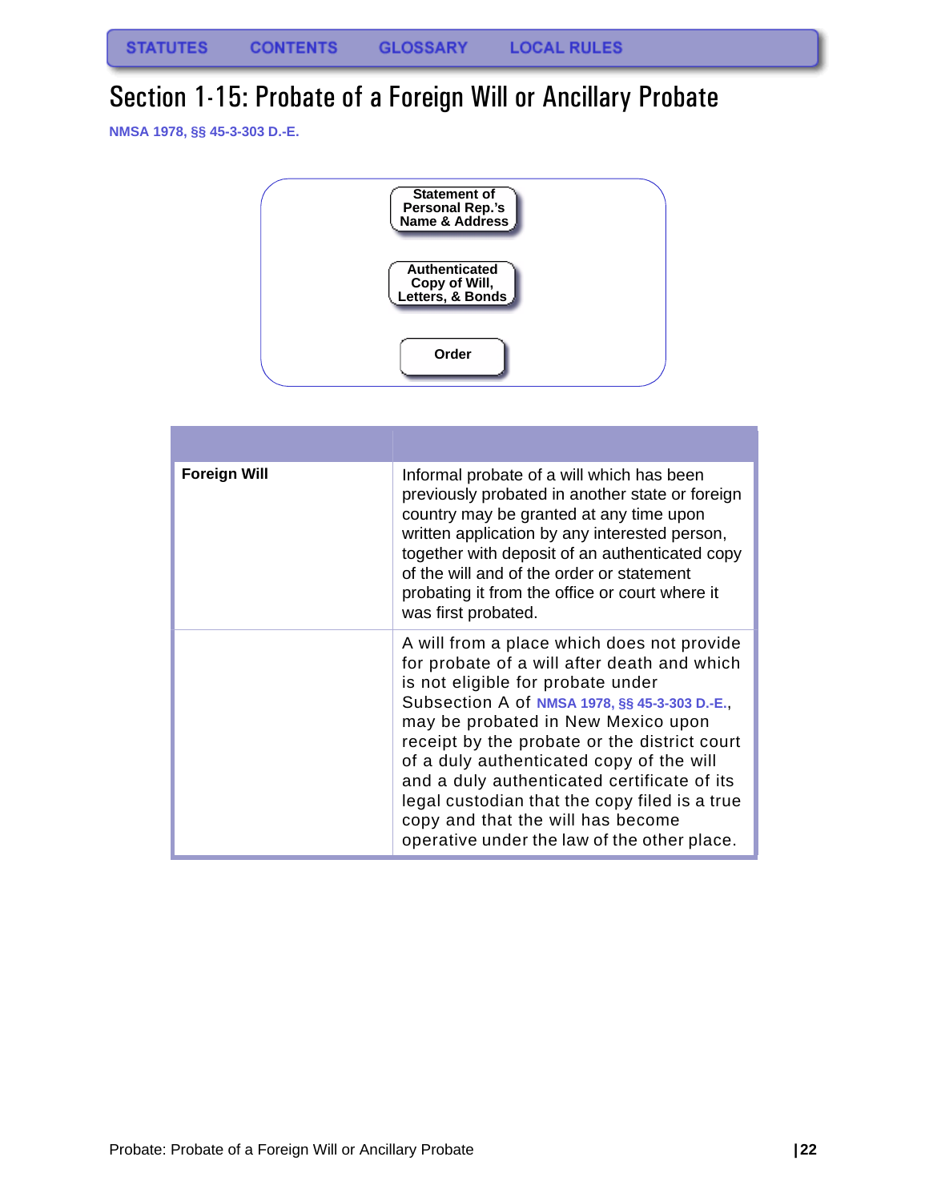STATUTES CONTENTS GLOSSARY LOCAL RULES

# Section 1-15: Probate of a Foreign Will or Ancillary Probate

NMSA 1978, §§ 45-3-303 D.-E.

Statement of Personal Rep.'s Name & Address

Authenticated Copy of Will, Letters, & Bonds

Order

| | |
|---|---|
| **Foreign Will** | Informal probate of a will which has been previously probated in another state or foreign country may be granted at any time upon written application by any interested person, together with deposit of an authenticated copy of the will and of the order or statement probating it from the office or court where it was first probated. |
| | A will from a place which does not provide for probate of a will after death and which is not eligible for probate under Subsection A of NMSA 1978, §§ 45-3-303 D.-E., may be probated in New Mexico upon receipt by the probate or the district court of a duly authenticated copy of the will and a duly authenticated certificate of its legal custodian that the copy filed is a true copy and that the will has become operative under the law of the other place. |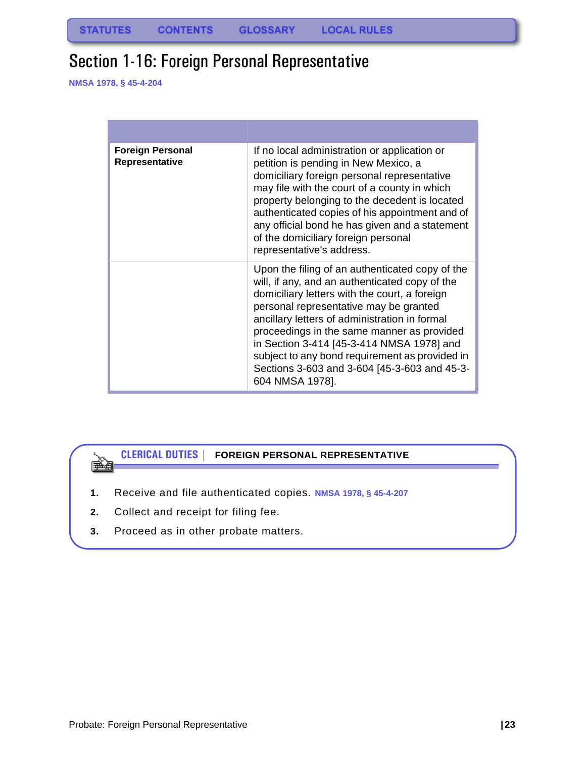# Section 1-16: Foreign Personal Representative

NMSA 1978, § 45-4-204

| | |
|---|---|
| **Foreign Personal Representative** | If no local administration or application or petition is pending in New Mexico, a domiciliary foreign personal representative may file with the court of a county in which property belonging to the decedent is located authenticated copies of his appointment and of any official bond he has given and a statement of the domiciliary foreign personal representative's address. |
| | Upon the filing of an authenticated copy of the will, if any, and an authenticated copy of the domiciliary letters with the court, a foreign personal representative may be granted ancillary letters of administration in formal proceedings in the same manner as provided in Section 3-414 [45-3-414 NMSA 1978] and subject to any bond requirement as provided in Sections 3-603 and 3-604 [45-3-603 and 45-3-604 NMSA 1978]. |

## CLERICAL DUTIES | FOREIGN PERSONAL REPRESENTATIVE

1. Receive and file authenticated copies. NMSA 1978, § 45-4-207
2. Collect and receipt for filing fee.
3. Proceed as in other probate matters.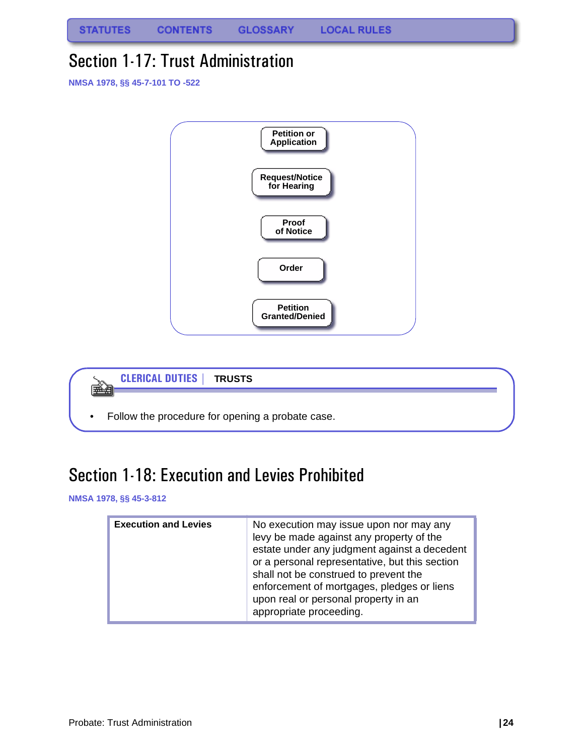# Section 1-17: Trust Administration

NMSA 1978, §§ 45-7-101 TO -522

Petition or Application

Request/Notice for Hearing

Proof of Notice

Order

Petition Granted/Denied

**CLERICAL DUTIES | TRUSTS**

- Follow the procedure for opening a probate case.

# Section 1-18: Execution and Levies Prohibited

NMSA 1978, §§ 45-3-812

| **Execution and Levies** | No execution may issue upon nor may any levy be made against any property of the estate under any judgment against a decedent or a personal representative, but this section shall not be construed to prevent the enforcement of mortgages, pledges or liens upon real or personal property in an appropriate proceeding. |
|---|---|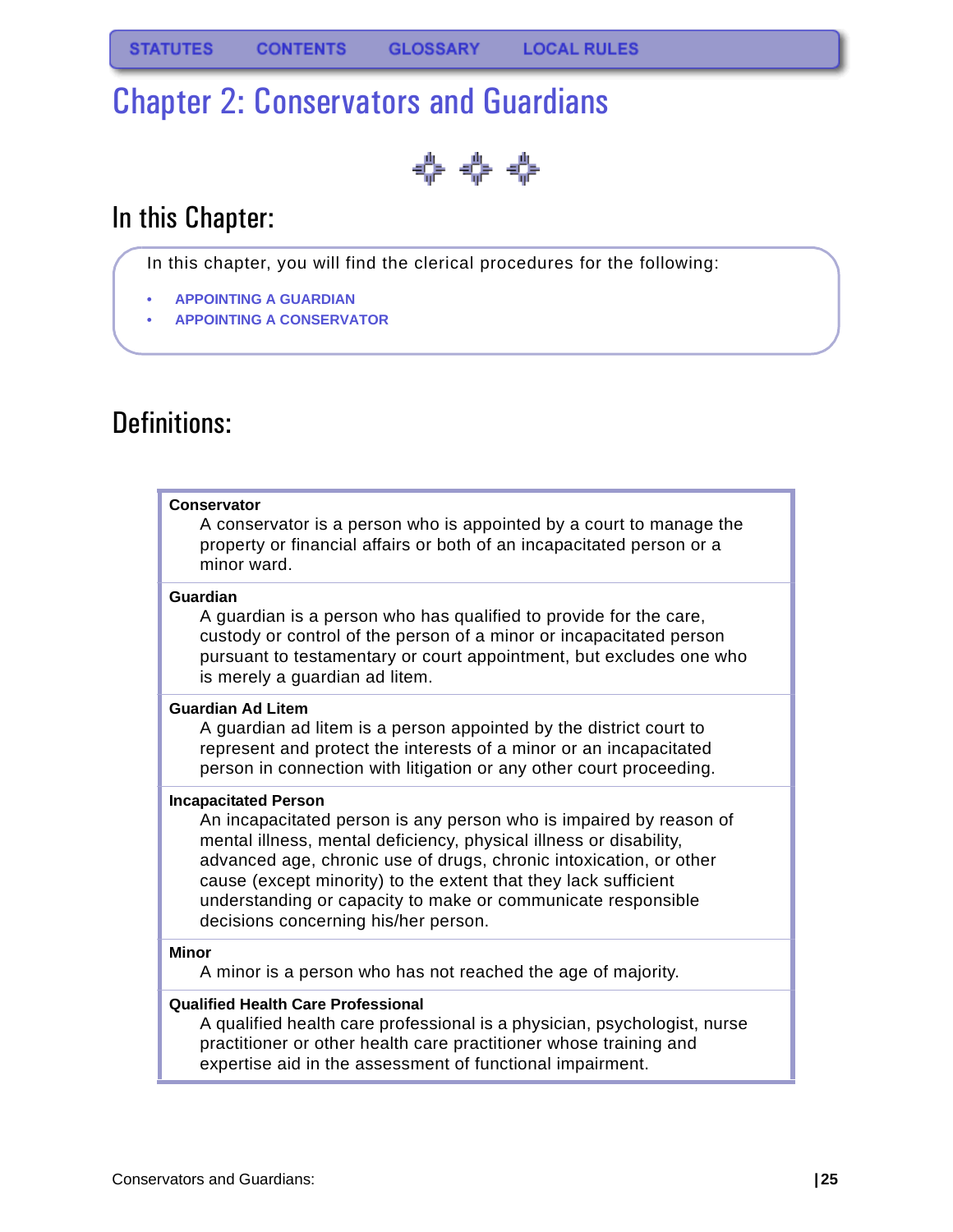STATUTES CONTENTS GLOSSARY LOCAL RULES

# Chapter 2: Conservators and Guardians

## In this Chapter:

In this chapter, you will find the clerical procedures for the following:

- APPOINTING A GUARDIAN
- APPOINTING A CONSERVATOR

## Definitions:

**Conservator**
A conservator is a person who is appointed by a court to manage the property or financial affairs or both of an incapacitated person or a minor ward.

**Guardian**
A guardian is a person who has qualified to provide for the care, custody or control of the person of a minor or incapacitated person pursuant to testamentary or court appointment, but excludes one who is merely a guardian ad litem.

**Guardian Ad Litem**
A guardian ad litem is a person appointed by the district court to represent and protect the interests of a minor or an incapacitated person in connection with litigation or any other court proceeding.

**Incapacitated Person**
An incapacitated person is any person who is impaired by reason of mental illness, mental deficiency, physical illness or disability, advanced age, chronic use of drugs, chronic intoxication, or other cause (except minority) to the extent that they lack sufficient understanding or capacity to make or communicate responsible decisions concerning his/her person.

**Minor**
A minor is a person who has not reached the age of majority.

**Qualified Health Care Professional**
A qualified health care professional is a physician, psychologist, nurse practitioner or other health care practitioner whose training and expertise aid in the assessment of functional impairment.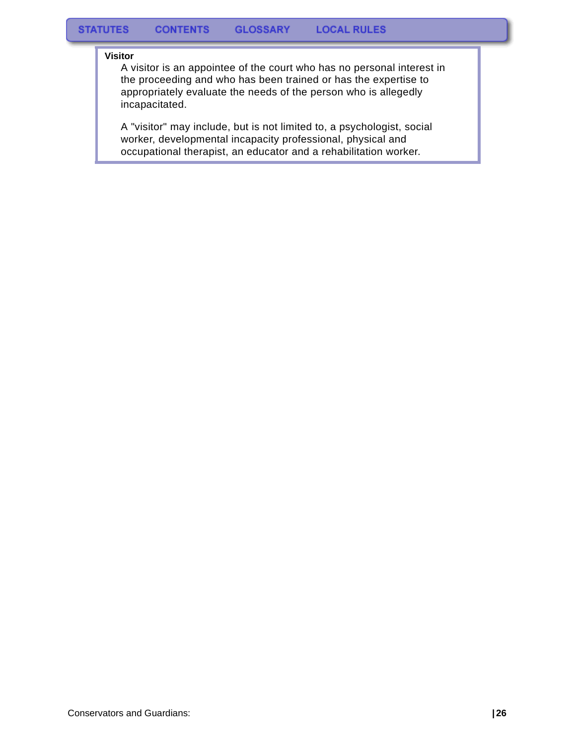**Visitor**

A visitor is an appointee of the court who has no personal interest in the proceeding and who has been trained or has the expertise to appropriately evaluate the needs of the person who is allegedly incapacitated.

A "visitor" may include, but is not limited to, a psychologist, social worker, developmental incapacity professional, physical and occupational therapist, an educator and a rehabilitation worker.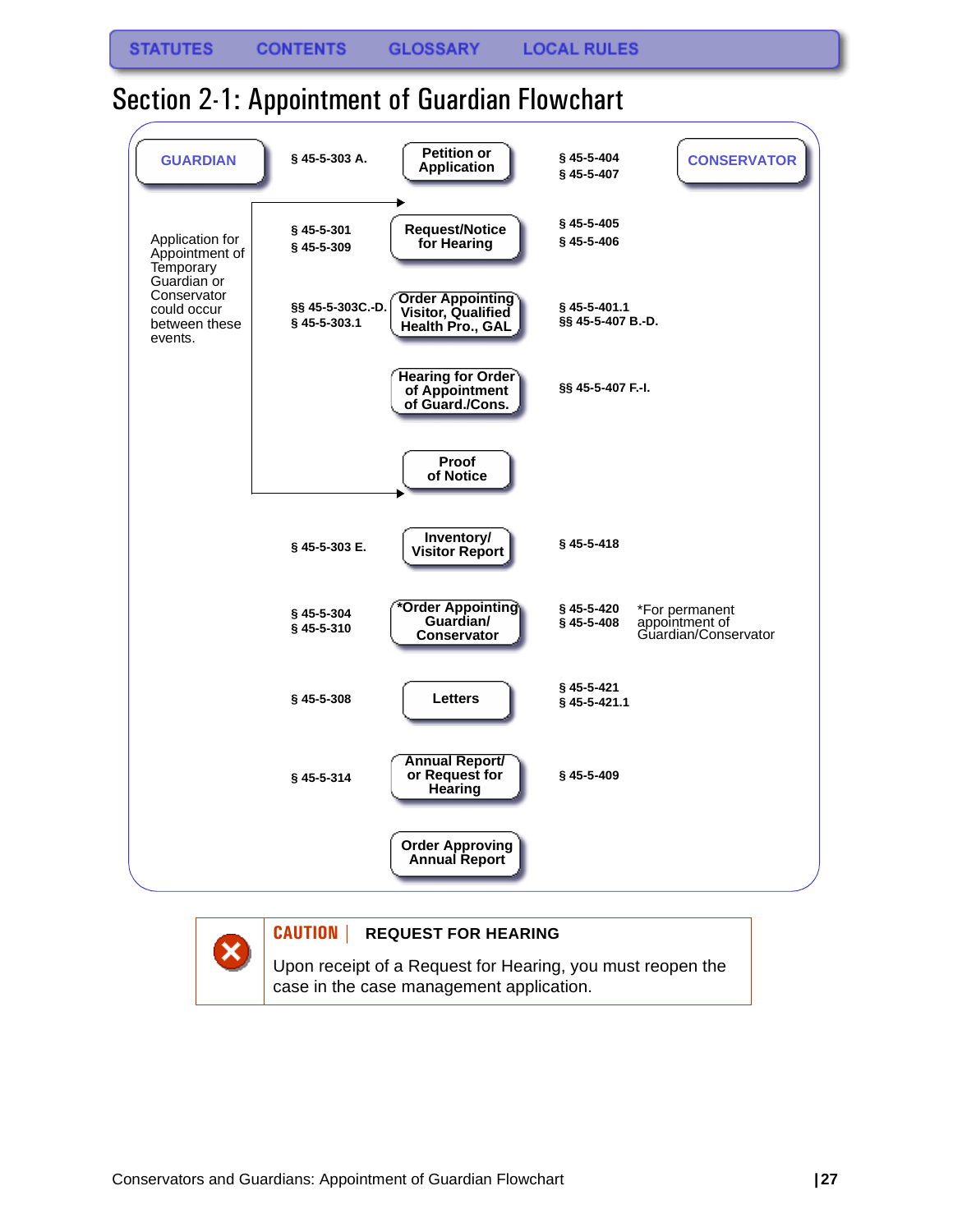STATUTES CONTENTS GLOSSARY LOCAL RULES

# Section 2-1: Appointment of Guardian Flowchart

| GUARDIAN | | | CONSERVATOR |
|---|---|---|---|
| § 45-5-303 A. | Petition or Application | § 45-5-404<br>§ 45-5-407 | |
| § 45-5-301<br>§ 45-5-309 | Request/Notice for Hearing | § 45-5-405<br>§ 45-5-406 | |
| §§ 45-5-303C.-D.<br>§ 45-5-303.1 | Order Appointing Visitor, Qualified Health Pro., GAL | § 45-5-401.1<br>§§ 45-5-407 B.-D. | |
| | Hearing for Order of Appointment of Guard./Cons. | §§ 45-5-407 F.-I. | |
| | Proof of Notice | | |
| § 45-5-303 E. | Inventory/ Visitor Report | § 45-5-418 | |
| § 45-5-304<br>§ 45-5-310 | *Order Appointing Guardian/ Conservator | § 45-5-420<br>§ 45-5-408 | *For permanent appointment of Guardian/Conservator |
| § 45-5-308 | Letters | § 45-5-421<br>§ 45-5-421.1 | |
| § 45-5-314 | Annual Report/ or Request for Hearing | § 45-5-409 | |
| | Order Approving Annual Report | | |

Application for Appointment of Temporary Guardian or Conservator could occur between these events.

**CAUTION | REQUEST FOR HEARING**

Upon receipt of a Request for Hearing, you must reopen the case in the case management application.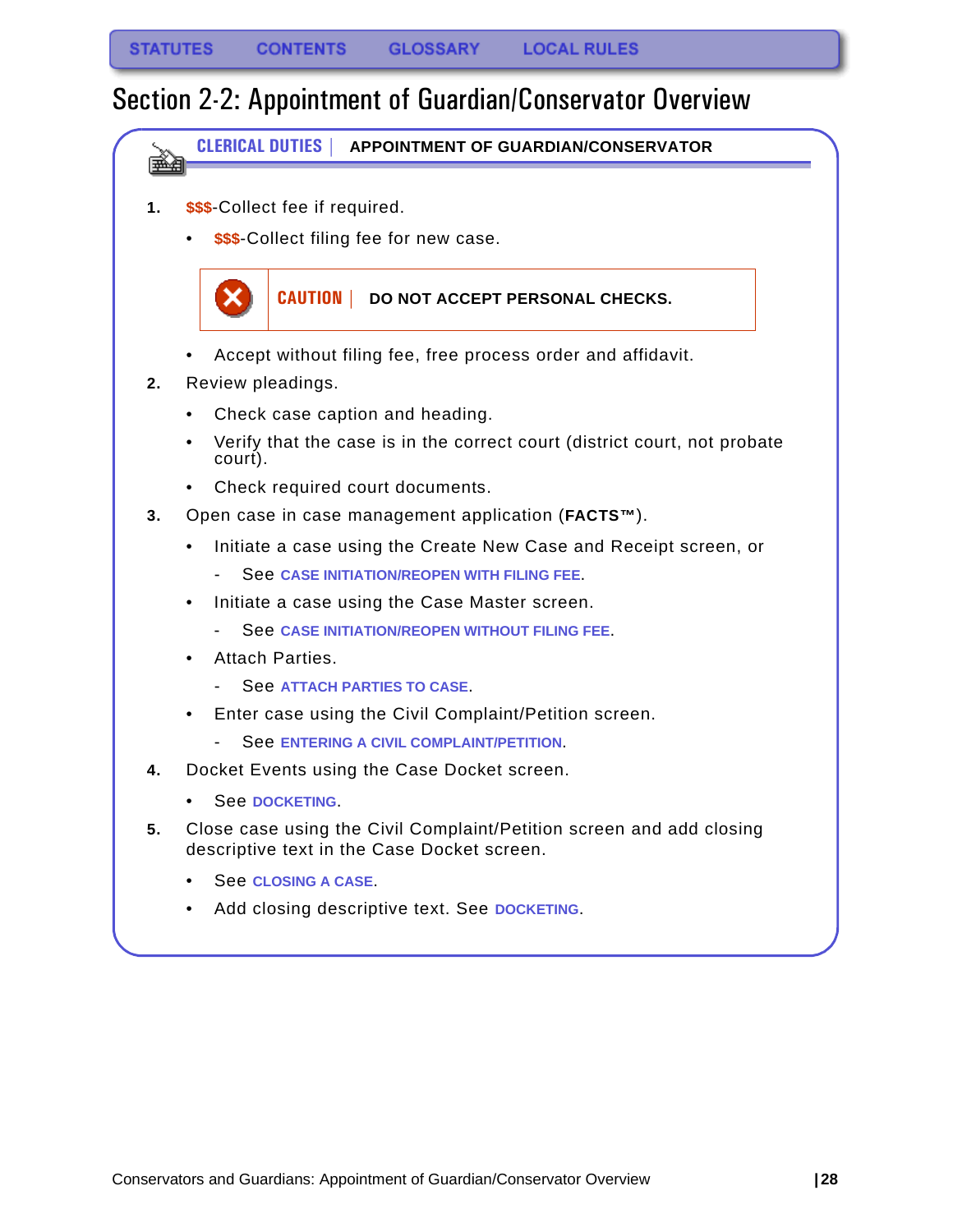STATUTES CONTENTS GLOSSARY LOCAL RULES

# Section 2-2: Appointment of Guardian/Conservator Overview

**CLERICAL DUTIES | APPOINTMENT OF GUARDIAN/CONSERVATOR**

1. $$$-Collect fee if required.
   - $$$-Collect filing fee for new case.

     **CAUTION | DO NOT ACCEPT PERSONAL CHECKS.**

   - Accept without filing fee, free process order and affidavit.
2. Review pleadings.
   - Check case caption and heading.
   - Verify that the case is in the correct court (district court, not probate court).
   - Check required court documents.
3. Open case in case management application (**FACTS™**).
   - Initiate a case using the Create New Case and Receipt screen, or
     - See CASE INITIATION/REOPEN WITH FILING FEE.
   - Initiate a case using the Case Master screen.
     - See CASE INITIATION/REOPEN WITHOUT FILING FEE.
   - Attach Parties.
     - See ATTACH PARTIES TO CASE.
   - Enter case using the Civil Complaint/Petition screen.
     - See ENTERING A CIVIL COMPLAINT/PETITION.
4. Docket Events using the Case Docket screen.
   - See DOCKETING.
5. Close case using the Civil Complaint/Petition screen and add closing descriptive text in the Case Docket screen.
   - See CLOSING A CASE.
   - Add closing descriptive text. See DOCKETING.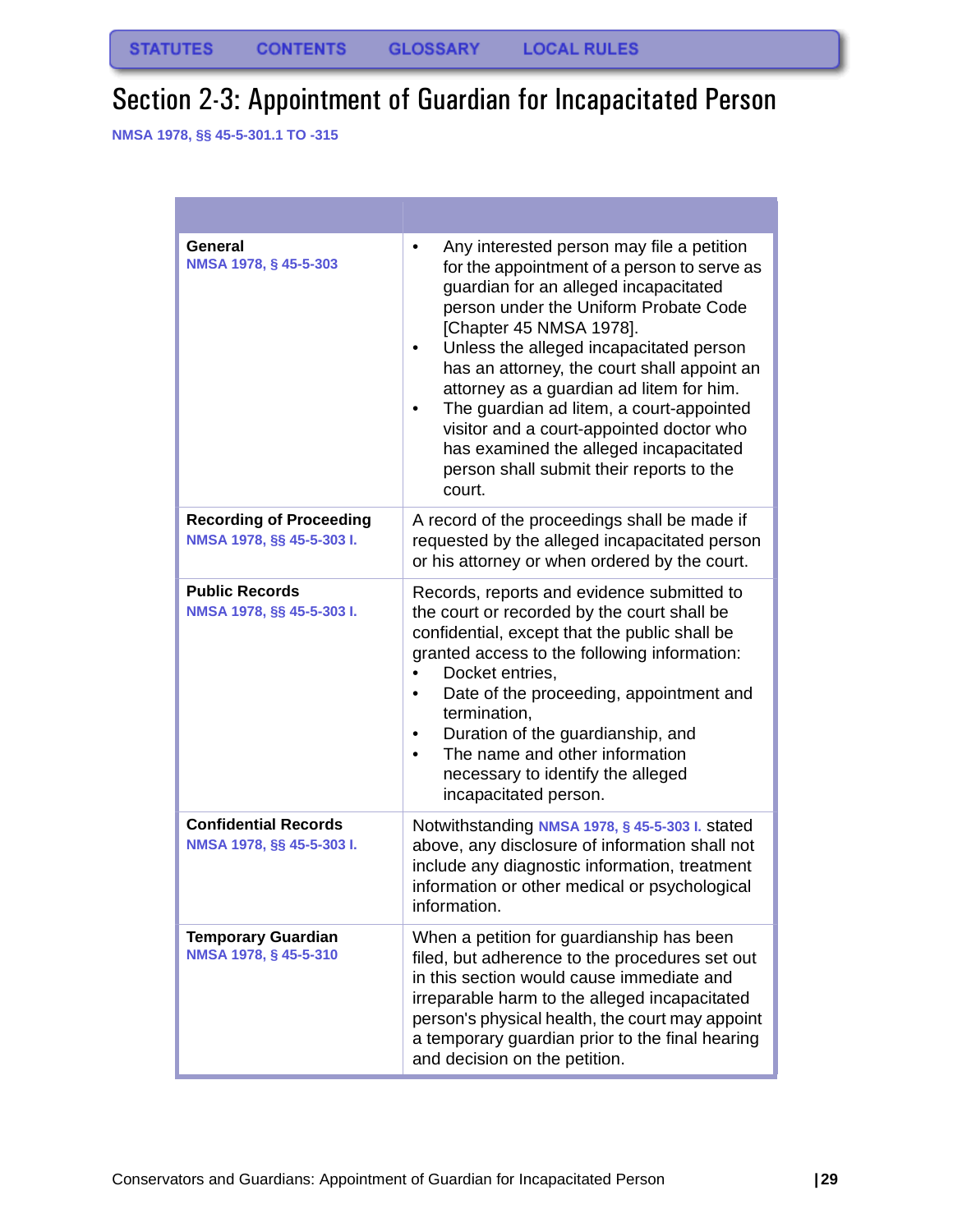# Section 2-3: Appointment of Guardian for Incapacitated Person

NMSA 1978, §§ 45-5-301.1 TO -315

| | |
|---|---|
| **General**<br>NMSA 1978, § 45-5-303 | • Any interested person may file a petition for the appointment of a person to serve as guardian for an alleged incapacitated person under the Uniform Probate Code [Chapter 45 NMSA 1978].<br>• Unless the alleged incapacitated person has an attorney, the court shall appoint an attorney as a guardian ad litem for him.<br>• The guardian ad litem, a court-appointed visitor and a court-appointed doctor who has examined the alleged incapacitated person shall submit their reports to the court. |
| **Recording of Proceeding**<br>NMSA 1978, §§ 45-5-303 I. | A record of the proceedings shall be made if requested by the alleged incapacitated person or his attorney or when ordered by the court. |
| **Public Records**<br>NMSA 1978, §§ 45-5-303 I. | Records, reports and evidence submitted to the court or recorded by the court shall be confidential, except that the public shall be granted access to the following information:<br>• Docket entries,<br>• Date of the proceeding, appointment and termination,<br>• Duration of the guardianship, and<br>• The name and other information necessary to identify the alleged incapacitated person. |
| **Confidential Records**<br>NMSA 1978, §§ 45-5-303 I. | Notwithstanding NMSA 1978, § 45-5-303 I. stated above, any disclosure of information shall not include any diagnostic information, treatment information or other medical or psychological information. |
| **Temporary Guardian**<br>NMSA 1978, § 45-5-310 | When a petition for guardianship has been filed, but adherence to the procedures set out in this section would cause immediate and irreparable harm to the alleged incapacitated person's physical health, the court may appoint a temporary guardian prior to the final hearing and decision on the petition. |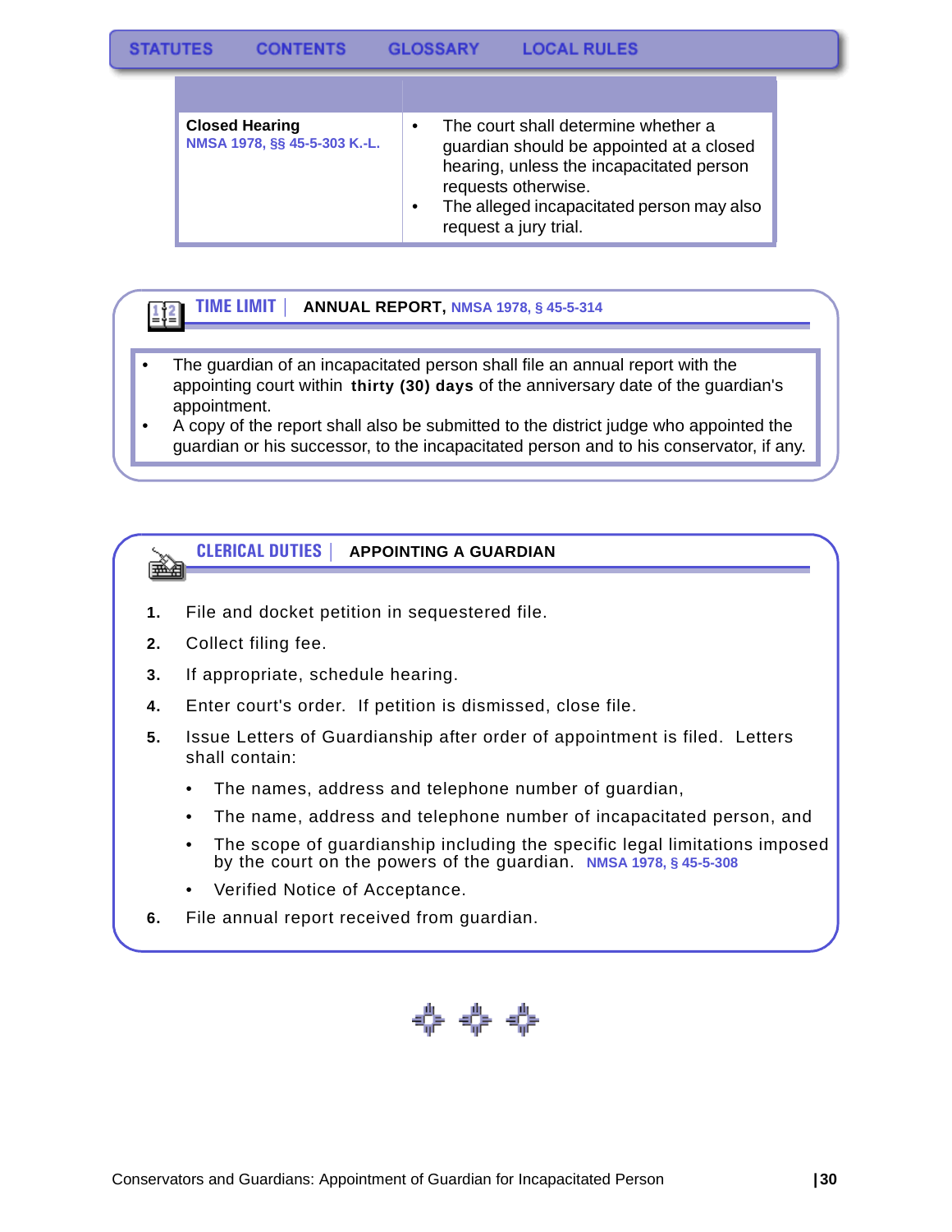| | |
|---|---|
| **Closed Hearing** NMSA 1978, §§ 45-5-303 K.-L. | • The court shall determine whether a guardian should be appointed at a closed hearing, unless the incapacitated person requests otherwise. • The alleged incapacitated person may also request a jury trial. |

## TIME LIMIT | ANNUAL REPORT, NMSA 1978, § 45-5-314

- The guardian of an incapacitated person shall file an annual report with the appointing court within **thirty (30) days** of the anniversary date of the guardian's appointment.
- A copy of the report shall also be submitted to the district judge who appointed the guardian or his successor, to the incapacitated person and to his conservator, if any.

## CLERICAL DUTIES | APPOINTING A GUARDIAN

1. File and docket petition in sequestered file.
2. Collect filing fee.
3. If appropriate, schedule hearing.
4. Enter court's order. If petition is dismissed, close file.
5. Issue Letters of Guardianship after order of appointment is filed. Letters shall contain:
   - The names, address and telephone number of guardian,
   - The name, address and telephone number of incapacitated person, and
   - The scope of guardianship including the specific legal limitations imposed by the court on the powers of the guardian. NMSA 1978, § 45-5-308
   - Verified Notice of Acceptance.
6. File annual report received from guardian.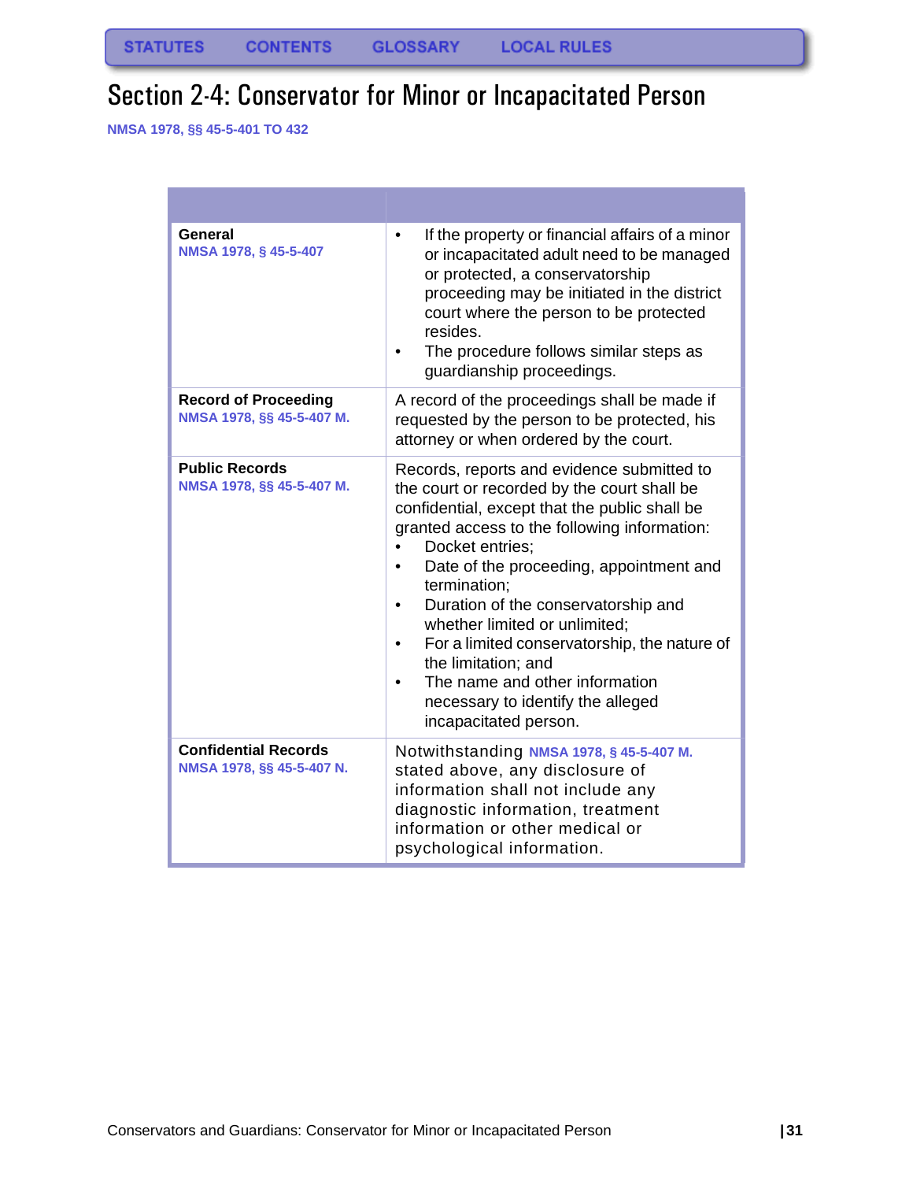STATUTES CONTENTS GLOSSARY LOCAL RULES

# Section 2-4: Conservator for Minor or Incapacitated Person

NMSA 1978, §§ 45-5-401 TO 432

| | |
|---|---|
| **General**<br>NMSA 1978, § 45-5-407 | • If the property or financial affairs of a minor or incapacitated adult need to be managed or protected, a conservatorship proceeding may be initiated in the district court where the person to be protected resides.<br>• The procedure follows similar steps as guardianship proceedings. |
| **Record of Proceeding**<br>NMSA 1978, §§ 45-5-407 M. | A record of the proceedings shall be made if requested by the person to be protected, his attorney or when ordered by the court. |
| **Public Records**<br>NMSA 1978, §§ 45-5-407 M. | Records, reports and evidence submitted to the court or recorded by the court shall be confidential, except that the public shall be granted access to the following information:<br>• Docket entries;<br>• Date of the proceeding, appointment and termination;<br>• Duration of the conservatorship and whether limited or unlimited;<br>• For a limited conservatorship, the nature of the limitation; and<br>• The name and other information necessary to identify the alleged incapacitated person. |
| **Confidential Records**<br>NMSA 1978, §§ 45-5-407 N. | Notwithstanding NMSA 1978, § 45-5-407 M. stated above, any disclosure of information shall not include any diagnostic information, treatment information or other medical or psychological information. |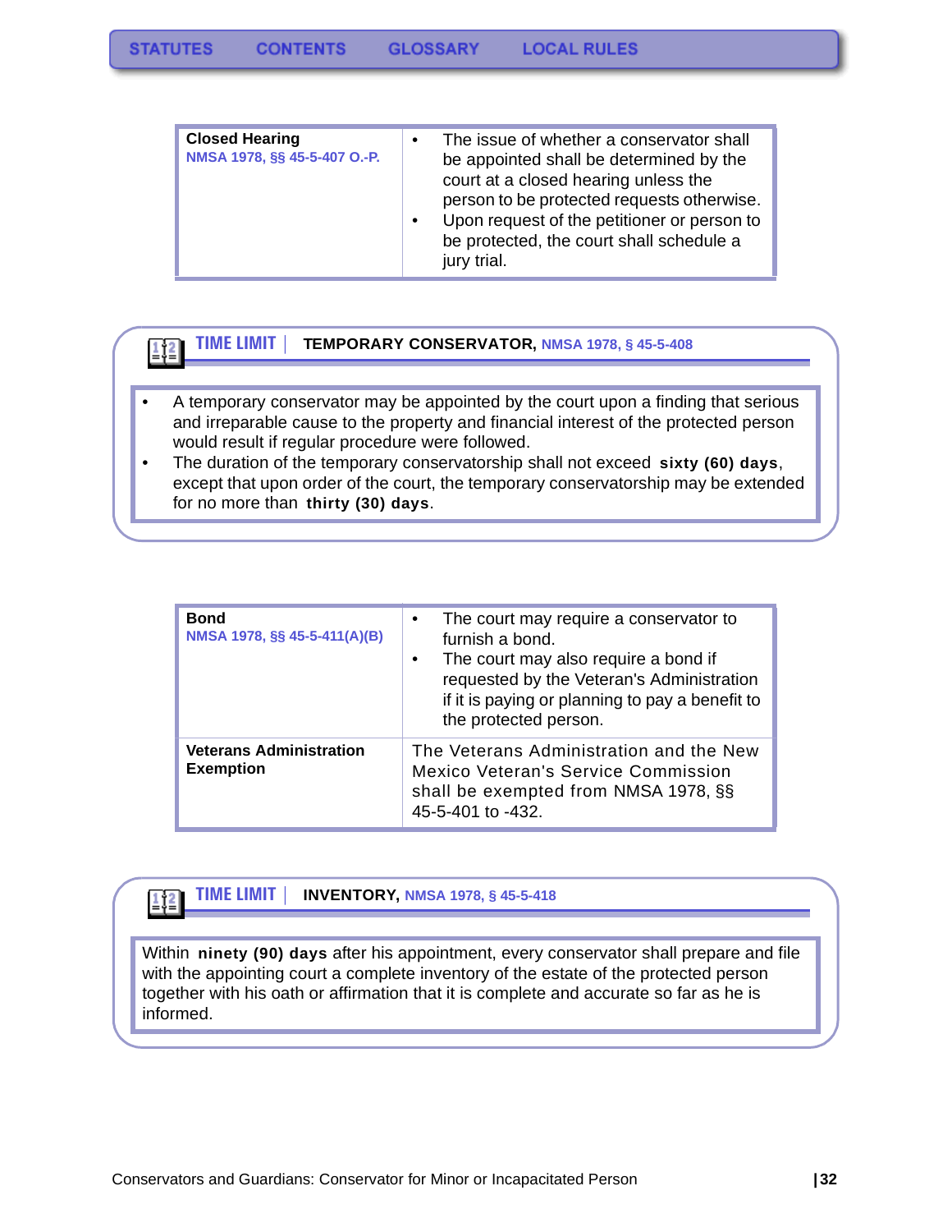| Closed Hearing<br>NMSA 1978, §§ 45-5-407 O.-P. | • The issue of whether a conservator shall be appointed shall be determined by the court at a closed hearing unless the person to be protected requests otherwise.<br>• Upon request of the petitioner or person to be protected, the court shall schedule a jury trial. |
|---|---|

**TIME LIMIT** | **TEMPORARY CONSERVATOR,** NMSA 1978, § 45-5-408

- A temporary conservator may be appointed by the court upon a finding that serious and irreparable cause to the property and financial interest of the protected person would result if regular procedure were followed.
- The duration of the temporary conservatorship shall not exceed **sixty (60) days**, except that upon order of the court, the temporary conservatorship may be extended for no more than **thirty (30) days**.

| Bond<br>NMSA 1978, §§ 45-5-411(A)(B) | • The court may require a conservator to furnish a bond.<br>• The court may also require a bond if requested by the Veteran's Administration if it is paying or planning to pay a benefit to the protected person. |
|---|---|
| **Veterans Administration Exemption** | The Veterans Administration and the New Mexico Veteran's Service Commission shall be exempted from NMSA 1978, §§ 45-5-401 to -432. |

**TIME LIMIT** | **INVENTORY,** NMSA 1978, § 45-5-418

Within **ninety (90) days** after his appointment, every conservator shall prepare and file with the appointing court a complete inventory of the estate of the protected person together with his oath or affirmation that it is complete and accurate so far as he is informed.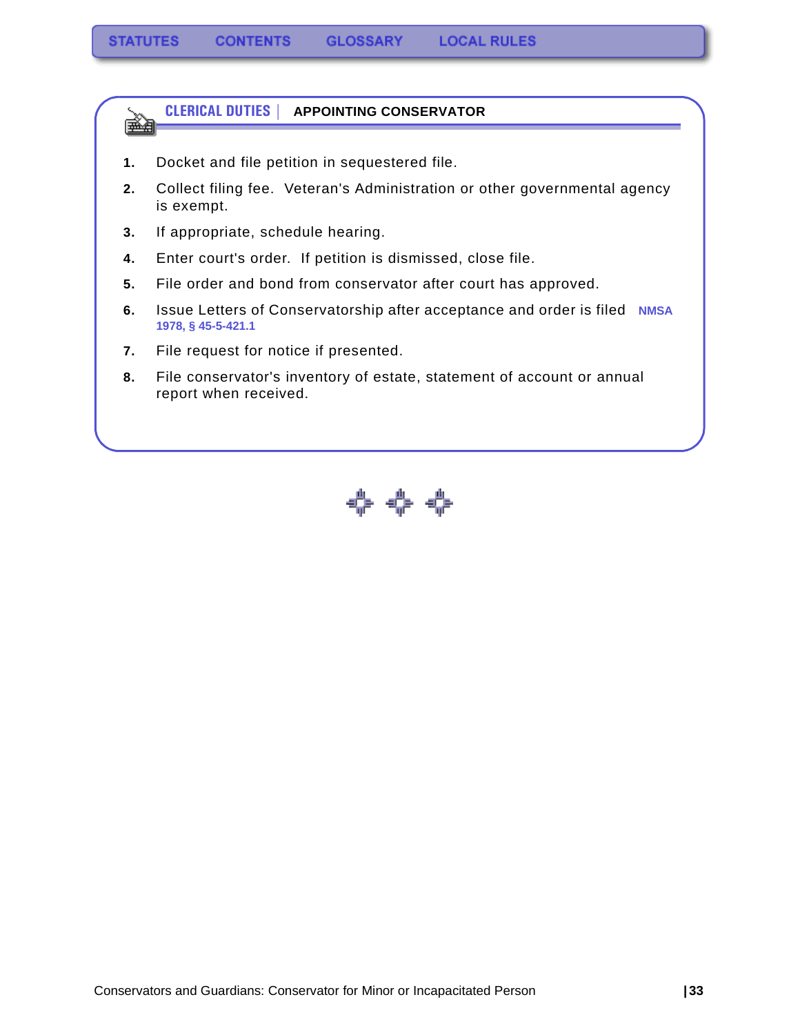STATUTES CONTENTS GLOSSARY LOCAL RULES

## CLERICAL DUTIES | APPOINTING CONSERVATOR

1. Docket and file petition in sequestered file.
2. Collect filing fee. Veteran's Administration or other governmental agency is exempt.
3. If appropriate, schedule hearing.
4. Enter court's order. If petition is dismissed, close file.
5. File order and bond from conservator after court has approved.
6. Issue Letters of Conservatorship after acceptance and order is filed **NMSA 1978, § 45-5-421.1**
7. File request for notice if presented.
8. File conservator's inventory of estate, statement of account or annual report when received.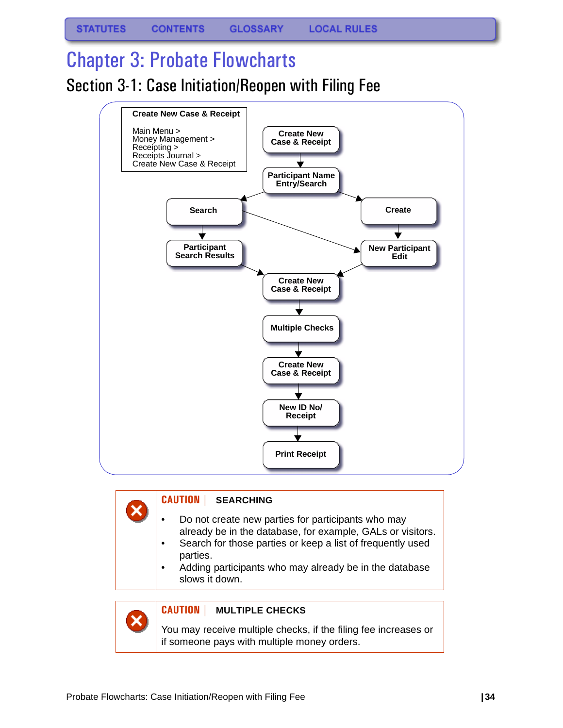STATUTES CONTENTS GLOSSARY LOCAL RULES

# Chapter 3: Probate Flowcharts

## Section 3-1: Case Initiation/Reopen with Filing Fee

**Create New Case & Receipt**

Main Menu >
Money Management >
Receipting >
Receipts Journal >
Create New Case & Receipt

Create New Case & Receipt → Participant Name Entry/Search → Search / Create

Search → Participant Search Results → Create New Case & Receipt

Search → New Participant Edit

Create → New Participant Edit → Create New Case & Receipt

Create New Case & Receipt → Multiple Checks → Create New Case & Receipt → New ID No/ Receipt → Print Receipt

**CAUTION | SEARCHING**

- Do not create new parties for participants who may already be in the database, for example, GALs or visitors.
- Search for those parties or keep a list of frequently used parties.
- Adding participants who may already be in the database slows it down.

**CAUTION | MULTIPLE CHECKS**

You may receive multiple checks, if the filing fee increases or if someone pays with multiple money orders.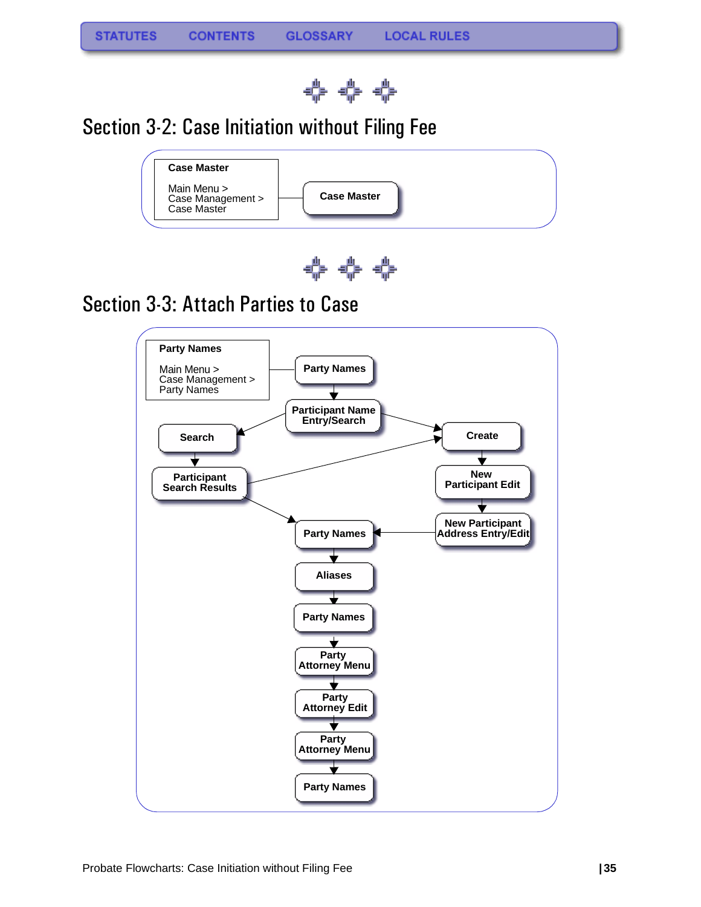STATUTES CONTENTS GLOSSARY LOCAL RULES

## Section 3-2: Case Initiation without Filing Fee

**Case Master**

Main Menu >
Case Management >
Case Master

Case Master

## Section 3-3: Attach Parties to Case

**Party Names**

Main Menu >
Case Management >
Party Names

Party Names → Participant Name Entry/Search

Participant Name Entry/Search → Search → Participant Search Results

Participant Name Entry/Search → Create → New Participant Edit → New Participant Address Entry/Edit → Party Names

Participant Search Results → Create

Participant Search Results → Party Names

Party Names → Aliases → Party Names → Party Attorney Menu → Party Attorney Edit → Party Attorney Menu → Party Names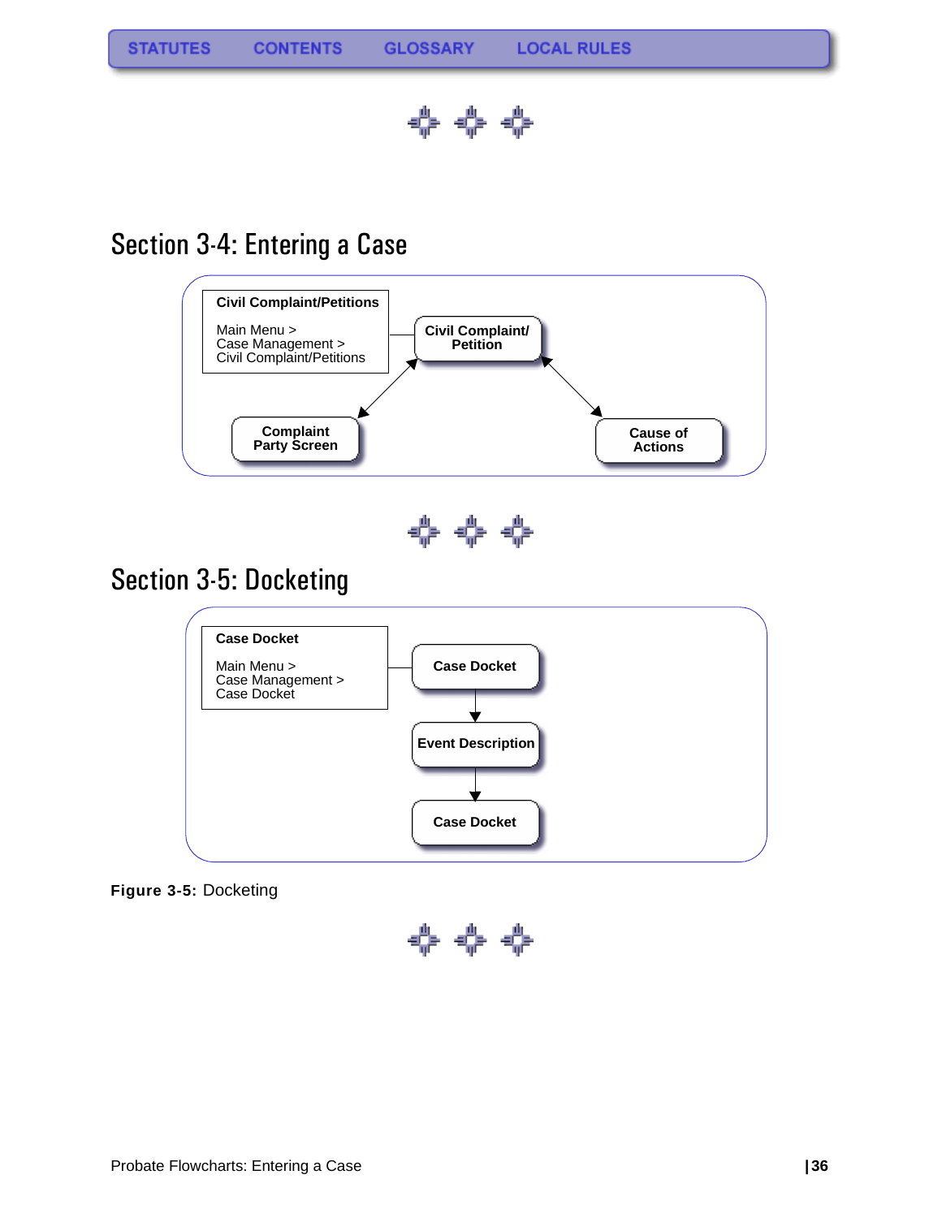STATUTES CONTENTS GLOSSARY LOCAL RULES

## Section 3-4: Entering a Case

**Civil Complaint/Petitions**

Main Menu >
Case Management >
Civil Complaint/Petitions

**Civil Complaint/ Petition**

**Complaint Party Screen**

**Cause of Actions**

## Section 3-5: Docketing

**Case Docket**

Main Menu >
Case Management >
Case Docket

**Case Docket**

**Event Description**

**Case Docket**

**Figure 3-5:** Docketing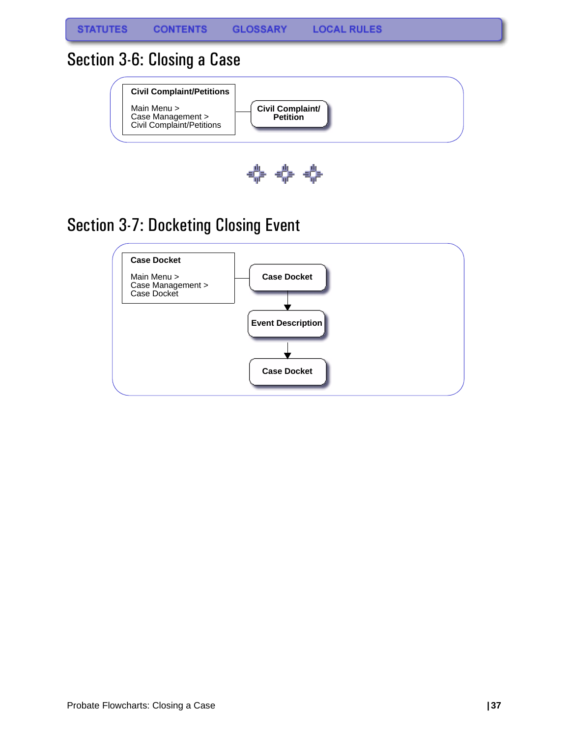STATUTES CONTENTS GLOSSARY LOCAL RULES

# Section 3-6: Closing a Case

**Civil Complaint/Petitions**

Main Menu >
Case Management >
Civil Complaint/Petitions

**Civil Complaint/ Petition**

# Section 3-7: Docketing Closing Event

**Case Docket**

Main Menu >
Case Management >
Case Docket

**Case Docket**

↓

**Event Description**

↓

**Case Docket**

Probate Flowcharts: Closing a Case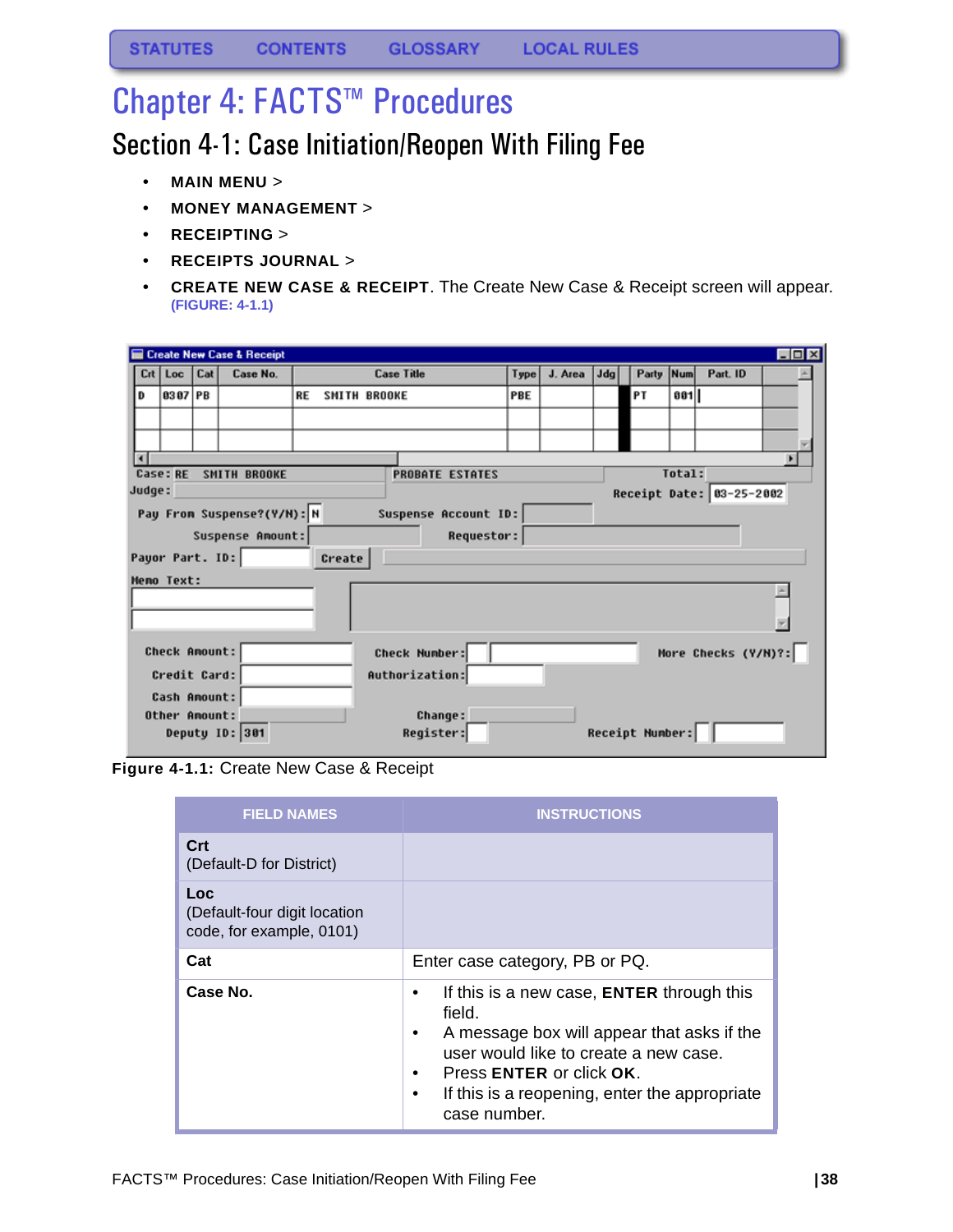STATUTES CONTENTS GLOSSARY LOCAL RULES

# Chapter 4: FACTS™ Procedures

## Section 4-1: Case Initiation/Reopen With Filing Fee

- **MAIN MENU** >
- **MONEY MANAGEMENT** >
- **RECEIPTING** >
- **RECEIPTS JOURNAL** >
- **CREATE NEW CASE & RECEIPT**. The Create New Case & Receipt screen will appear. (FIGURE: 4-1.1)

**Figure 4-1.1:** Create New Case & Receipt

| FIELD NAMES | INSTRUCTIONS |
|---|---|
| **Crt**<br>(Default-D for District) | |
| **Loc**<br>(Default-four digit location code, for example, 0101) | |
| **Cat** | Enter case category, PB or PQ. |
| **Case No.** | • If this is a new case, **ENTER** through this field.<br>• A message box will appear that asks if the user would like to create a new case.<br>• Press **ENTER** or click **OK**.<br>• If this is a reopening, enter the appropriate case number. |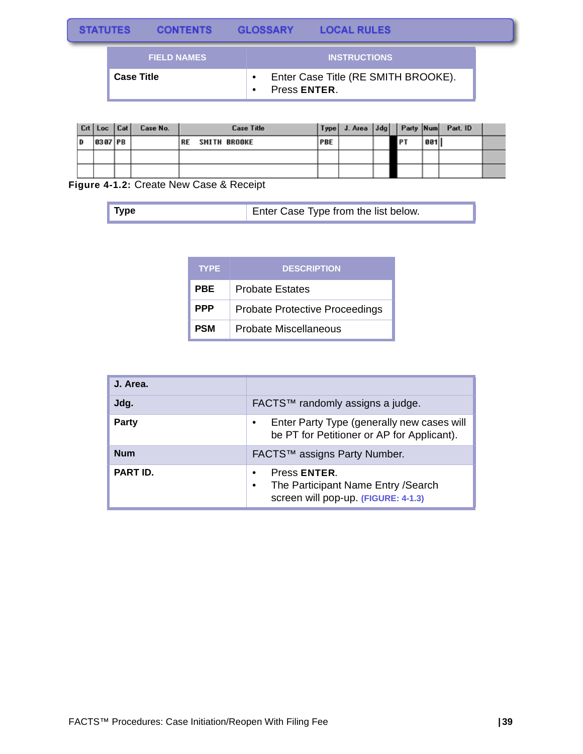| FIELD NAMES | INSTRUCTIONS |
|---|---|
| **Case Title** | • Enter Case Title (RE SMITH BROOKE).<br>• Press **ENTER**. |

| Crt | Loc | Cat | Case No. | Case Title | Type | J. Area | Jdg | | Party | Num | Part. ID |
|---|---|---|---|---|---|---|---|---|---|---|---|
| D | 0307 | PB | | RE SMITH BROOKE | PBE | | | | PT | 001 | |
| | | | | | | | | | | | |
| | | | | | | | | | | | |

**Figure 4-1.2:** Create New Case & Receipt

| | |
|---|---|
| **Type** | Enter Case Type from the list below. |

| TYPE | DESCRIPTION |
|---|---|
| **PBE** | Probate Estates |
| **PPP** | Probate Protective Proceedings |
| **PSM** | Probate Miscellaneous |

| | |
|---|---|
| **J. Area.** | |
| **Jdg.** | FACTS™ randomly assigns a judge. |
| **Party** | • Enter Party Type (generally new cases will be PT for Petitioner or AP for Applicant). |
| **Num** | FACTS™ assigns Party Number. |
| **PART ID.** | • Press **ENTER**.<br>• The Participant Name Entry /Search screen will pop-up. **(FIGURE: 4-1.3)** |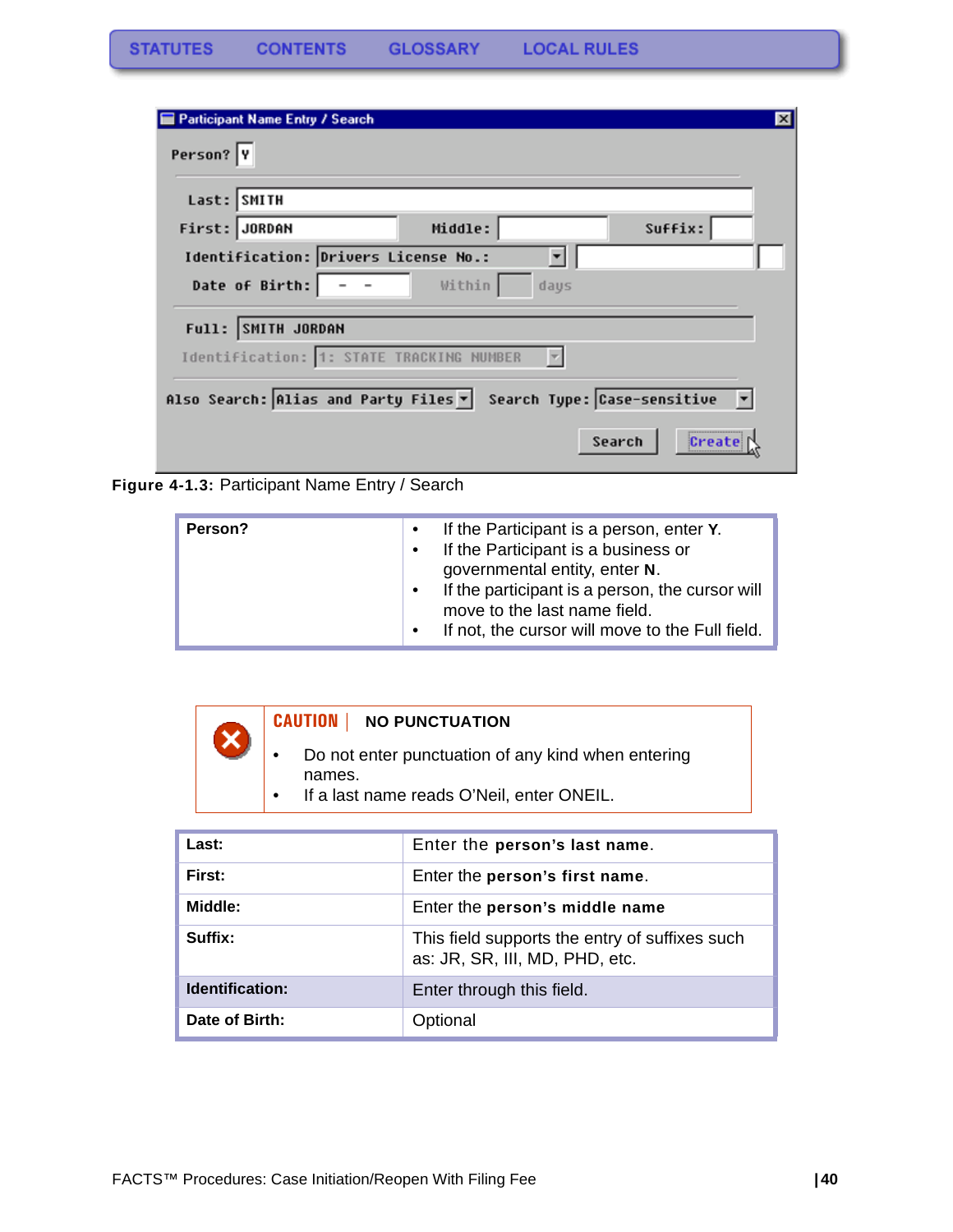**Figure 4-1.3:** Participant Name Entry / Search

| Person? | • If the Participant is a person, enter **Y**.<br>• If the Participant is a business or governmental entity, enter **N**.<br>• If the participant is a person, the cursor will move to the last name field.<br>• If not, the cursor will move to the Full field. |
|---|---|

**CAUTION** | **NO PUNCTUATION**

- Do not enter punctuation of any kind when entering names.
- If a last name reads O'Neil, enter ONEIL.

| Last: | Enter the **person's last name**. |
|---|---|
| First: | Enter the **person's first name**. |
| Middle: | Enter the **person's middle name** |
| Suffix: | This field supports the entry of suffixes such as: JR, SR, III, MD, PHD, etc. |
| Identification: | Enter through this field. |
| Date of Birth: | Optional |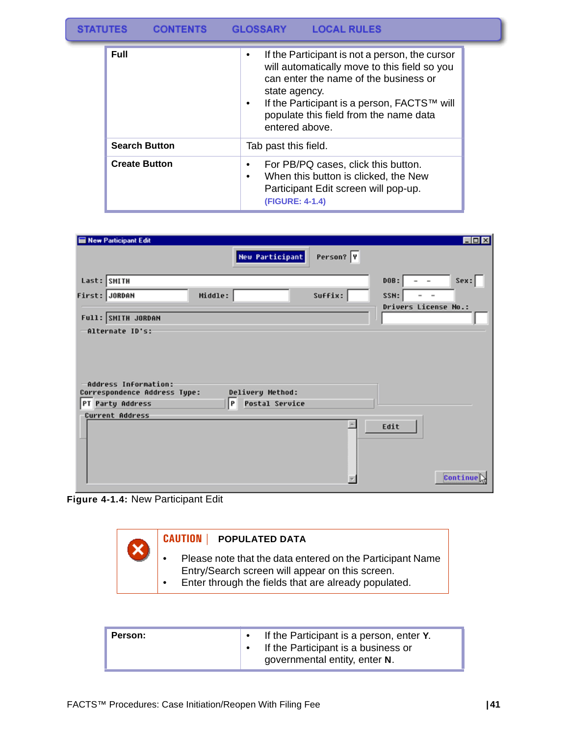| | |
|---|---|
| **Full** | • If the Participant is not a person, the cursor will automatically move to this field so you can enter the name of the business or state agency.<br>• If the Participant is a person, FACTS™ will populate this field from the name data entered above. |
| **Search Button** | Tab past this field. |
| **Create Button** | • For PB/PQ cases, click this button.<br>• When this button is clicked, the New Participant Edit screen will pop-up. **(FIGURE: 4-1.4)** |

**Figure 4-1.4:** New Participant Edit

**CAUTION** | **POPULATED DATA**

- Please note that the data entered on the Participant Name Entry/Search screen will appear on this screen.
- Enter through the fields that are already populated.

| | |
|---|---|
| **Person:** | • If the Participant is a person, enter **Y**.<br>• If the Participant is a business or governmental entity, enter **N**. |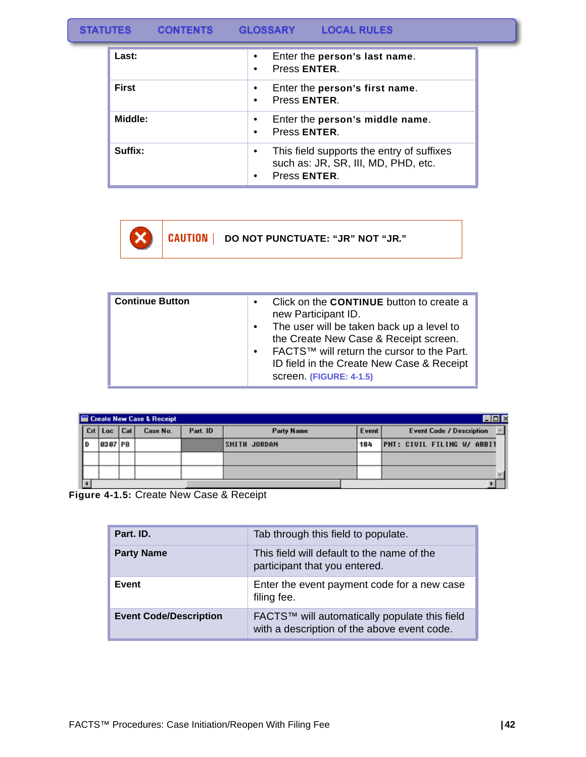| Last: | • Enter the **person's last name**.<br>• Press **ENTER**. |
|---|---|
| First | • Enter the **person's first name**.<br>• Press **ENTER**. |
| Middle: | • Enter the **person's middle name**.<br>• Press **ENTER**. |
| Suffix: | • This field supports the entry of suffixes such as: JR, SR, III, MD, PHD, etc.<br>• Press **ENTER**. |

**CAUTION** | **DO NOT PUNCTUATE: "JR" NOT "JR."**

| Continue Button | • Click on the **CONTINUE** button to create a new Participant ID.<br>• The user will be taken back up a level to the Create New Case & Receipt screen.<br>• FACTS™ will return the cursor to the Part. ID field in the Create New Case & Receipt screen. (FIGURE: 4-1.5) |
|---|---|

Create New Case & Receipt

| Crt | Loc | Cat | Case No. | Part. ID | Party Name | Event | Event Code / Description |
|---|---|---|---|---|---|---|---|
| D | 0307 | PB | | | SMITH JORDAN | 184 | PMT: CIVIL FILING W/ ARBIT |
| | | | | | | | |
| | | | | | | | |

**Figure 4-1.5:** Create New Case & Receipt

| Part. ID. | Tab through this field to populate. |
|---|---|
| Party Name | This field will default to the name of the participant that you entered. |
| Event | Enter the event payment code for a new case filing fee. |
| Event Code/Description | FACTS™ will automatically populate this field with a description of the above event code. |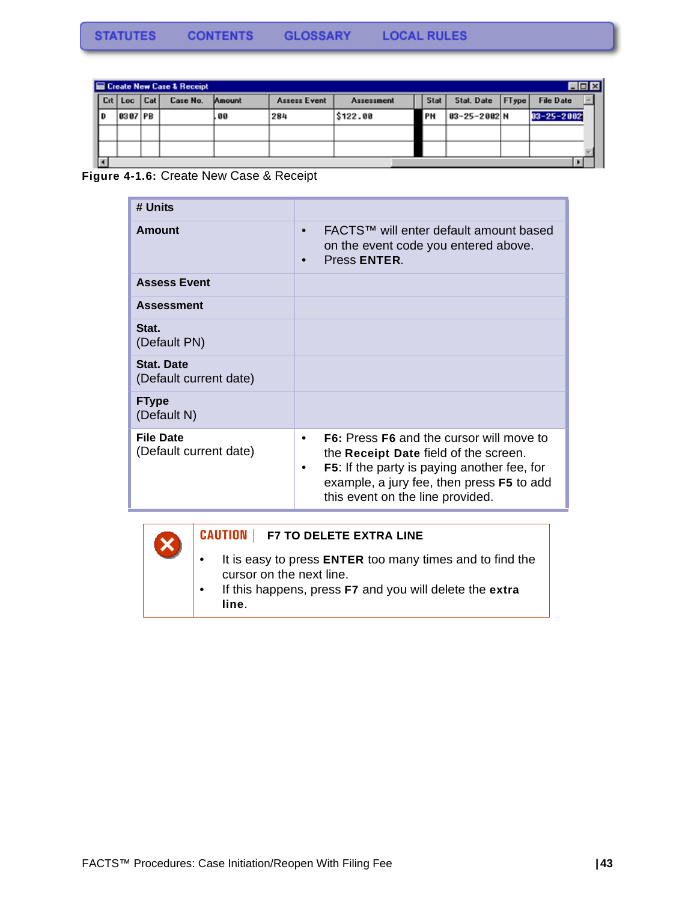Figure 4-1.6: Create New Case & Receipt

| # Units | |
|---|---|
| **Amount** | • FACTS™ will enter default amount based on the event code you entered above.<br>• Press **ENTER**. |
| **Assess Event** | |
| **Assessment** | |
| **Stat.**<br>(Default PN) | |
| **Stat. Date**<br>(Default current date) | |
| **FType**<br>(Default N) | |
| **File Date**<br>(Default current date) | • **F6:** Press **F6** and the cursor will move to the **Receipt Date** field of the screen.<br>• **F5**: If the party is paying another fee, for example, a jury fee, then press **F5** to add this event on the line provided. |

**CAUTION** | **F7 TO DELETE EXTRA LINE**

- It is easy to press **ENTER** too many times and to find the cursor on the next line.
- If this happens, press **F7** and you will delete the **extra line**.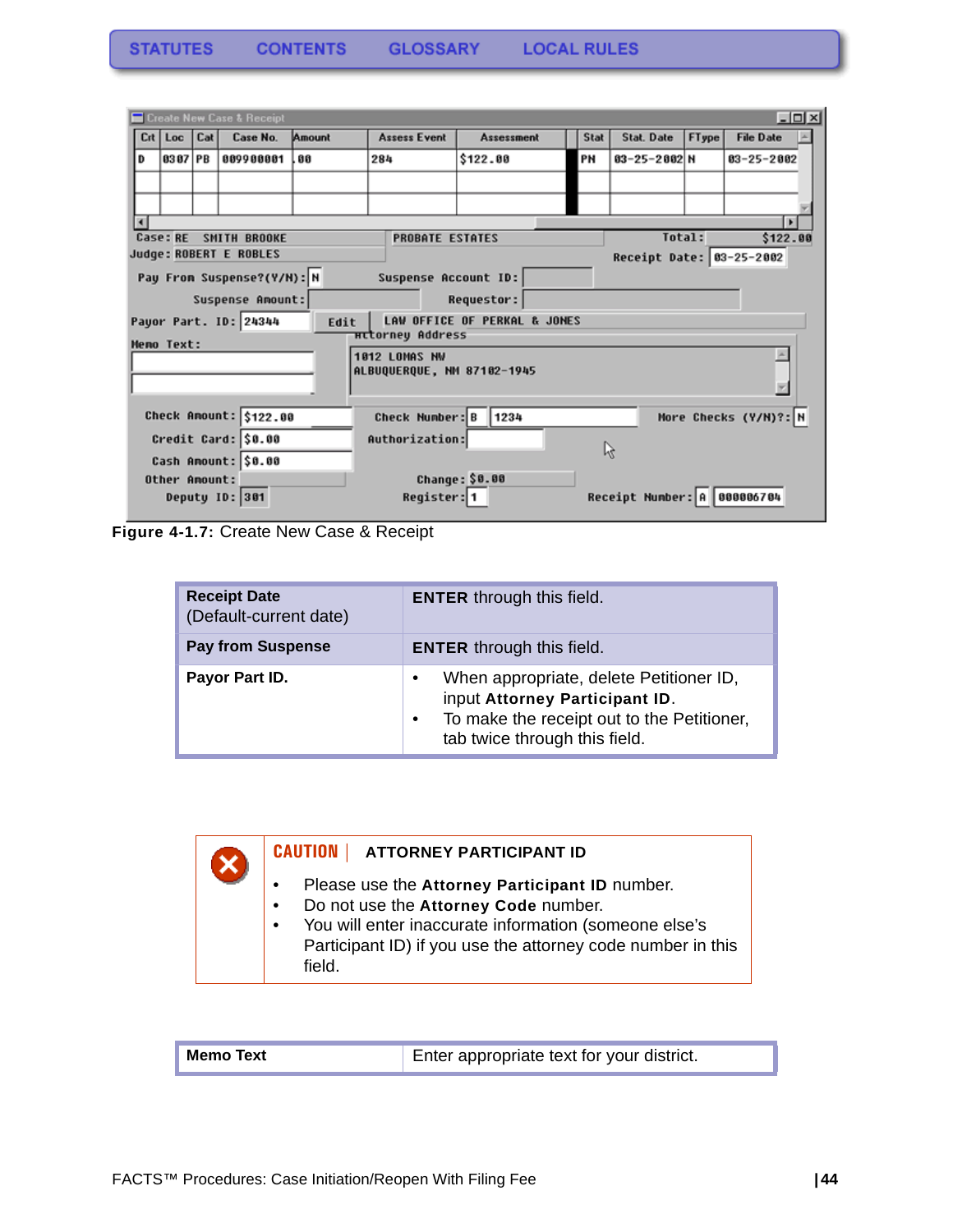**Figure 4-1.7:** Create New Case & Receipt

| | |
|---|---|
| **Receipt Date** (Default-current date) | **ENTER** through this field. |
| **Pay from Suspense** | **ENTER** through this field. |
| **Payor Part ID.** | • When appropriate, delete Petitioner ID, input **Attorney Participant ID**. • To make the receipt out to the Petitioner, tab twice through this field. |

**CAUTION** | **ATTORNEY PARTICIPANT ID**

- Please use the **Attorney Participant ID** number.
- Do not use the **Attorney Code** number.
- You will enter inaccurate information (someone else's Participant ID) if you use the attorney code number in this field.

| | |
|---|---|
| **Memo Text** | Enter appropriate text for your district. |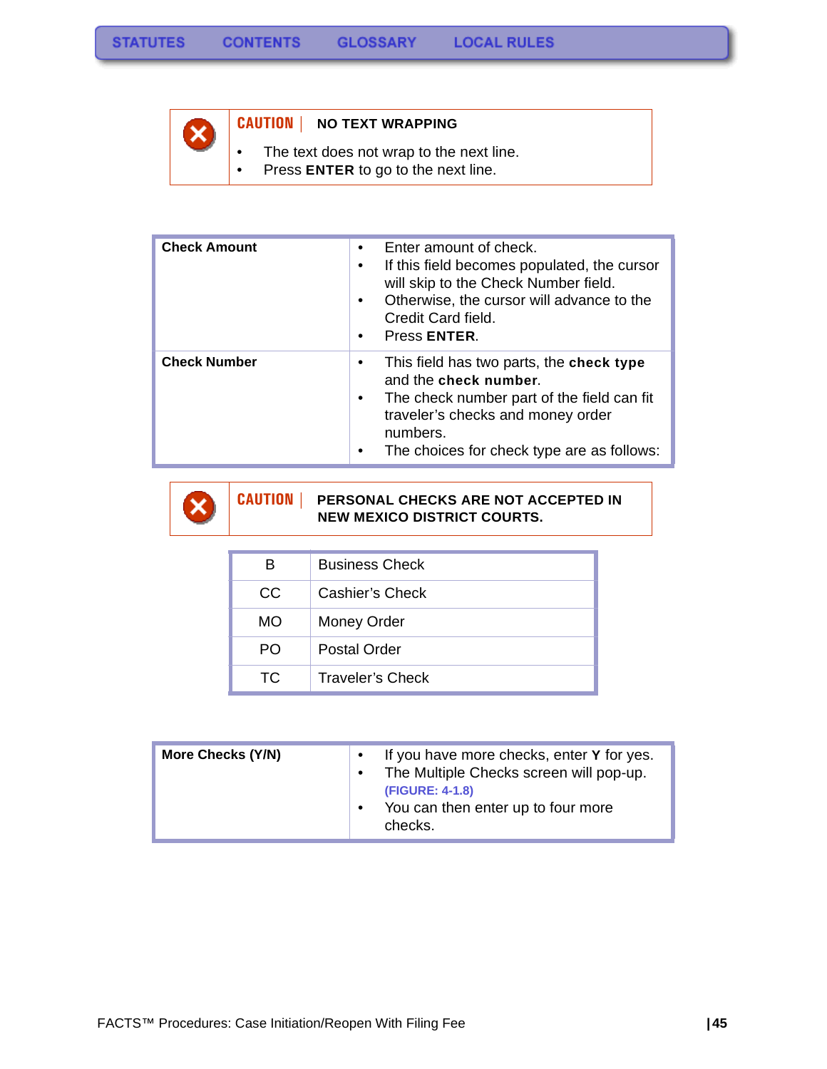> **CAUTION | NO TEXT WRAPPING**
>
> - The text does not wrap to the next line.
> - Press **ENTER** to go to the next line.

| | |
|---|---|
| **Check Amount** | • Enter amount of check.<br>• If this field becomes populated, the cursor will skip to the Check Number field.<br>• Otherwise, the cursor will advance to the Credit Card field.<br>• Press **ENTER**. |
| **Check Number** | • This field has two parts, the **check type** and the **check number**.<br>• The check number part of the field can fit traveler's checks and money order numbers.<br>• The choices for check type are as follows: |

> **CAUTION | PERSONAL CHECKS ARE NOT ACCEPTED IN NEW MEXICO DISTRICT COURTS.**

| | |
|---|---|
| B | Business Check |
| CC | Cashier's Check |
| MO | Money Order |
| PO | Postal Order |
| TC | Traveler's Check |

| | |
|---|---|
| **More Checks (Y/N)** | • If you have more checks, enter **Y** for yes.<br>• The Multiple Checks screen will pop-up. **(FIGURE: 4-1.8)**<br>• You can then enter up to four more checks. |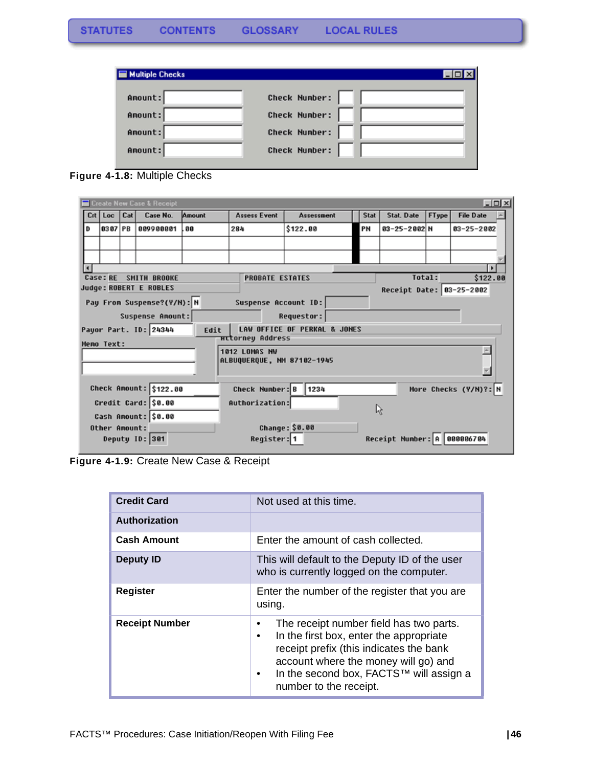Figure 4-1.8: Multiple Checks

Figure 4-1.9: Create New Case & Receipt

| | |
|---|---|
| **Credit Card** | Not used at this time. |
| **Authorization** | |
| **Cash Amount** | Enter the amount of cash collected. |
| **Deputy ID** | This will default to the Deputy ID of the user who is currently logged on the computer. |
| **Register** | Enter the number of the register that you are using. |
| **Receipt Number** | • The receipt number field has two parts.<br>• In the first box, enter the appropriate receipt prefix (this indicates the bank account where the money will go) and<br>• In the second box, FACTS™ will assign a number to the receipt. |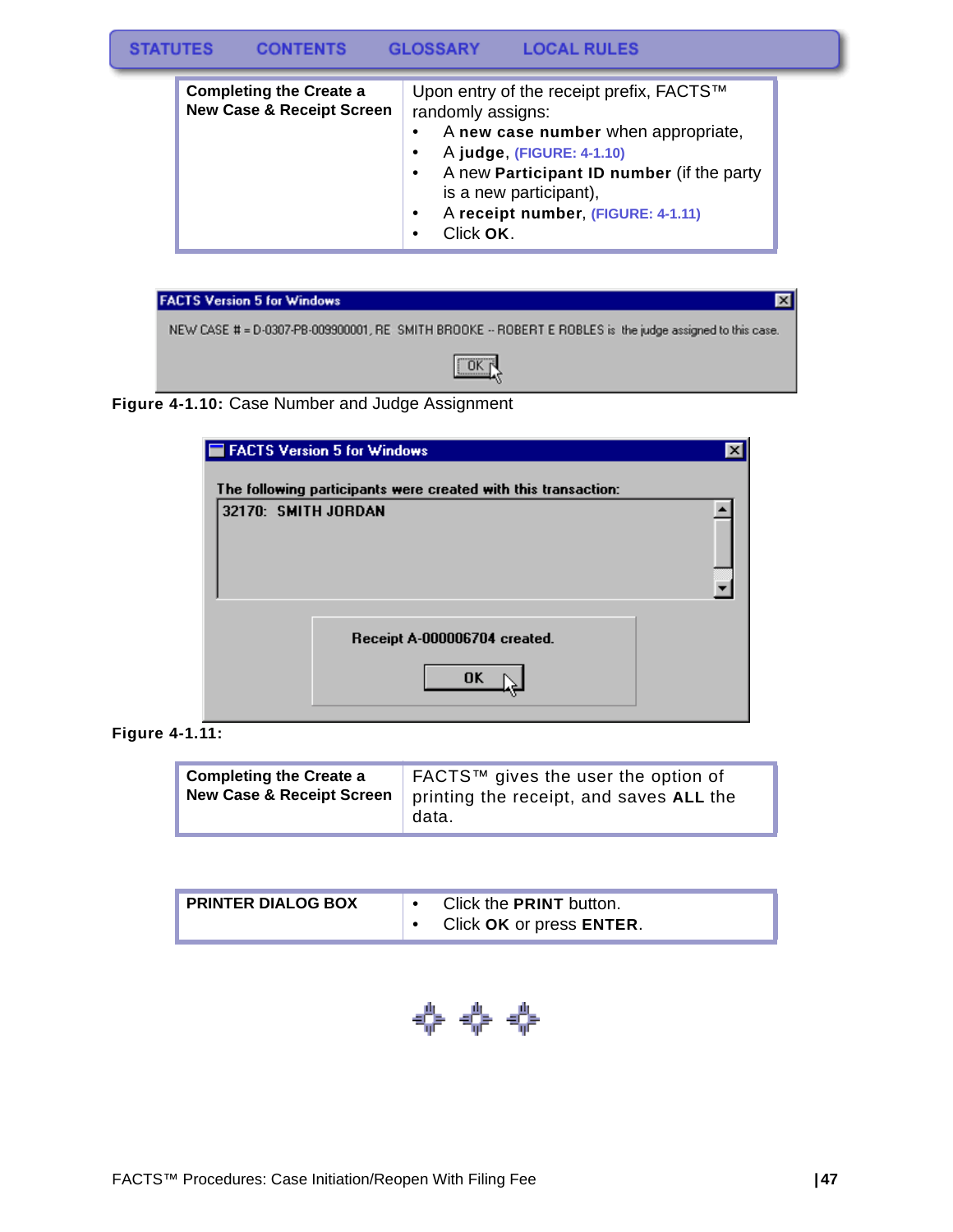STATUTES CONTENTS GLOSSARY LOCAL RULES

| **Completing the Create a New Case & Receipt Screen** | Upon entry of the receipt prefix, FACTS™ randomly assigns:<br>• A **new case number** when appropriate,<br>• A **judge**, (FIGURE: 4-1.10)<br>• A new **Participant ID number** (if the party is a new participant),<br>• A **receipt number**, (FIGURE: 4-1.11)<br>• Click **OK**. |
|---|---|

FACTS Version 5 for Windows

NEW CASE # = D-0307-PB-009900001, RE SMITH BROOKE -- ROBERT E ROBLES is the judge assigned to this case.

OK

**Figure 4-1.10:** Case Number and Judge Assignment

FACTS Version 5 for Windows

The following participants were created with this transaction:

32170: SMITH JORDAN

Receipt A-000006704 created.

OK

**Figure 4-1.11:**

| **Completing the Create a New Case & Receipt Screen** | FACTS™ gives the user the option of printing the receipt, and saves **ALL** the data. |
|---|---|

| **PRINTER DIALOG BOX** | • Click the **PRINT** button.<br>• Click **OK** or press **ENTER**. |
|---|---|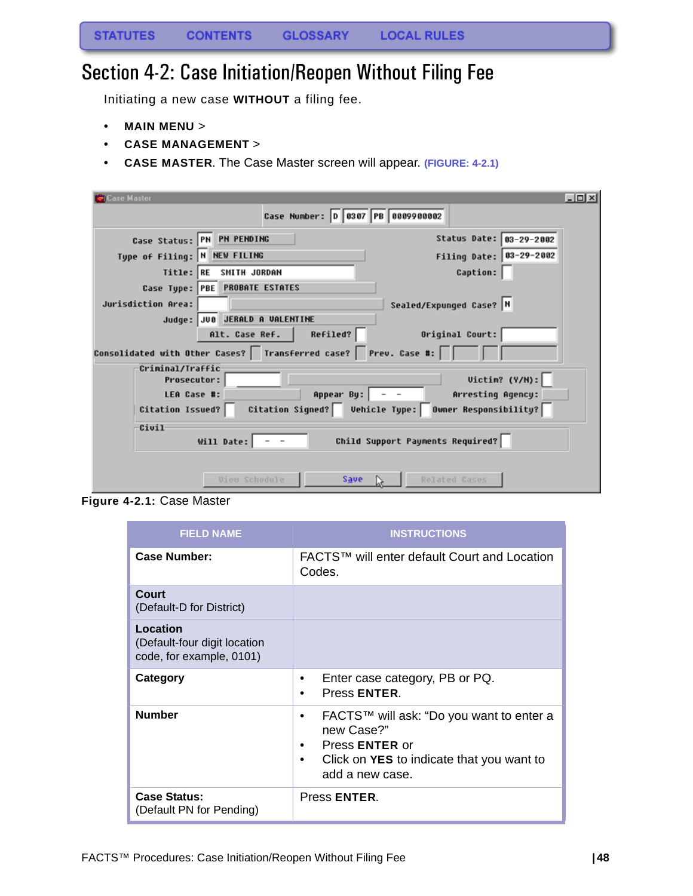# Section 4-2: Case Initiation/Reopen Without Filing Fee

Initiating a new case **WITHOUT** a filing fee.

- **MAIN MENU** >
- **CASE MANAGEMENT** >
- **CASE MASTER**. The Case Master screen will appear. **(FIGURE: 4-2.1)**

**Figure 4-2.1:** Case Master

| FIELD NAME | INSTRUCTIONS |
|---|---|
| **Case Number:** | FACTS™ will enter default Court and Location Codes. |
| **Court** (Default-D for District) | |
| **Location** (Default-four digit location code, for example, 0101) | |
| **Category** | • Enter case category, PB or PQ. • Press **ENTER**. |
| **Number** | • FACTS™ will ask: "Do you want to enter a new Case?" • Press **ENTER** or • Click on **YES** to indicate that you want to add a new case. |
| **Case Status:** (Default PN for Pending) | Press **ENTER**. |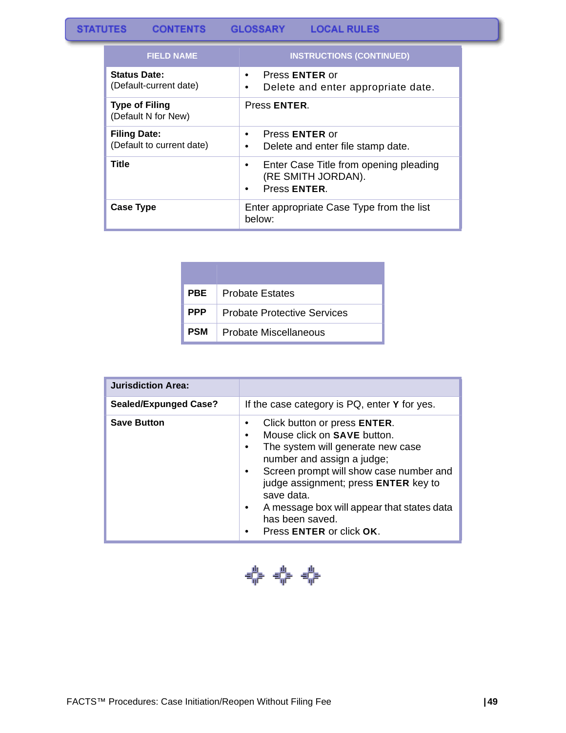| FIELD NAME | INSTRUCTIONS (CONTINUED) |
|---|---|
| **Status Date:** (Default-current date) | • Press **ENTER** or<br>• Delete and enter appropriate date. |
| **Type of Filing** (Default N for New) | Press **ENTER**. |
| **Filing Date:** (Default to current date) | • Press **ENTER** or<br>• Delete and enter file stamp date. |
| **Title** | • Enter Case Title from opening pleading (RE SMITH JORDAN).<br>• Press **ENTER**. |
| **Case Type** | Enter appropriate Case Type from the list below: |

| | |
|---|---|
| **PBE** | Probate Estates |
| **PPP** | Probate Protective Services |
| **PSM** | Probate Miscellaneous |

| | |
|---|---|
| **Jurisdiction Area:** | |
| **Sealed/Expunged Case?** | If the case category is PQ, enter **Y** for yes. |
| **Save Button** | • Click button or press **ENTER**.<br>• Mouse click on **SAVE** button.<br>• The system will generate new case number and assign a judge;<br>• Screen prompt will show case number and judge assignment; press **ENTER** key to save data.<br>• A message box will appear that states data has been saved.<br>• Press **ENTER** or click **OK**. |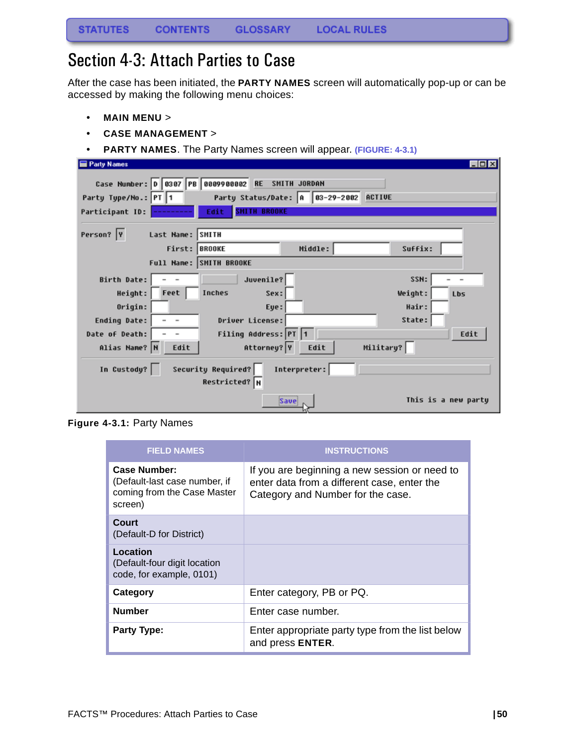STATUTES CONTENTS GLOSSARY LOCAL RULES

# Section 4-3: Attach Parties to Case

After the case has been initiated, the **PARTY NAMES** screen will automatically pop-up or can be accessed by making the following menu choices:

- **MAIN MENU** >
- **CASE MANAGEMENT** >
- **PARTY NAMES**. The Party Names screen will appear. (FIGURE: 4-3.1)

**Figure 4-3.1:** Party Names

| FIELD NAMES | INSTRUCTIONS |
|---|---|
| **Case Number:** (Default-last case number, if coming from the Case Master screen) | If you are beginning a new session or need to enter data from a different case, enter the Category and Number for the case. |
| **Court** (Default-D for District) | |
| **Location** (Default-four digit location code, for example, 0101) | |
| **Category** | Enter category, PB or PQ. |
| **Number** | Enter case number. |
| **Party Type:** | Enter appropriate party type from the list below and press **ENTER**. |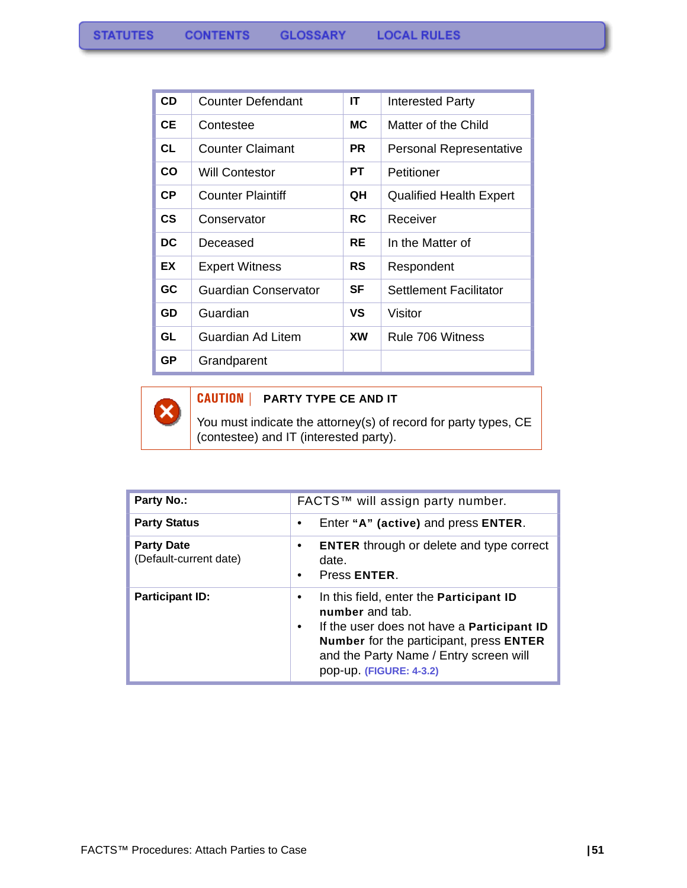| CD | Counter Defendant | IT | Interested Party |
|---|---|---|---|
| CE | Contestee | MC | Matter of the Child |
| CL | Counter Claimant | PR | Personal Representative |
| CO | Will Contestor | PT | Petitioner |
| CP | Counter Plaintiff | QH | Qualified Health Expert |
| CS | Conservator | RC | Receiver |
| DC | Deceased | RE | In the Matter of |
| EX | Expert Witness | RS | Respondent |
| GC | Guardian Conservator | SF | Settlement Facilitator |
| GD | Guardian | VS | Visitor |
| GL | Guardian Ad Litem | XW | Rule 706 Witness |
| GP | Grandparent | | |

> **CAUTION | PARTY TYPE CE AND IT**
>
> You must indicate the attorney(s) of record for party types, CE (contestee) and IT (interested party).

| **Party No.:** | FACTS™ will assign party number. |
|---|---|
| **Party Status** | • Enter **“A” (active)** and press **ENTER**. |
| **Party Date** (Default-current date) | • **ENTER** through or delete and type correct date.<br>• Press **ENTER**. |
| **Participant ID:** | • In this field, enter the **Participant ID number** and tab.<br>• If the user does not have a **Participant ID Number** for the participant, press **ENTER** and the Party Name / Entry screen will pop-up. **(FIGURE: 4-3.2)** |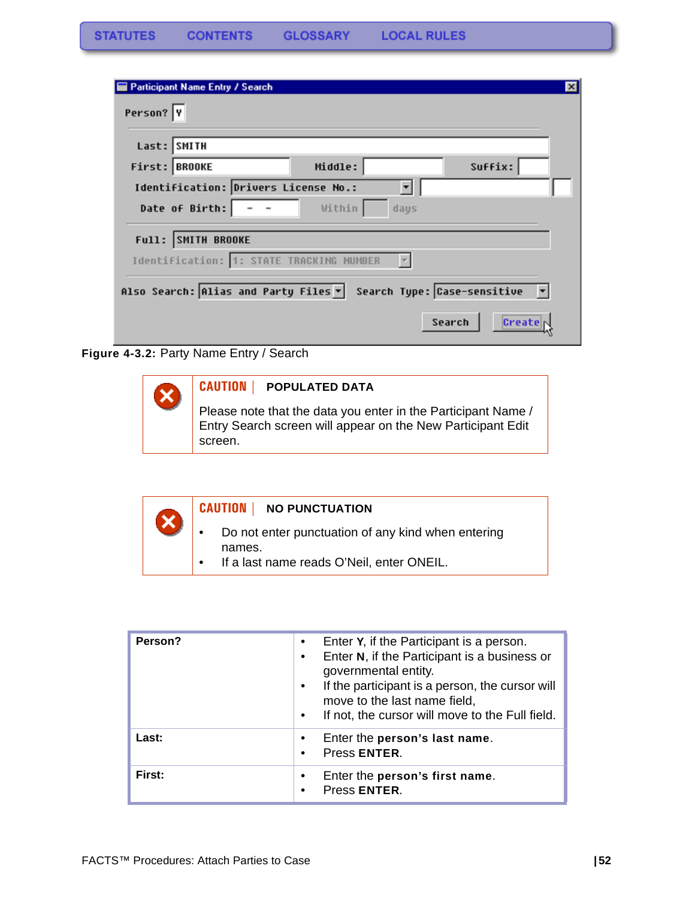**Figure 4-3.2:** Party Name Entry / Search

**CAUTION** | **POPULATED DATA**

Please note that the data you enter in the Participant Name / Entry Search screen will appear on the New Participant Edit screen.

**CAUTION** | **NO PUNCTUATION**

- Do not enter punctuation of any kind when entering names.
- If a last name reads O'Neil, enter ONEIL.

| | |
|---|---|
| **Person?** | • Enter **Y**, if the Participant is a person.<br>• Enter **N**, if the Participant is a business or governmental entity.<br>• If the participant is a person, the cursor will move to the last name field,<br>• If not, the cursor will move to the Full field. |
| **Last:** | • Enter the **person's last name**.<br>• Press **ENTER**. |
| **First:** | • Enter the **person's first name**.<br>• Press **ENTER**. |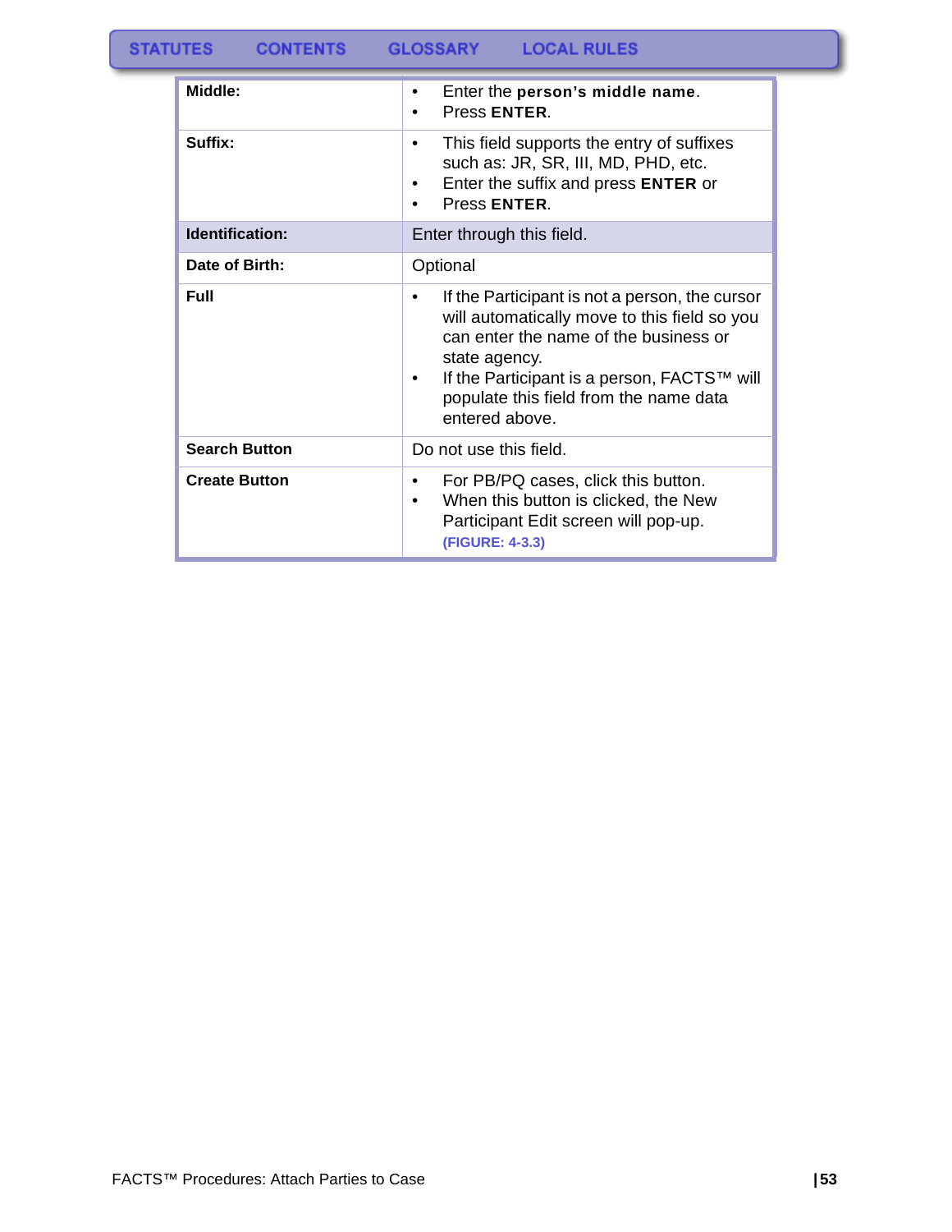| Middle: | • Enter the **person's middle name**.<br>• Press **ENTER**. |
|---|---|
| **Suffix:** | • This field supports the entry of suffixes such as: JR, SR, III, MD, PHD, etc.<br>• Enter the suffix and press **ENTER** or<br>• Press **ENTER**. |
| **Identification:** | Enter through this field. |
| **Date of Birth:** | Optional |
| **Full** | • If the Participant is not a person, the cursor will automatically move to this field so you can enter the name of the business or state agency.<br>• If the Participant is a person, FACTS™ will populate this field from the name data entered above. |
| **Search Button** | Do not use this field. |
| **Create Button** | • For PB/PQ cases, click this button.<br>• When this button is clicked, the New Participant Edit screen will pop-up. **(FIGURE: 4-3.3)** |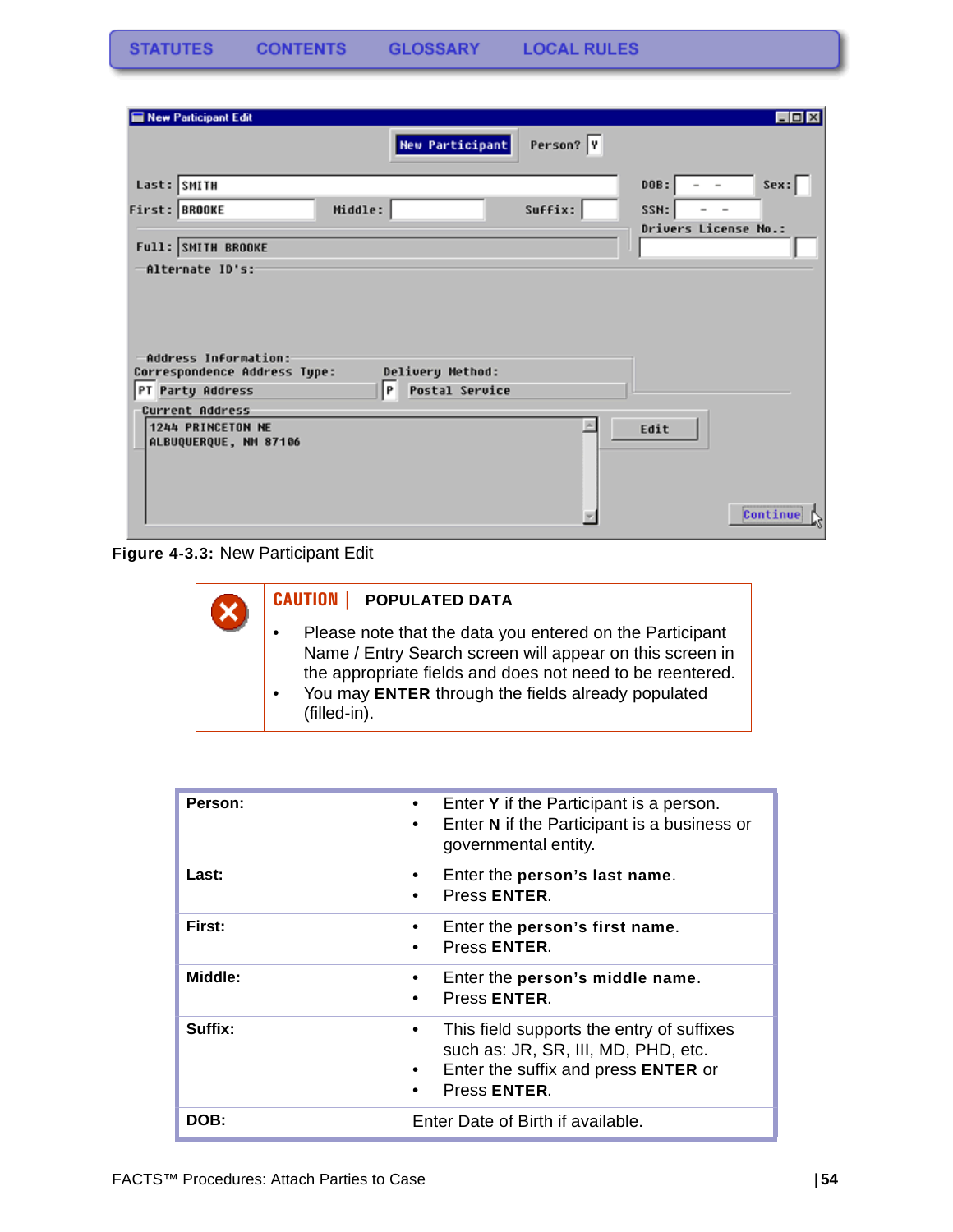STATUTES CONTENTS GLOSSARY LOCAL RULES

**Figure 4-3.3:** New Participant Edit

**CAUTION** | **POPULATED DATA**

- Please note that the data you entered on the Participant Name / Entry Search screen will appear on this screen in the appropriate fields and does not need to be reentered.
- You may **ENTER** through the fields already populated (filled-in).

| **Person:** | • Enter **Y** if the Participant is a person.<br>• Enter **N** if the Participant is a business or governmental entity. |
|---|---|
| **Last:** | • Enter the **person's last name**.<br>• Press **ENTER**. |
| **First:** | • Enter the **person's first name**.<br>• Press **ENTER**. |
| **Middle:** | • Enter the **person's middle name**.<br>• Press **ENTER**. |
| **Suffix:** | • This field supports the entry of suffixes such as: JR, SR, III, MD, PHD, etc.<br>• Enter the suffix and press **ENTER** or<br>• Press **ENTER**. |
| **DOB:** | Enter Date of Birth if available. |

FACTS™ Procedures: Attach Parties to Case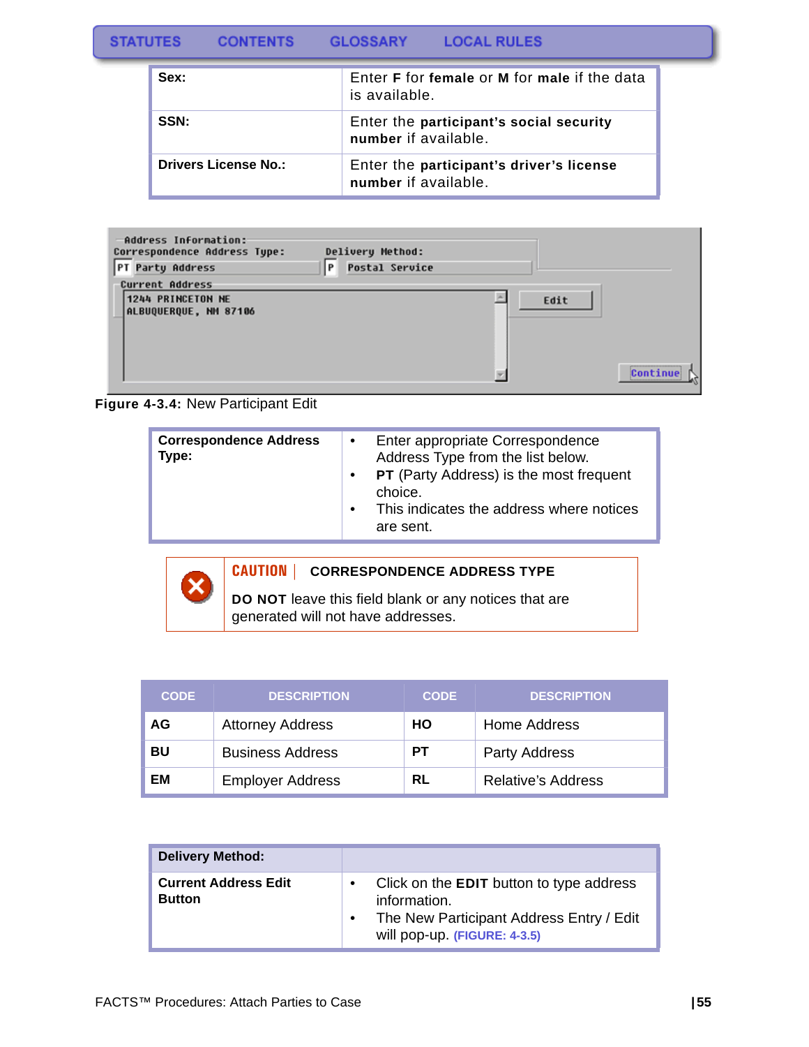| | |
|---|---|
| **Sex:** | Enter **F** for **female** or **M** for **male** if the data is available. |
| **SSN:** | Enter the **participant's social security number** if available. |
| **Drivers License No.:** | Enter the **participant's driver's license number** if available. |

**Figure 4-3.4:** New Participant Edit

| | |
|---|---|
| **Correspondence Address Type:** | • Enter appropriate Correspondence Address Type from the list below.<br>• **PT** (Party Address) is the most frequent choice.<br>• This indicates the address where notices are sent. |

**CAUTION** | **CORRESPONDENCE ADDRESS TYPE**

**DO NOT** leave this field blank or any notices that are generated will not have addresses.

| CODE | DESCRIPTION | CODE | DESCRIPTION |
|---|---|---|---|
| **AG** | Attorney Address | **HO** | Home Address |
| **BU** | Business Address | **PT** | Party Address |
| **EM** | Employer Address | **RL** | Relative's Address |

| **Delivery Method:** | |
|---|---|
| **Current Address Edit Button** | • Click on the **EDIT** button to type address information.<br>• The New Participant Address Entry / Edit will pop-up. **(FIGURE: 4-3.5)** |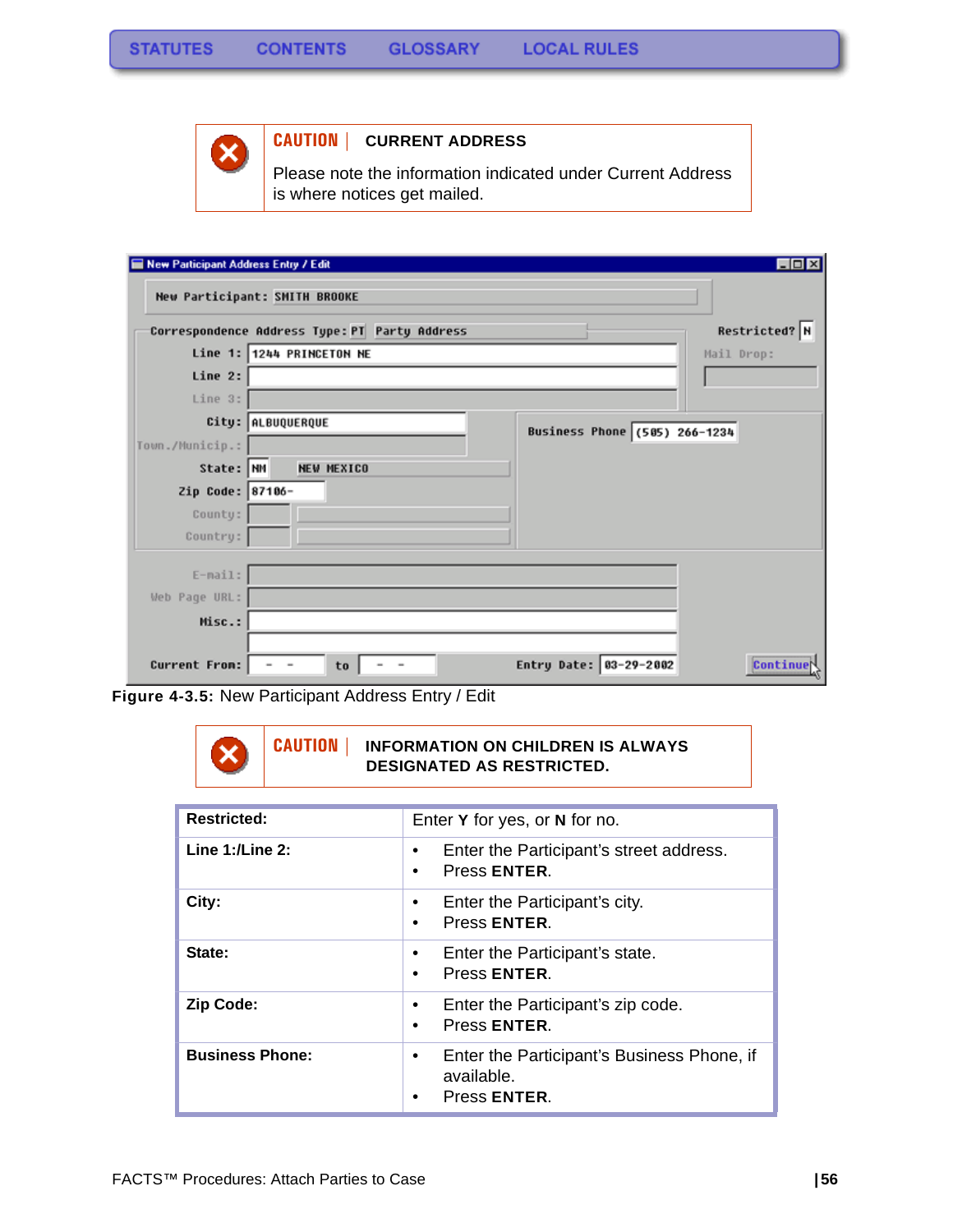**CAUTION** | **CURRENT ADDRESS**

Please note the information indicated under Current Address is where notices get mailed.

**Figure 4-3.5:** New Participant Address Entry / Edit

**CAUTION** | **INFORMATION ON CHILDREN IS ALWAYS DESIGNATED AS RESTRICTED.**

| **Restricted:** | Enter **Y** for yes, or **N** for no. |
|---|---|
| **Line 1:/Line 2:** | • Enter the Participant's street address.<br>• Press **ENTER**. |
| **City:** | • Enter the Participant's city.<br>• Press **ENTER**. |
| **State:** | • Enter the Participant's state.<br>• Press **ENTER**. |
| **Zip Code:** | • Enter the Participant's zip code.<br>• Press **ENTER**. |
| **Business Phone:** | • Enter the Participant's Business Phone, if available.<br>• Press **ENTER**. |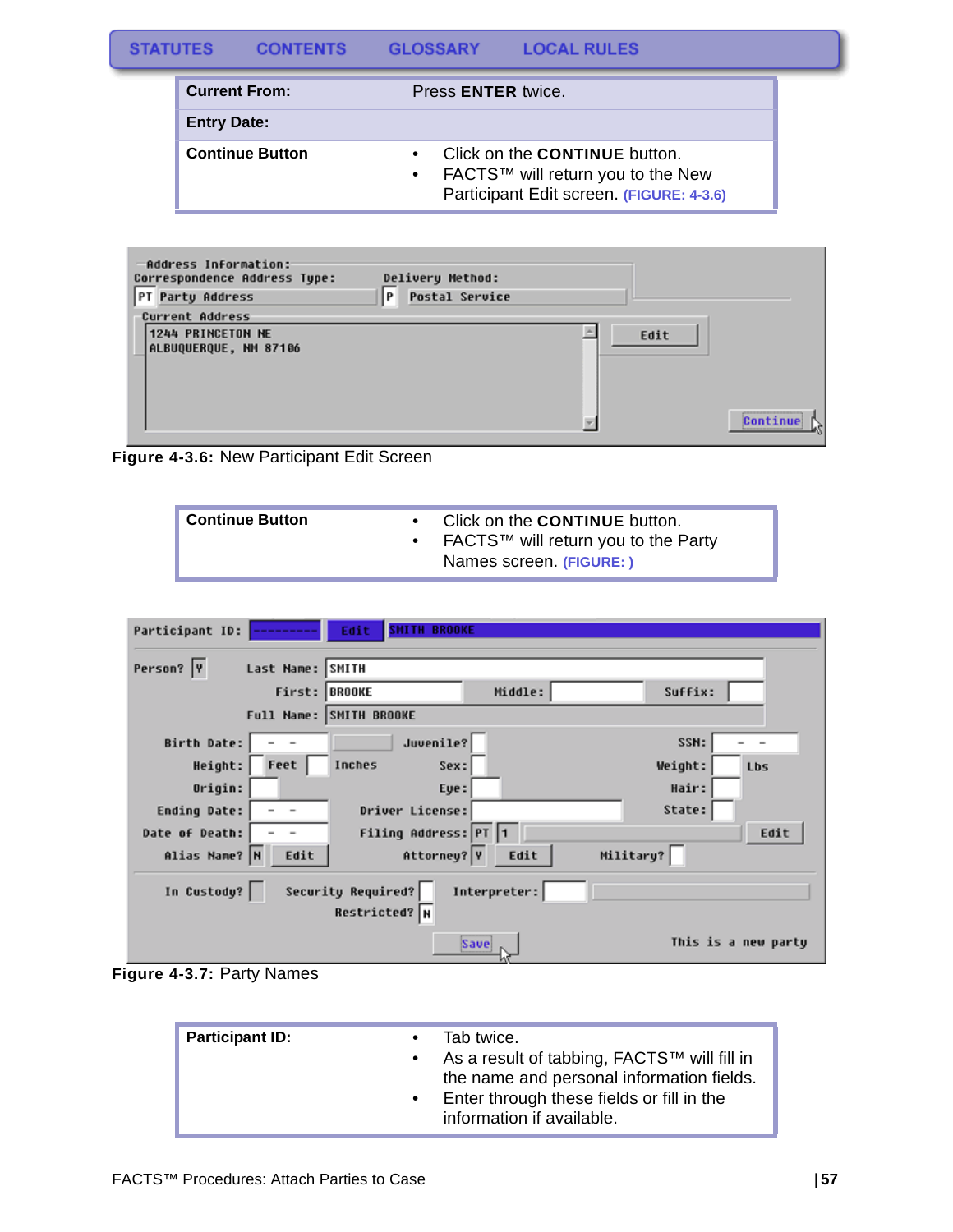| Current From: | Press **ENTER** twice. |
|---|---|
| **Entry Date:** | |
| **Continue Button** | • Click on the **CONTINUE** button.<br>• FACTS™ will return you to the New Participant Edit screen. (FIGURE: 4-3.6) |

**Figure 4-3.6:** New Participant Edit Screen

| Continue Button | • Click on the **CONTINUE** button.<br>• FACTS™ will return you to the Party Names screen. (FIGURE: ) |
|---|---|

**Figure 4-3.7:** Party Names

| Participant ID: | • Tab twice.<br>• As a result of tabbing, FACTS™ will fill in the name and personal information fields.<br>• Enter through these fields or fill in the information if available. |
|---|---|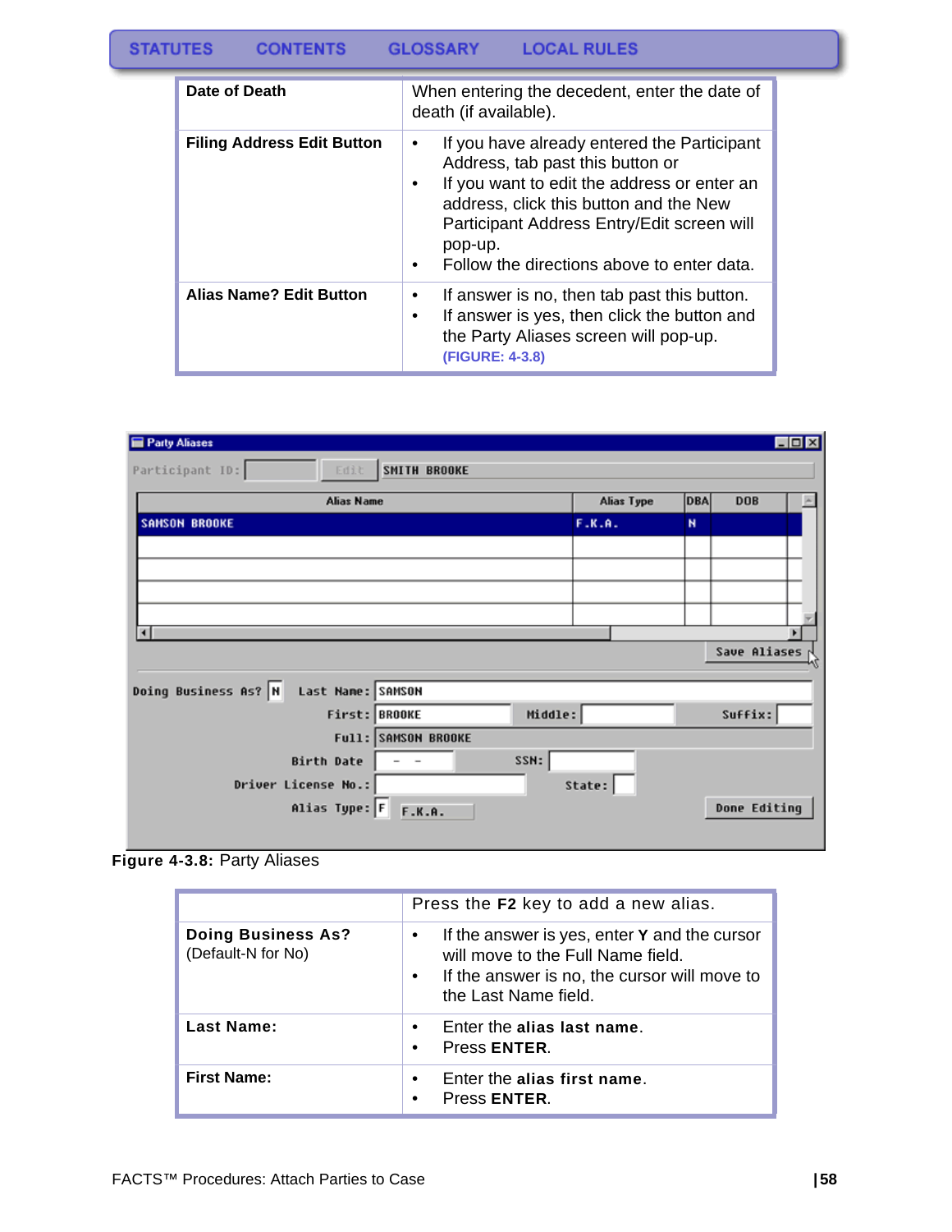| Date of Death | When entering the decedent, enter the date of death (if available). |
|---|---|
| **Filing Address Edit Button** | • If you have already entered the Participant Address, tab past this button or<br>• If you want to edit the address or enter an address, click this button and the New Participant Address Entry/Edit screen will pop-up.<br>• Follow the directions above to enter data. |
| **Alias Name? Edit Button** | • If answer is no, then tab past this button.<br>• If answer is yes, then click the button and the Party Aliases screen will pop-up. **(FIGURE: 4-3.8)** |

**Figure 4-3.8:** Party Aliases

| | Press the **F2** key to add a new alias. |
|---|---|
| **Doing Business As?** (Default-N for No) | • If the answer is yes, enter **Y** and the cursor will move to the Full Name field.<br>• If the answer is no, the cursor will move to the Last Name field. |
| **Last Name:** | • Enter the **alias last name**.<br>• Press **ENTER**. |
| **First Name:** | • Enter the **alias first name**.<br>• Press **ENTER**. |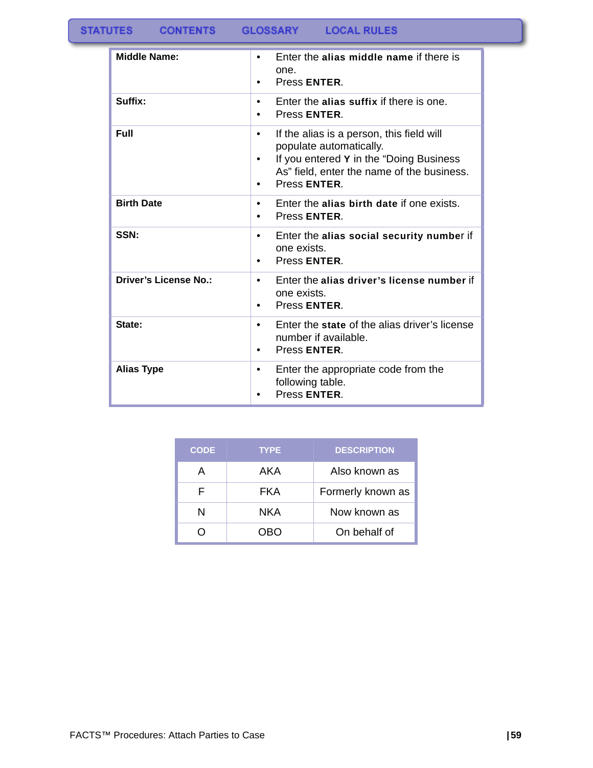| | |
|---|---|
| **Middle Name:** | • Enter the **alias middle name** if there is one.<br>• Press **ENTER**. |
| **Suffix:** | • Enter the **alias suffix** if there is one.<br>• Press **ENTER**. |
| **Full** | • If the alias is a person, this field will populate automatically.<br>• If you entered **Y** in the "Doing Business As" field, enter the name of the business.<br>• Press **ENTER**. |
| **Birth Date** | • Enter the **alias birth date** if one exists.<br>• Press **ENTER**. |
| **SSN:** | • Enter the **alias social security number** if one exists.<br>• Press **ENTER**. |
| **Driver's License No.:** | • Enter the **alias driver's license number** if one exists.<br>• Press **ENTER**. |
| **State:** | • Enter the **state** of the alias driver's license number if available.<br>• Press **ENTER**. |
| **Alias Type** | • Enter the appropriate code from the following table.<br>• Press **ENTER**. |

| CODE | TYPE | DESCRIPTION |
|---|---|---|
| A | AKA | Also known as |
| F | FKA | Formerly known as |
| N | NKA | Now known as |
| O | OBO | On behalf of |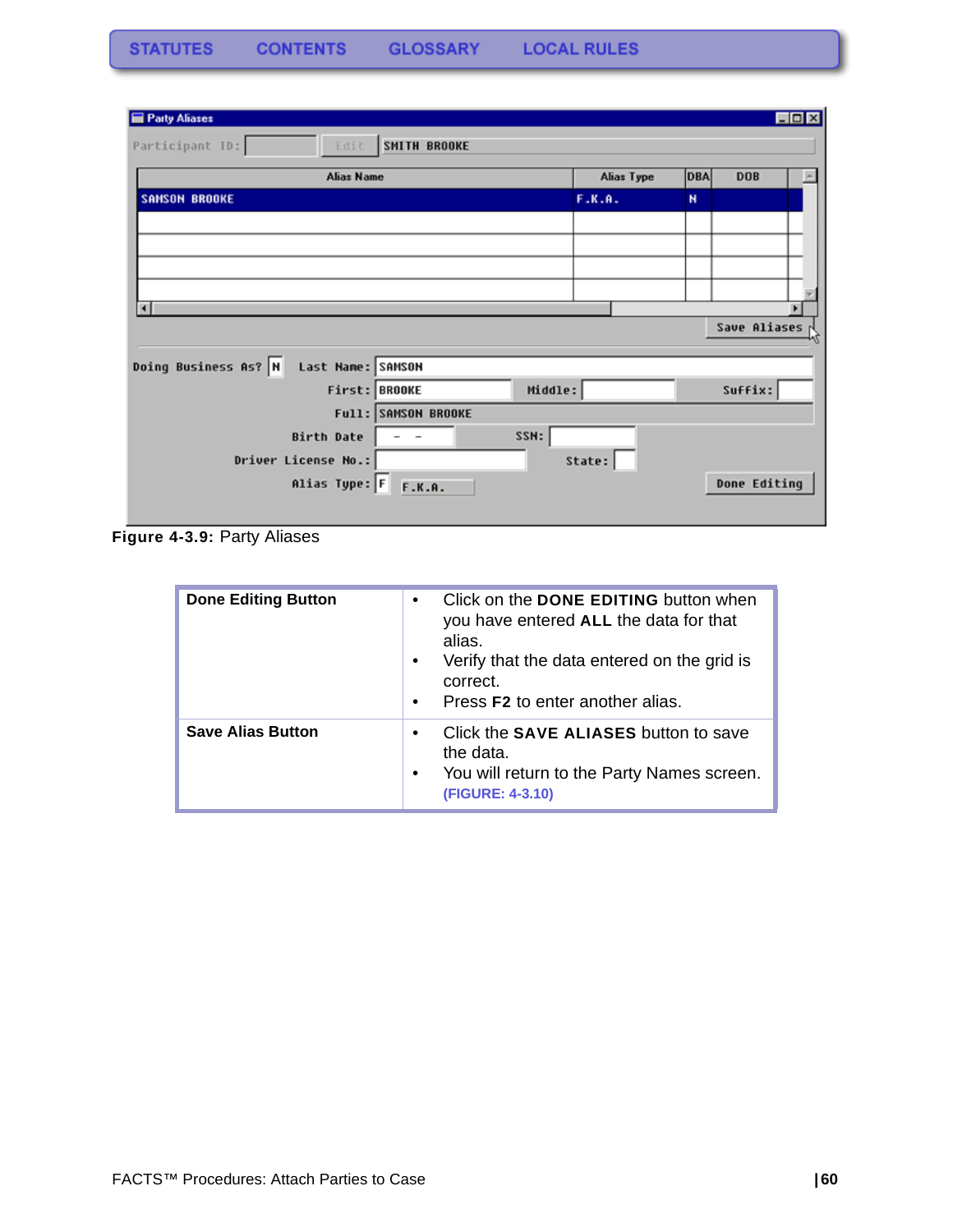Figure 4-3.9: Party Aliases

| Done Editing Button | • Click on the **DONE EDITING** button when you have entered **ALL** the data for that alias.<br>• Verify that the data entered on the grid is correct.<br>• Press **F2** to enter another alias. |
|---|---|
| **Save Alias Button** | • Click the **SAVE ALIASES** button to save the data.<br>• You will return to the Party Names screen. (FIGURE: 4-3.10) |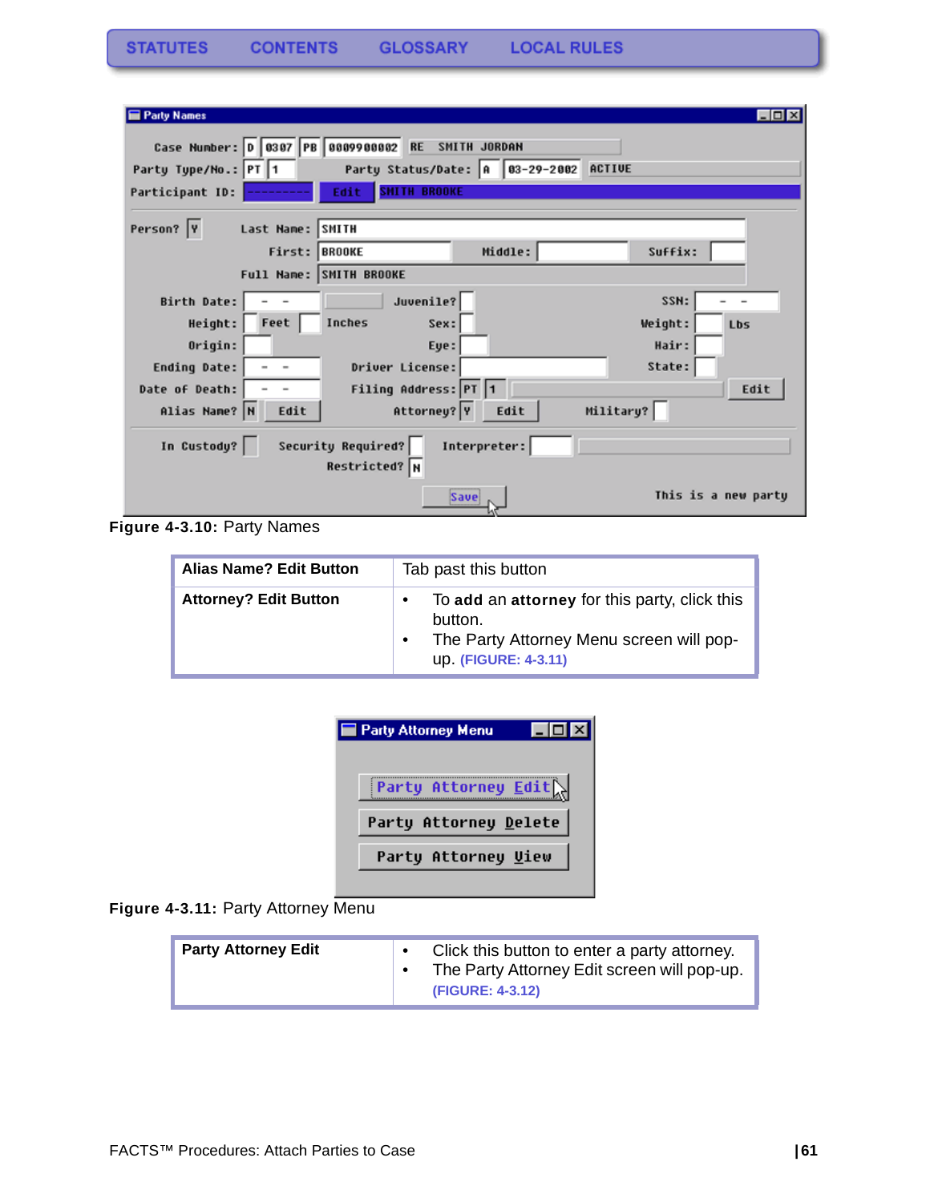Figure 4-3.10: Party Names

| Alias Name? Edit Button | Tab past this button |
|---|---|
| Attorney? Edit Button | • To **add** an **attorney** for this party, click this button.<br>• The Party Attorney Menu screen will pop-up. (FIGURE: 4-3.11) |

Figure 4-3.11: Party Attorney Menu

| Party Attorney Edit | • Click this button to enter a party attorney.<br>• The Party Attorney Edit screen will pop-up. (FIGURE: 4-3.12) |
|---|---|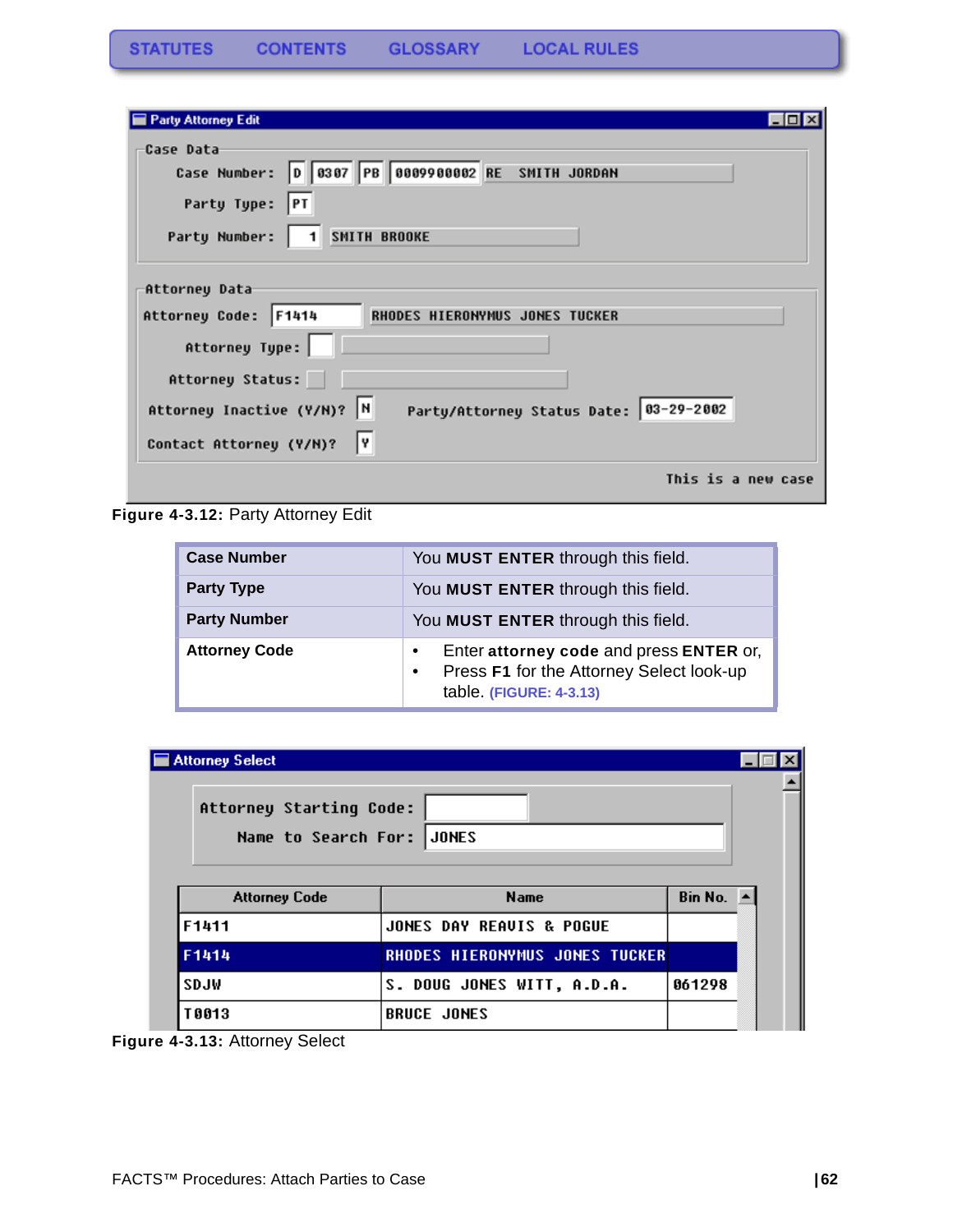STATUTES CONTENTS GLOSSARY LOCAL RULES

**Figure 4-3.12:** Party Attorney Edit

| Case Number | You **MUST ENTER** through this field. |
|---|---|
| **Party Type** | You **MUST ENTER** through this field. |
| **Party Number** | You **MUST ENTER** through this field. |
| **Attorney Code** | • Enter **attorney code** and press **ENTER** or, • Press **F1** for the Attorney Select look-up table. (FIGURE: 4-3.13) |

**Figure 4-3.13:** Attorney Select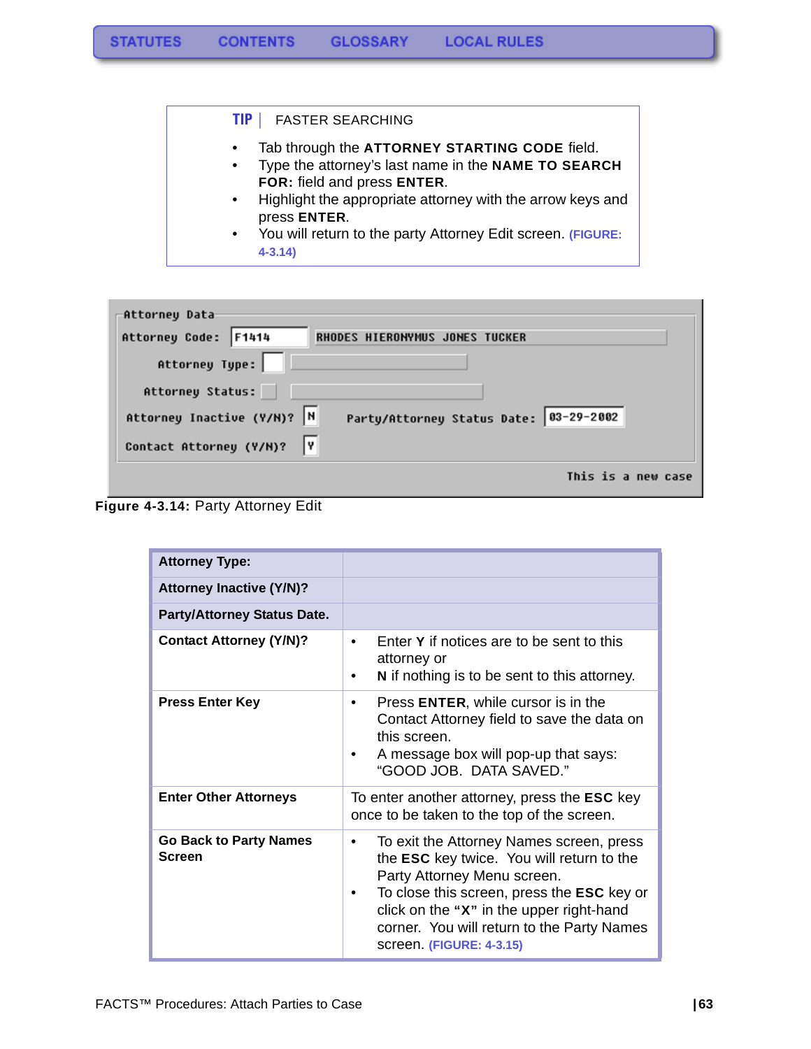**TIP** | FASTER SEARCHING

- Tab through the **ATTORNEY STARTING CODE** field.
- Type the attorney's last name in the **NAME TO SEARCH FOR:** field and press **ENTER**.
- Highlight the appropriate attorney with the arrow keys and press **ENTER**.
- You will return to the party Attorney Edit screen. **(FIGURE: 4-3.14)**

```
Attorney Data
Attorney Code: F1414    RHODES HIERONYMUS JONES TUCKER
    Attorney Type:
  Attorney Status:
Attorney Inactive (Y/N)? N    Party/Attorney Status Date: 03-29-2002
Contact Attorney (Y/N)? Y
                                              This is a new case
```

**Figure 4-3.14:** Party Attorney Edit

| **Attorney Type:** | |
|---|---|
| **Attorney Inactive (Y/N)?** | |
| **Party/Attorney Status Date.** | |
| **Contact Attorney (Y/N)?** | • Enter **Y** if notices are to be sent to this attorney or<br>• **N** if nothing is to be sent to this attorney. |
| **Press Enter Key** | • Press **ENTER**, while cursor is in the Contact Attorney field to save the data on this screen.<br>• A message box will pop-up that says: "GOOD JOB. DATA SAVED." |
| **Enter Other Attorneys** | To enter another attorney, press the **ESC** key once to be taken to the top of the screen. |
| **Go Back to Party Names Screen** | • To exit the Attorney Names screen, press the **ESC** key twice. You will return to the Party Attorney Menu screen.<br>• To close this screen, press the **ESC** key or click on the **"X"** in the upper right-hand corner. You will return to the Party Names screen. **(FIGURE: 4-3.15)** |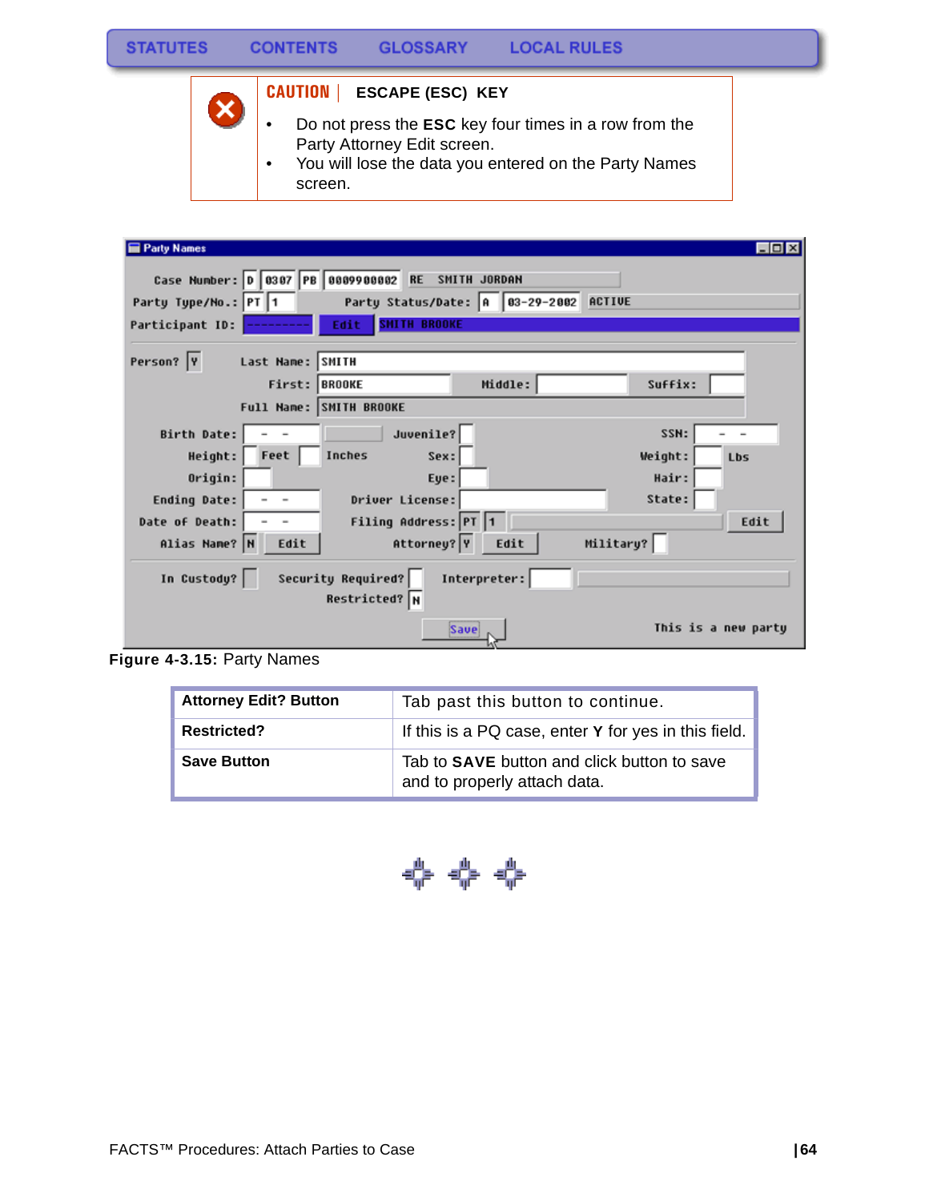STATUTES CONTENTS GLOSSARY LOCAL RULES

**CAUTION | ESCAPE (ESC) KEY**

- Do not press the **ESC** key four times in a row from the Party Attorney Edit screen.
- You will lose the data you entered on the Party Names screen.

**Figure 4-3.15:** Party Names

| Attorney Edit? Button | Tab past this button to continue. |
|---|---|
| **Restricted?** | If this is a PQ case, enter **Y** for yes in this field. |
| **Save Button** | Tab to **SAVE** button and click button to save and to properly attach data. |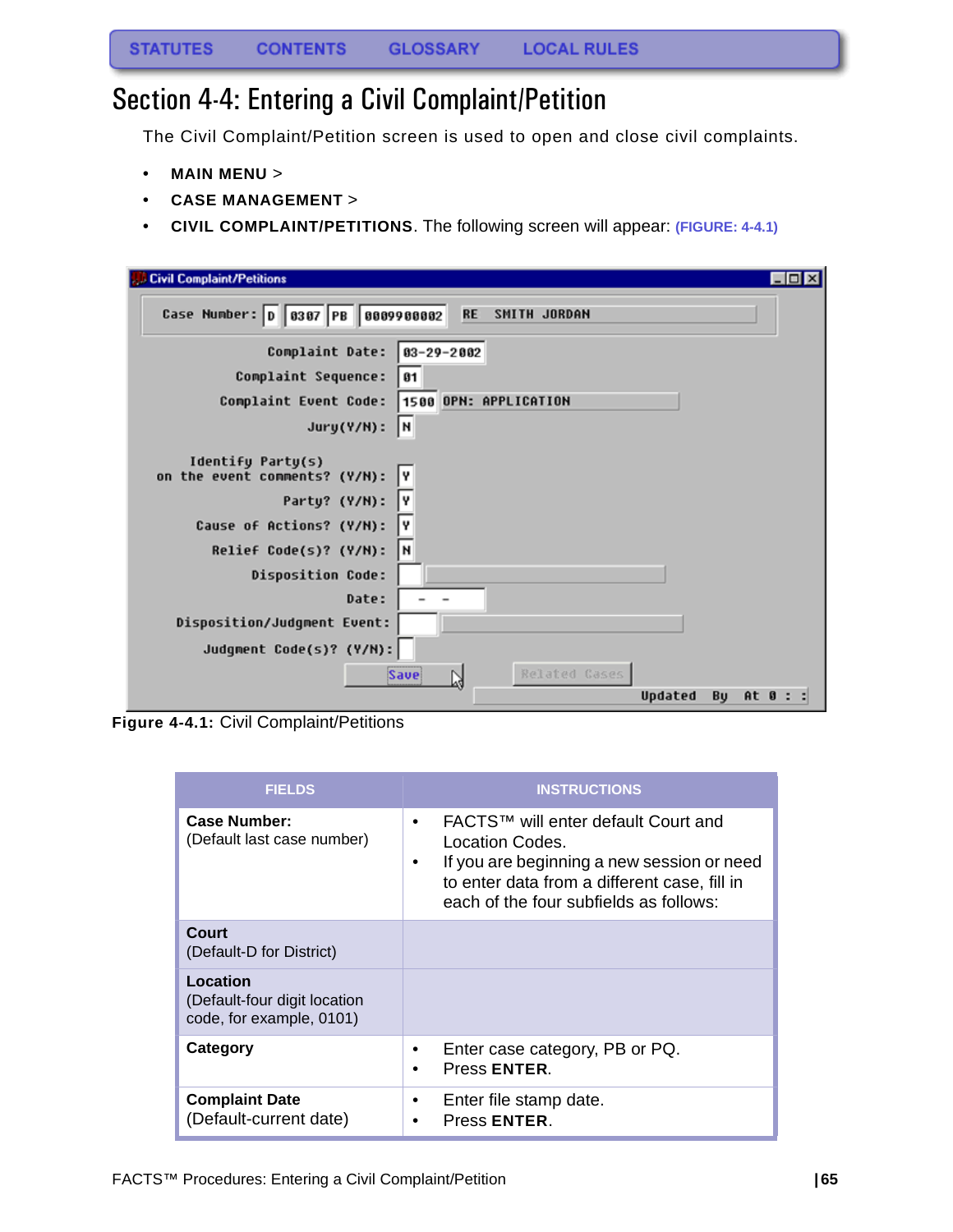STATUTES CONTENTS GLOSSARY LOCAL RULES

# Section 4-4: Entering a Civil Complaint/Petition

The Civil Complaint/Petition screen is used to open and close civil complaints.

- **MAIN MENU** >
- **CASE MANAGEMENT** >
- **CIVIL COMPLAINT/PETITIONS**. The following screen will appear: **(FIGURE: 4-4.1)**

**Figure 4-4.1:** Civil Complaint/Petitions

| FIELDS | INSTRUCTIONS |
|---|---|
| **Case Number:**<br>(Default last case number) | • FACTS™ will enter default Court and Location Codes.<br>• If you are beginning a new session or need to enter data from a different case, fill in each of the four subfields as follows: |
| **Court**<br>(Default-D for District) | |
| **Location**<br>(Default-four digit location code, for example, 0101) | |
| **Category** | • Enter case category, PB or PQ.<br>• Press **ENTER**. |
| **Complaint Date**<br>(Default-current date) | • Enter file stamp date.<br>• Press **ENTER**. |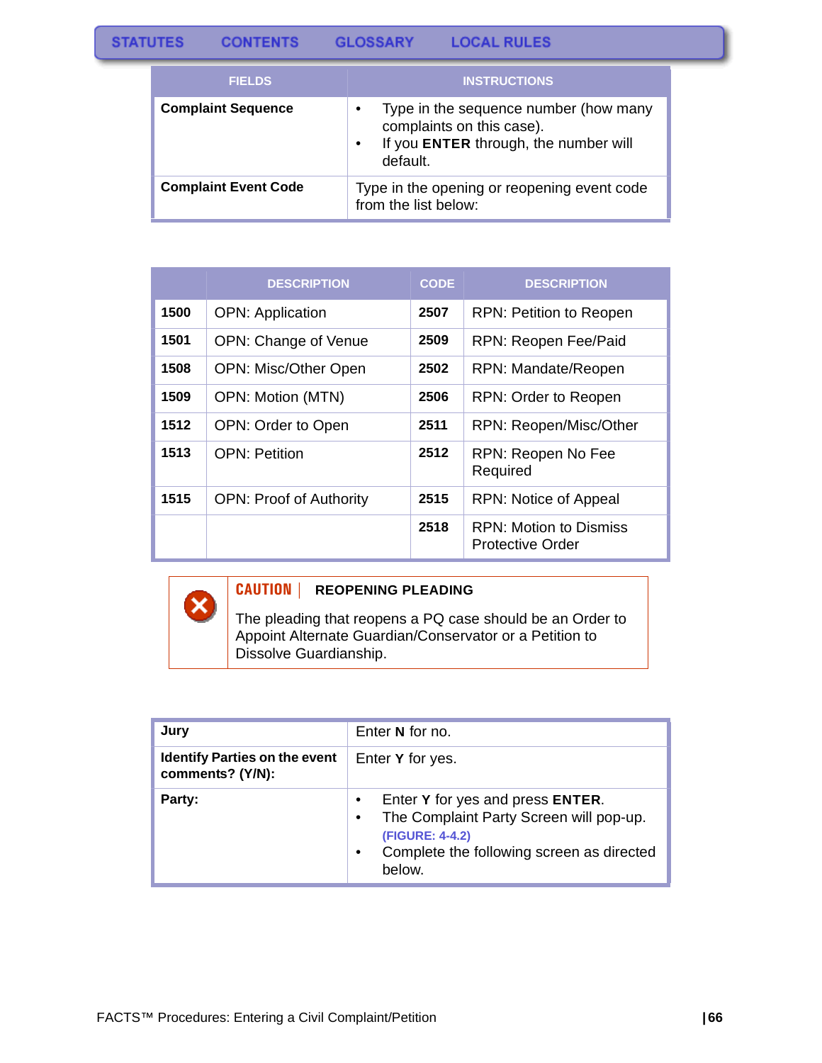| FIELDS | INSTRUCTIONS |
|---|---|
| **Complaint Sequence** | • Type in the sequence number (how many complaints on this case).<br>• If you **ENTER** through, the number will default. |
| **Complaint Event Code** | Type in the opening or reopening event code from the list below: |

| | DESCRIPTION | CODE | DESCRIPTION |
|---|---|---|---|
| **1500** | OPN: Application | **2507** | RPN: Petition to Reopen |
| **1501** | OPN: Change of Venue | **2509** | RPN: Reopen Fee/Paid |
| **1508** | OPN: Misc/Other Open | **2502** | RPN: Mandate/Reopen |
| **1509** | OPN: Motion (MTN) | **2506** | RPN: Order to Reopen |
| **1512** | OPN: Order to Open | **2511** | RPN: Reopen/Misc/Other |
| **1513** | OPN: Petition | **2512** | RPN: Reopen No Fee Required |
| **1515** | OPN: Proof of Authority | **2515** | RPN: Notice of Appeal |
| | | **2518** | RPN: Motion to Dismiss Protective Order |

**CAUTION | REOPENING PLEADING**

The pleading that reopens a PQ case should be an Order to Appoint Alternate Guardian/Conservator or a Petition to Dissolve Guardianship.

| | |
|---|---|
| **Jury** | Enter **N** for no. |
| **Identify Parties on the event comments? (Y/N):** | Enter **Y** for yes. |
| **Party:** | • Enter **Y** for yes and press **ENTER**.<br>• The Complaint Party Screen will pop-up. (FIGURE: 4-4.2)<br>• Complete the following screen as directed below. |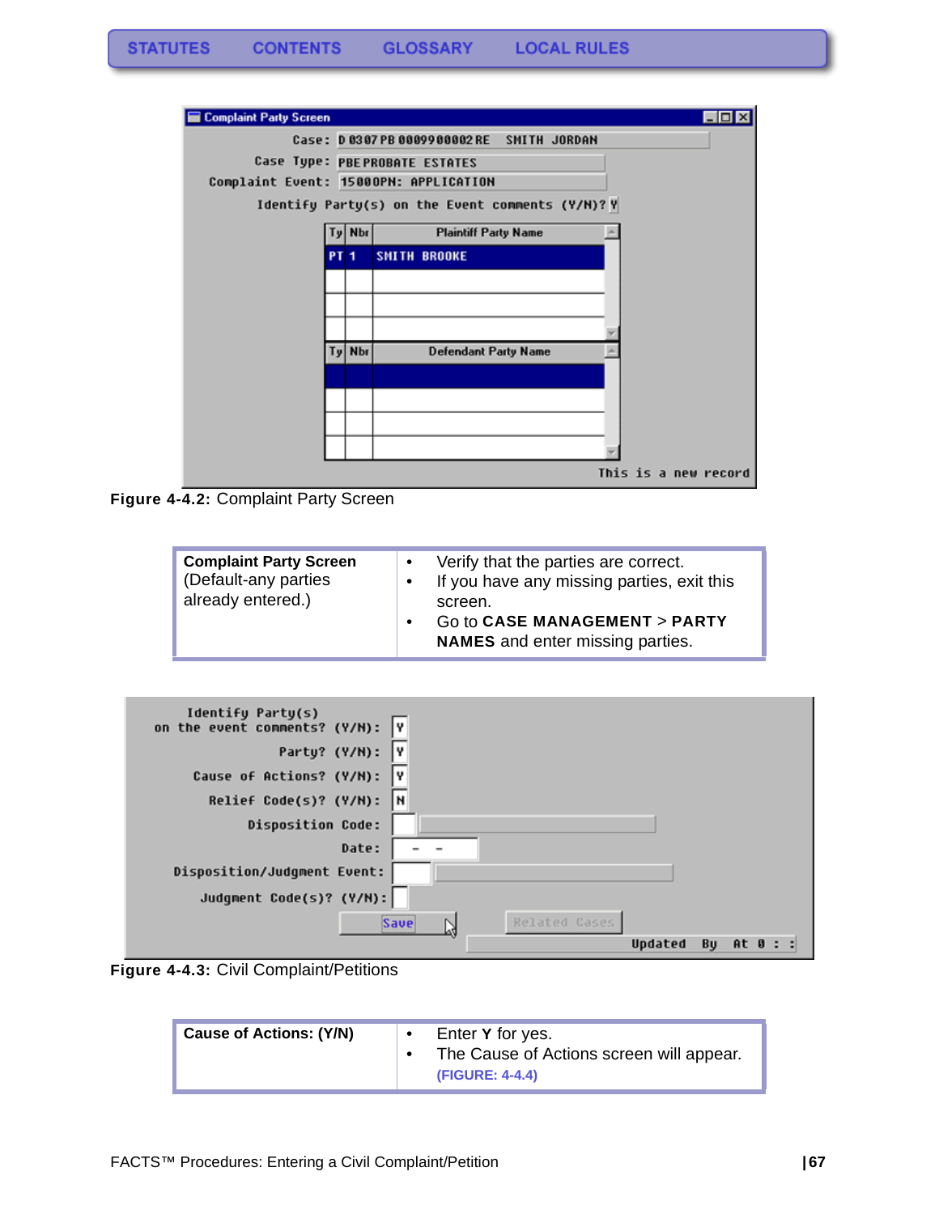**Figure 4-4.2:** Complaint Party Screen

| **Complaint Party Screen** (Default-any parties already entered.) | • Verify that the parties are correct. • If you have any missing parties, exit this screen. • Go to **CASE MANAGEMENT** > **PARTY NAMES** and enter missing parties. |
|---|---|

**Figure 4-4.3:** Civil Complaint/Petitions

| **Cause of Actions: (Y/N)** | • Enter **Y** for yes. • The Cause of Actions screen will appear. **(FIGURE: 4-4.4)** |
|---|---|

FACTS™ Procedures: Entering a Civil Complaint/Petition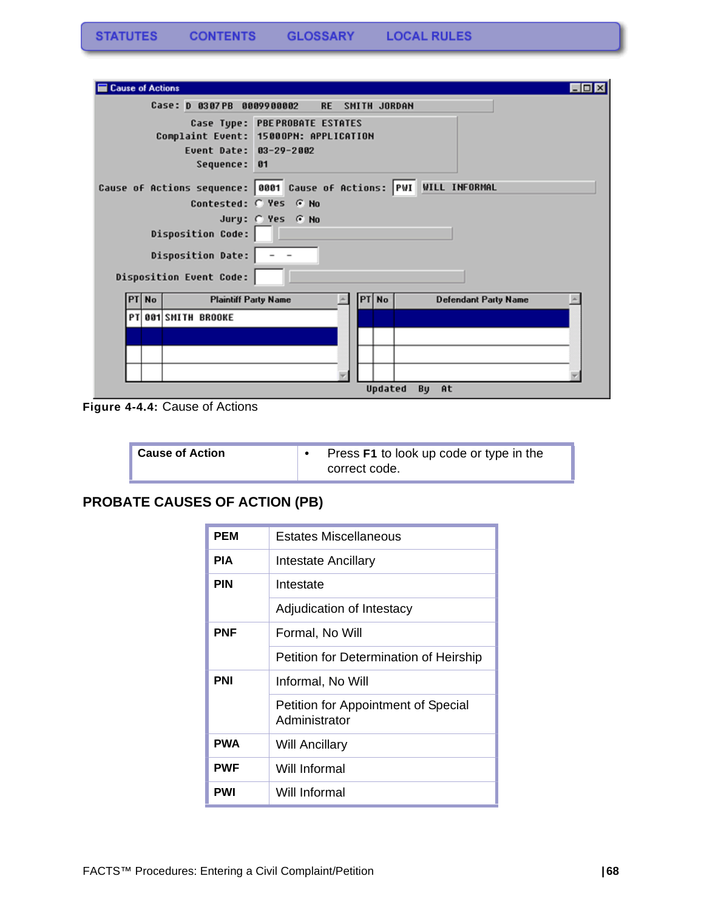STATUTES CONTENTS GLOSSARY LOCAL RULES

**Figure 4-4.4:** Cause of Actions

| Cause of Action | • Press **F1** to look up code or type in the correct code. |
|---|---|

## PROBATE CAUSES OF ACTION (PB)

| | |
|---|---|
| **PEM** | Estates Miscellaneous |
| **PIA** | Intestate Ancillary |
| **PIN** | Intestate |
| | Adjudication of Intestacy |
| **PNF** | Formal, No Will |
| | Petition for Determination of Heirship |
| **PNI** | Informal, No Will |
| | Petition for Appointment of Special Administrator |
| **PWA** | Will Ancillary |
| **PWF** | Will Informal |
| **PWI** | Will Informal |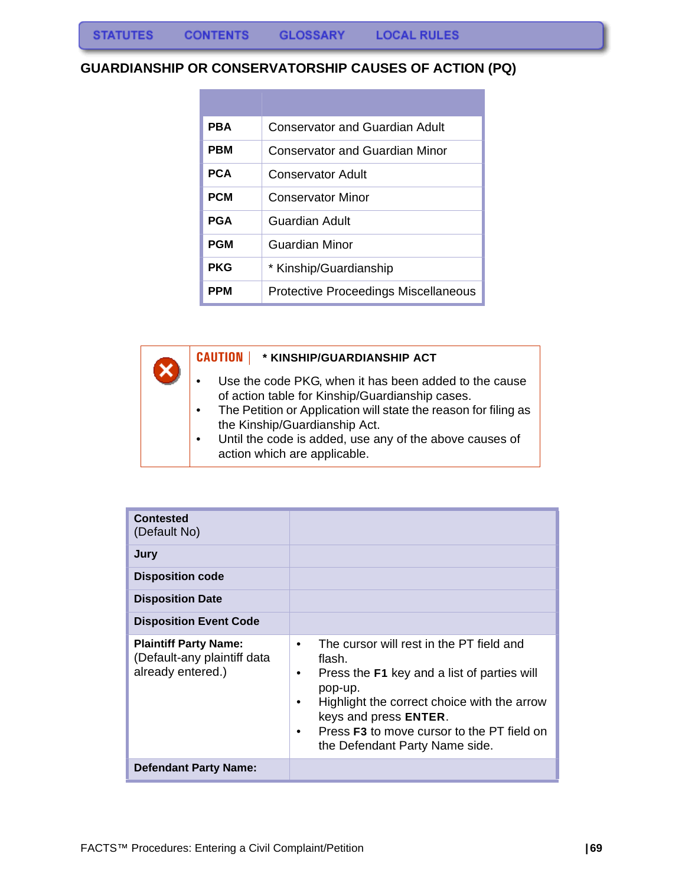## GUARDIANSHIP OR CONSERVATORSHIP CAUSES OF ACTION (PQ)

| | |
|---|---|
| **PBA** | Conservator and Guardian Adult |
| **PBM** | Conservator and Guardian Minor |
| **PCA** | Conservator Adult |
| **PCM** | Conservator Minor |
| **PGA** | Guardian Adult |
| **PGM** | Guardian Minor |
| **PKG** | * Kinship/Guardianship |
| **PPM** | Protective Proceedings Miscellaneous |

**CAUTION** | *** KINSHIP/GUARDIANSHIP ACT**

- Use the code PKG, when it has been added to the cause of action table for Kinship/Guardianship cases.
- The Petition or Application will state the reason for filing as the Kinship/Guardianship Act.
- Until the code is added, use any of the above causes of action which are applicable.

| | |
|---|---|
| **Contested** (Default No) | |
| **Jury** | |
| **Disposition code** | |
| **Disposition Date** | |
| **Disposition Event Code** | |
| **Plaintiff Party Name:** (Default-any plaintiff data already entered.) | • The cursor will rest in the PT field and flash.<br>• Press the **F1** key and a list of parties will pop-up.<br>• Highlight the correct choice with the arrow keys and press **ENTER**.<br>• Press **F3** to move cursor to the PT field on the Defendant Party Name side. |
| **Defendant Party Name:** | |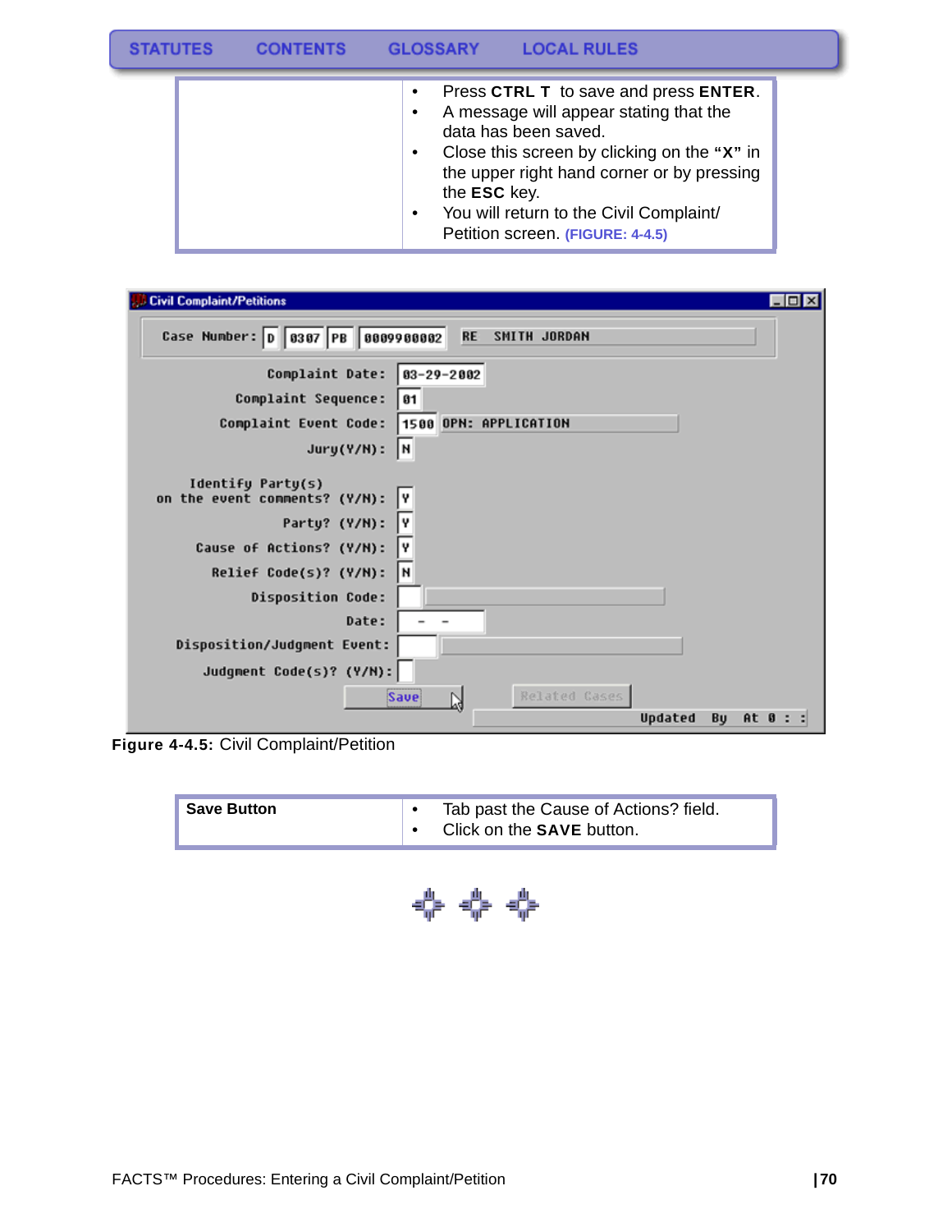| | |
|---|---|
| | • Press **CTRL T** to save and press **ENTER**.<br>• A message will appear stating that the data has been saved.<br>• Close this screen by clicking on the **"X"** in the upper right hand corner or by pressing the **ESC** key.<br>• You will return to the Civil Complaint/ Petition screen. (FIGURE: 4-4.5) |

**Figure 4-4.5:** Civil Complaint/Petition

| | |
|---|---|
| **Save Button** | • Tab past the Cause of Actions? field.<br>• Click on the **SAVE** button. |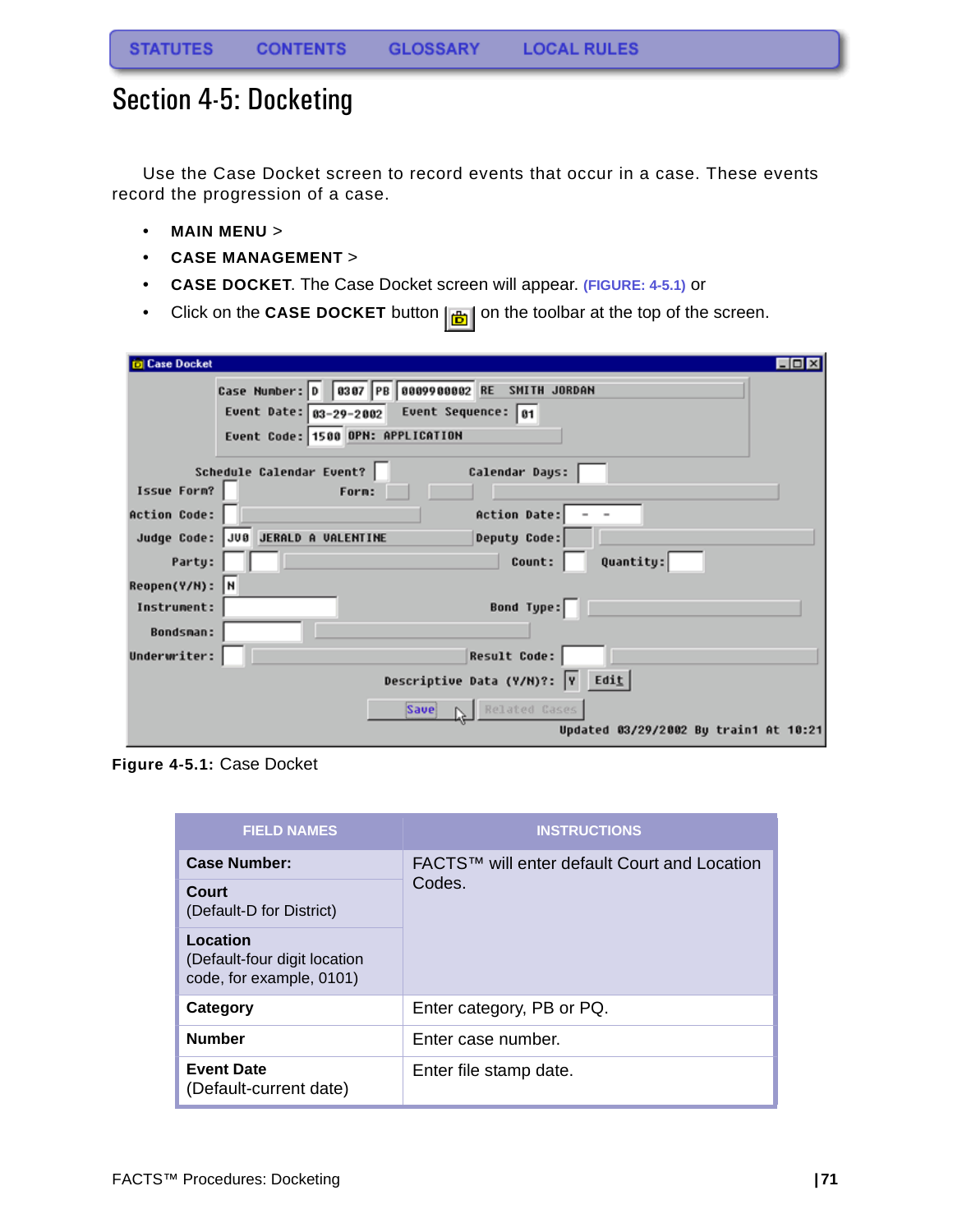STATUTES CONTENTS GLOSSARY LOCAL RULES

# Section 4-5: Docketing

Use the Case Docket screen to record events that occur in a case. These events record the progression of a case.

- **MAIN MENU** >
- **CASE MANAGEMENT** >
- **CASE DOCKET**. The Case Docket screen will appear. (FIGURE: 4-5.1) or
- Click on the **CASE DOCKET** button on the toolbar at the top of the screen.

**Figure 4-5.1:** Case Docket

| FIELD NAMES | INSTRUCTIONS |
|---|---|
| **Case Number:** | FACTS™ will enter default Court and Location Codes. |
| **Court** (Default-D for District) | |
| **Location** (Default-four digit location code, for example, 0101) | |
| **Category** | Enter category, PB or PQ. |
| **Number** | Enter case number. |
| **Event Date** (Default-current date) | Enter file stamp date. |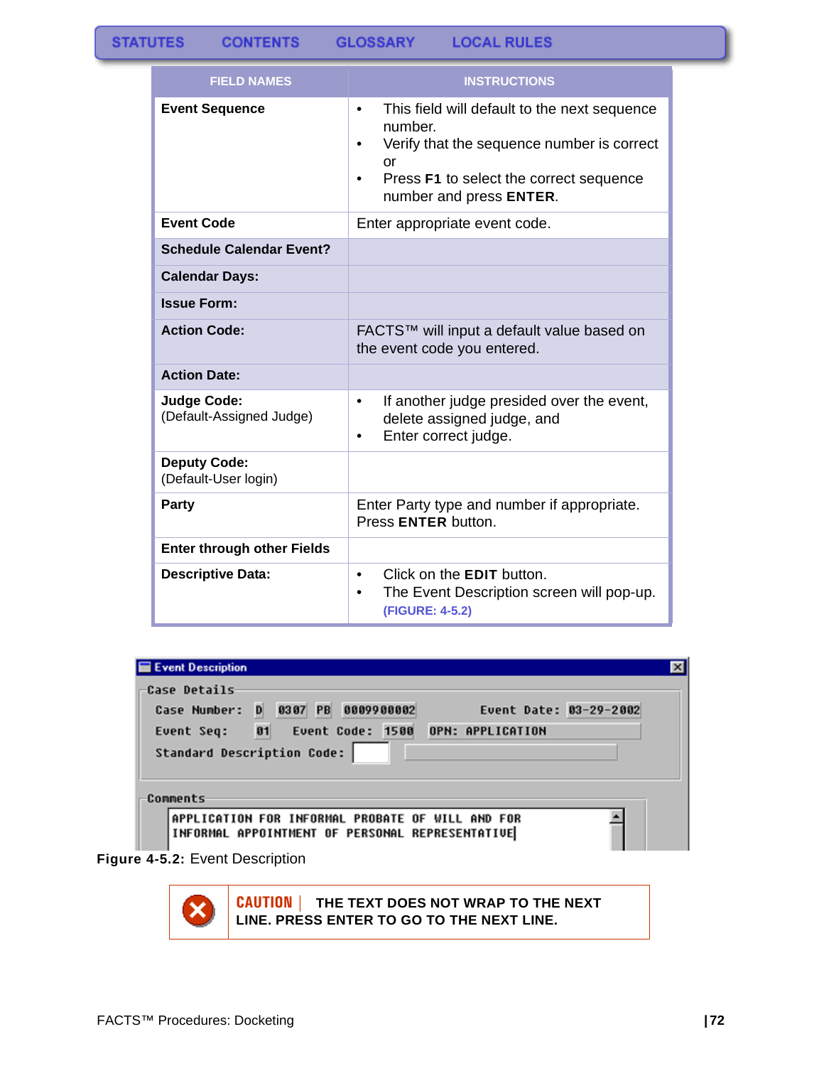| FIELD NAMES | INSTRUCTIONS |
|---|---|
| **Event Sequence** | • This field will default to the next sequence number.<br>• Verify that the sequence number is correct or<br>• Press **F1** to select the correct sequence number and press **ENTER**. |
| **Event Code** | Enter appropriate event code. |
| **Schedule Calendar Event?** | |
| **Calendar Days:** | |
| **Issue Form:** | |
| **Action Code:** | FACTS™ will input a default value based on the event code you entered. |
| **Action Date:** | |
| **Judge Code:**<br>(Default-Assigned Judge) | • If another judge presided over the event, delete assigned judge, and<br>• Enter correct judge. |
| **Deputy Code:**<br>(Default-User login) | |
| **Party** | Enter Party type and number if appropriate. Press **ENTER** button. |
| **Enter through other Fields** | |
| **Descriptive Data:** | • Click on the **EDIT** button.<br>• The Event Description screen will pop-up. (FIGURE: 4-5.2) |

**Figure 4-5.2:** Event Description

**CAUTION** | **THE TEXT DOES NOT WRAP TO THE NEXT LINE. PRESS ENTER TO GO TO THE NEXT LINE.**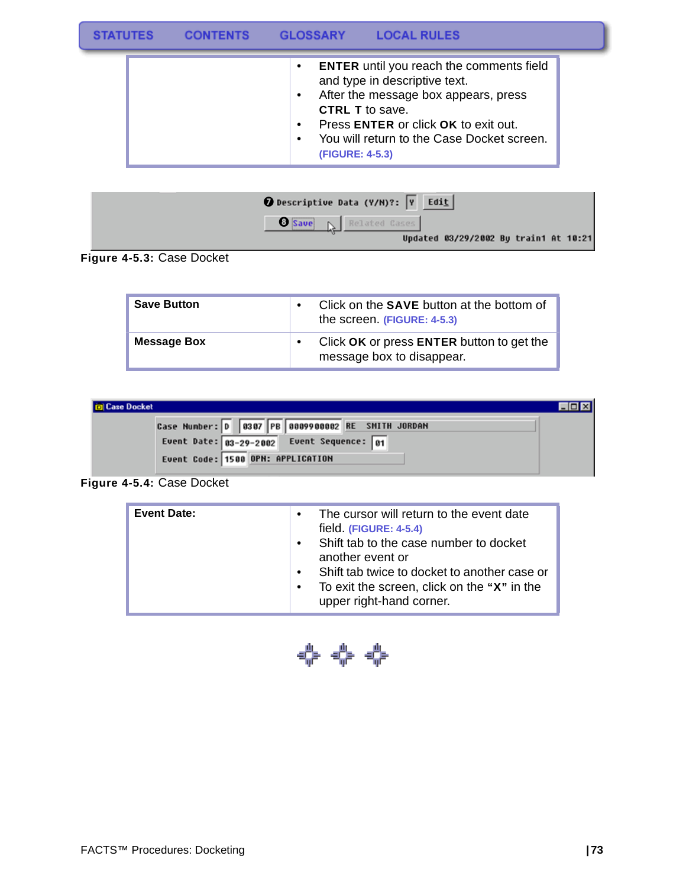STATUTES CONTENTS GLOSSARY LOCAL RULES

| | |
|---|---|
| | • **ENTER** until you reach the comments field and type in descriptive text.<br>• After the message box appears, press **CTRL T** to save.<br>• Press **ENTER** or click **OK** to exit out.<br>• You will return to the Case Docket screen. (FIGURE: 4-5.3) |

**Figure 4-5.3:** Case Docket

| **Save Button** | • Click on the **SAVE** button at the bottom of the screen. (FIGURE: 4-5.3) |
|---|---|
| **Message Box** | • Click **OK** or press **ENTER** button to get the message box to disappear. |

**Figure 4-5.4:** Case Docket

| **Event Date:** | • The cursor will return to the event date field. (FIGURE: 4-5.4)<br>• Shift tab to the case number to docket another event or<br>• Shift tab twice to docket to another case or<br>• To exit the screen, click on the **"X"** in the upper right-hand corner. |
|---|---|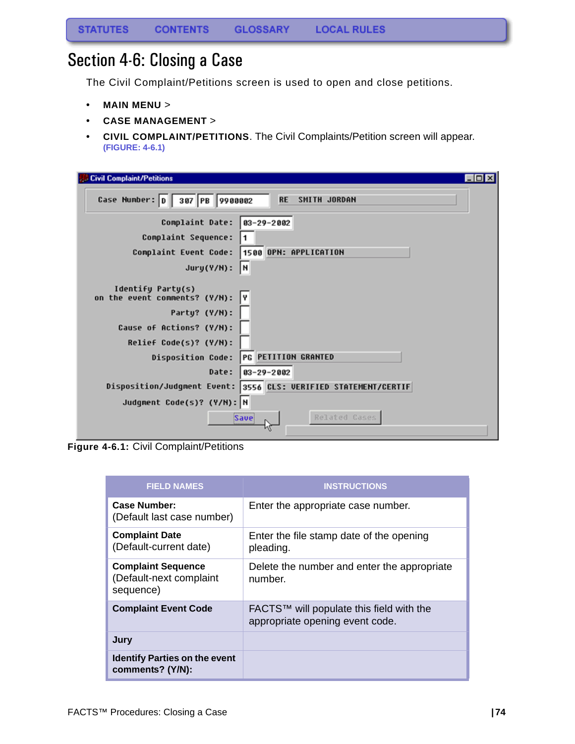STATUTES CONTENTS GLOSSARY LOCAL RULES

# Section 4-6: Closing a Case

The Civil Complaint/Petitions screen is used to open and close petitions.

- **MAIN MENU** >
- **CASE MANAGEMENT** >
- **CIVIL COMPLAINT/PETITIONS**. The Civil Complaints/Petition screen will appear. (FIGURE: 4-6.1)

**Figure 4-6.1:** Civil Complaint/Petitions

| FIELD NAMES | INSTRUCTIONS |
|---|---|
| **Case Number:** (Default last case number) | Enter the appropriate case number. |
| **Complaint Date** (Default-current date) | Enter the file stamp date of the opening pleading. |
| **Complaint Sequence** (Default-next complaint sequence) | Delete the number and enter the appropriate number. |
| **Complaint Event Code** | FACTS™ will populate this field with the appropriate opening event code. |
| **Jury** | |
| **Identify Parties on the event comments? (Y/N):** | |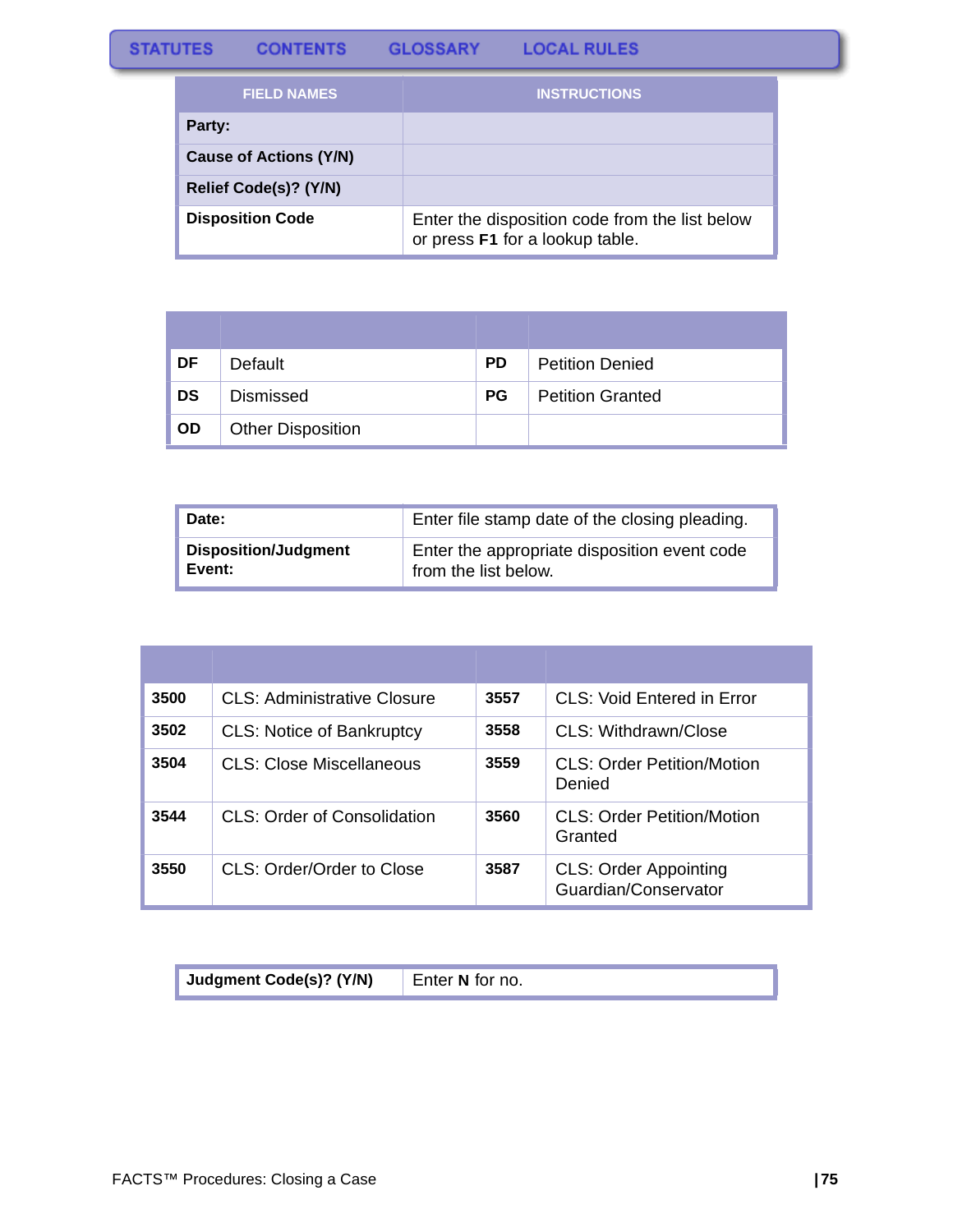| FIELD NAMES | INSTRUCTIONS |
| --- | --- |
| **Party:** | |
| **Cause of Actions (Y/N)** | |
| **Relief Code(s)? (Y/N)** | |
| **Disposition Code** | Enter the disposition code from the list below or press **F1** for a lookup table. |

| | | | |
| --- | --- | --- | --- |
| **DF** | Default | **PD** | Petition Denied |
| **DS** | Dismissed | **PG** | Petition Granted |
| **OD** | Other Disposition | | |

| | |
| --- | --- |
| **Date:** | Enter file stamp date of the closing pleading. |
| **Disposition/Judgment Event:** | Enter the appropriate disposition event code from the list below. |

| | | | |
| --- | --- | --- | --- |
| **3500** | CLS: Administrative Closure | **3557** | CLS: Void Entered in Error |
| **3502** | CLS: Notice of Bankruptcy | **3558** | CLS: Withdrawn/Close |
| **3504** | CLS: Close Miscellaneous | **3559** | CLS: Order Petition/Motion Denied |
| **3544** | CLS: Order of Consolidation | **3560** | CLS: Order Petition/Motion Granted |
| **3550** | CLS: Order/Order to Close | **3587** | CLS: Order Appointing Guardian/Conservator |

| | |
| --- | --- |
| **Judgment Code(s)? (Y/N)** | Enter **N** for no. |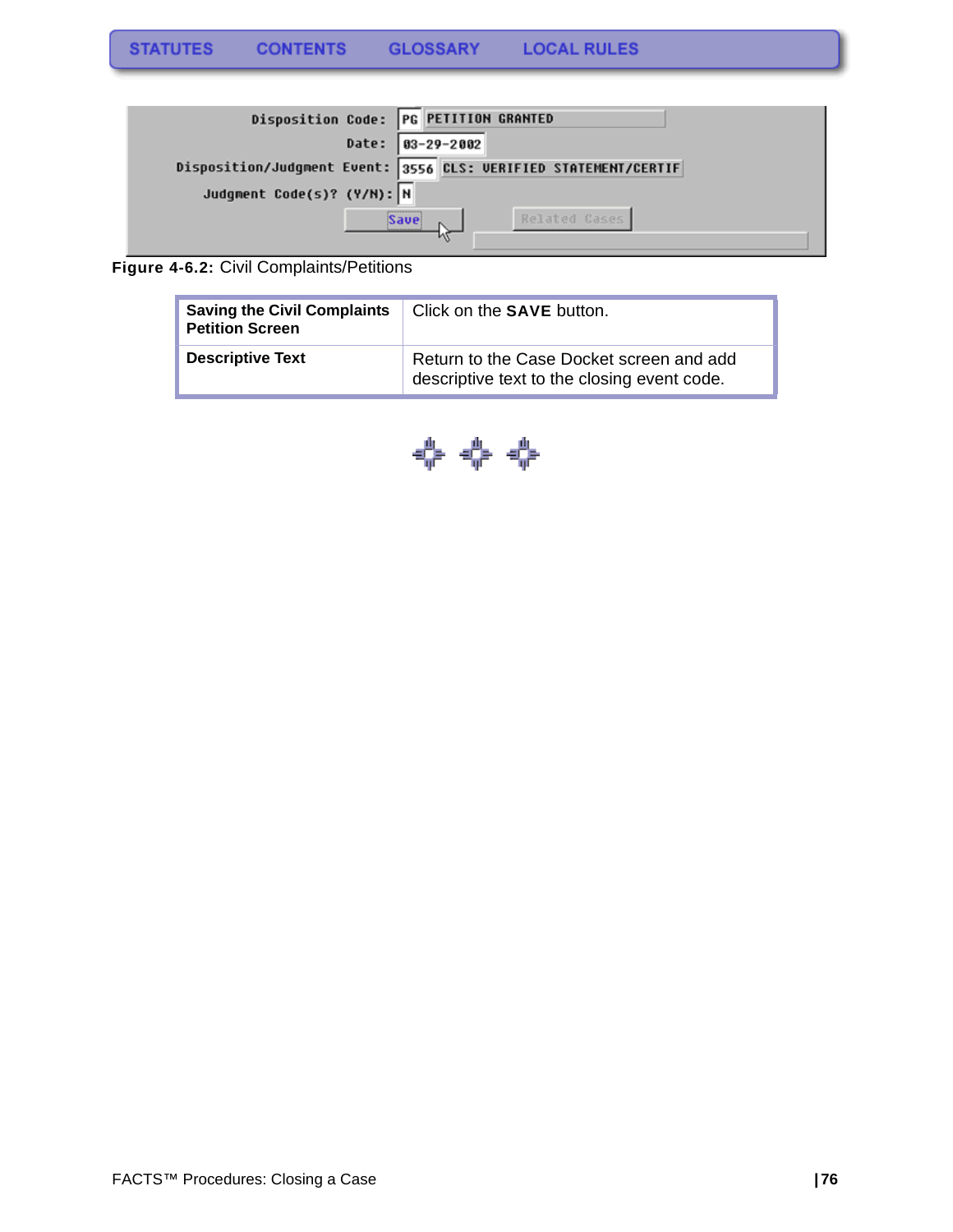STATUTES CONTENTS GLOSSARY LOCAL RULES

Disposition Code: PG PETITION GRANTED

Date: 03-29-2002

Disposition/Judgment Event: 3556 CLS: VERIFIED STATEMENT/CERTIF

Judgment Code(s)? (Y/N): N

Save

Related Cases

**Figure 4-6.2:** Civil Complaints/Petitions

| | |
|---|---|
| **Saving the Civil Complaints Petition Screen** | Click on the **SAVE** button. |
| **Descriptive Text** | Return to the Case Docket screen and add descriptive text to the closing event code. |